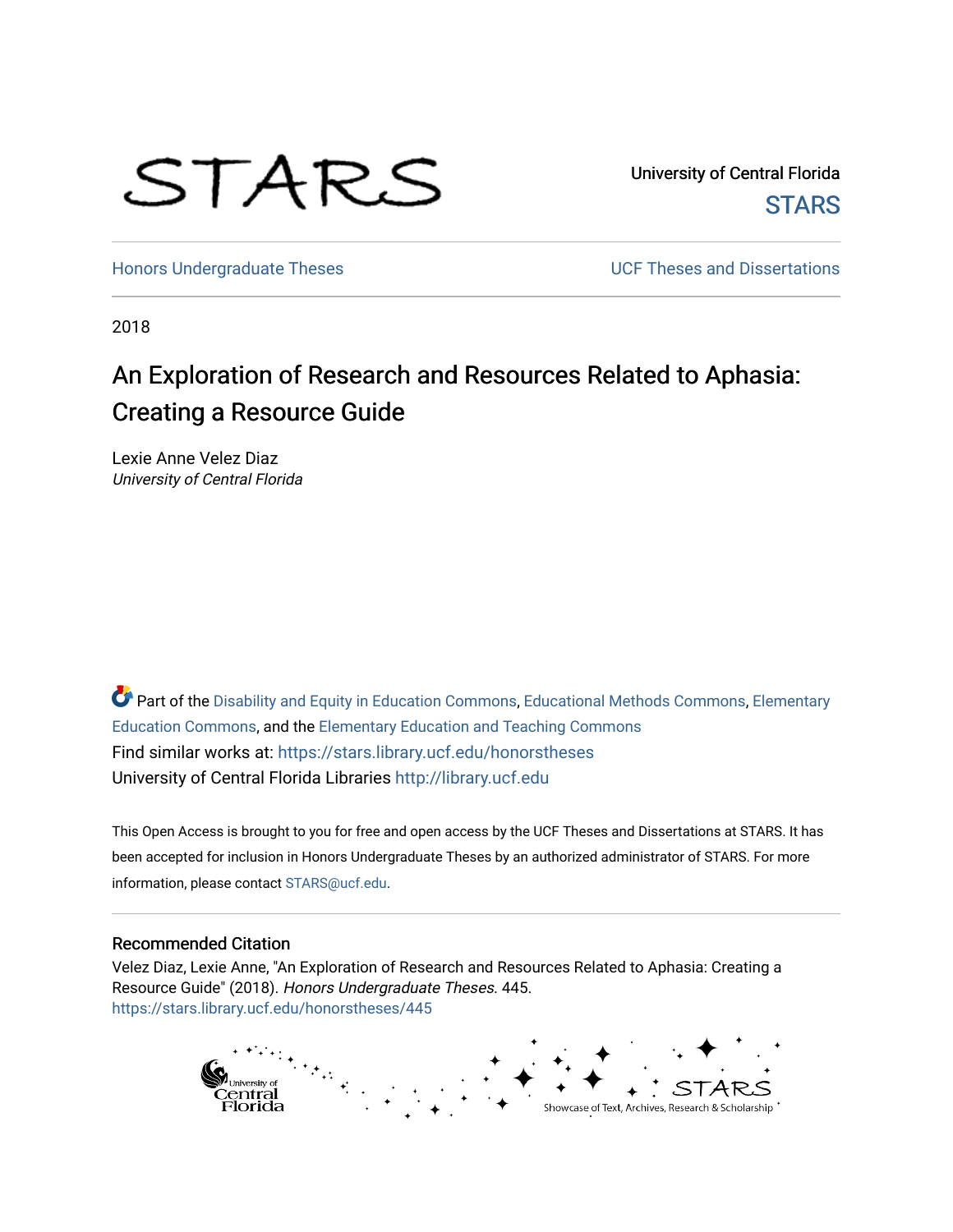STARS

University of Central Florida
STARS

Honors Undergraduate Theses | UCF Theses and Dissertations

2018

# An Exploration of Research and Resources Related to Aphasia: Creating a Resource Guide

Lexie Anne Velez Diaz
*University of Central Florida*

Part of the Disability and Equity in Education Commons, Educational Methods Commons, Elementary Education Commons, and the Elementary Education and Teaching Commons
Find similar works at: https://stars.library.ucf.edu/honorstheses
University of Central Florida Libraries http://library.ucf.edu

This Open Access is brought to you for free and open access by the UCF Theses and Dissertations at STARS. It has been accepted for inclusion in Honors Undergraduate Theses by an authorized administrator of STARS. For more information, please contact STARS@ucf.edu.

## Recommended Citation

Velez Diaz, Lexie Anne, "An Exploration of Research and Resources Related to Aphasia: Creating a Resource Guide" (2018). *Honors Undergraduate Theses*. 445.
https://stars.library.ucf.edu/honorstheses/445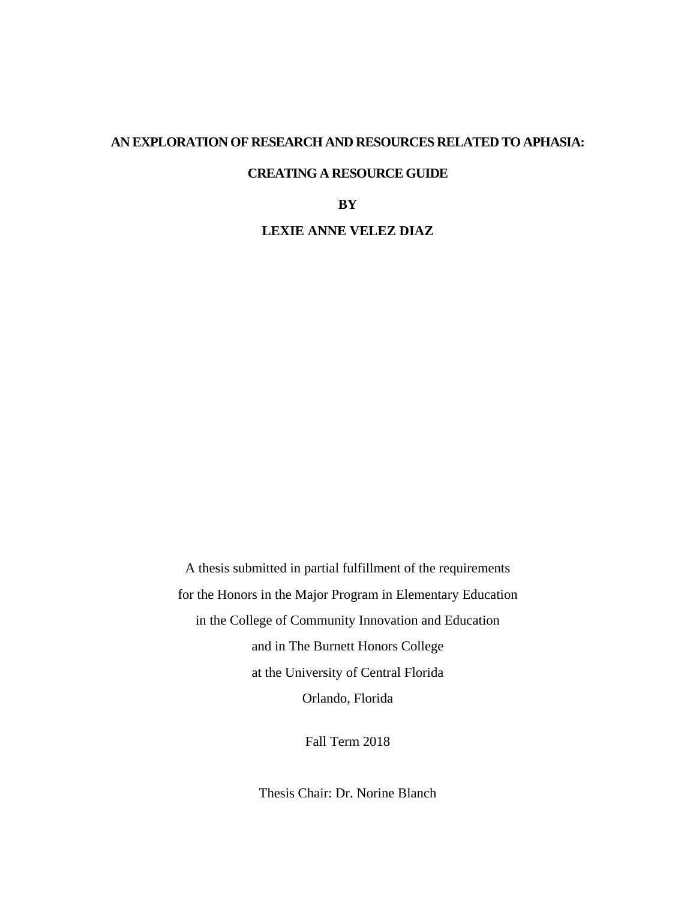# AN EXPLORATION OF RESEARCH AND RESOURCES RELATED TO APHASIA: CREATING A RESOURCE GUIDE

**BY**

**LEXIE ANNE VELEZ DIAZ**

A thesis submitted in partial fulfillment of the requirements
for the Honors in the Major Program in Elementary Education
in the College of Community Innovation and Education
and in The Burnett Honors College
at the University of Central Florida
Orlando, Florida

Fall Term 2018

Thesis Chair: Dr. Norine Blanch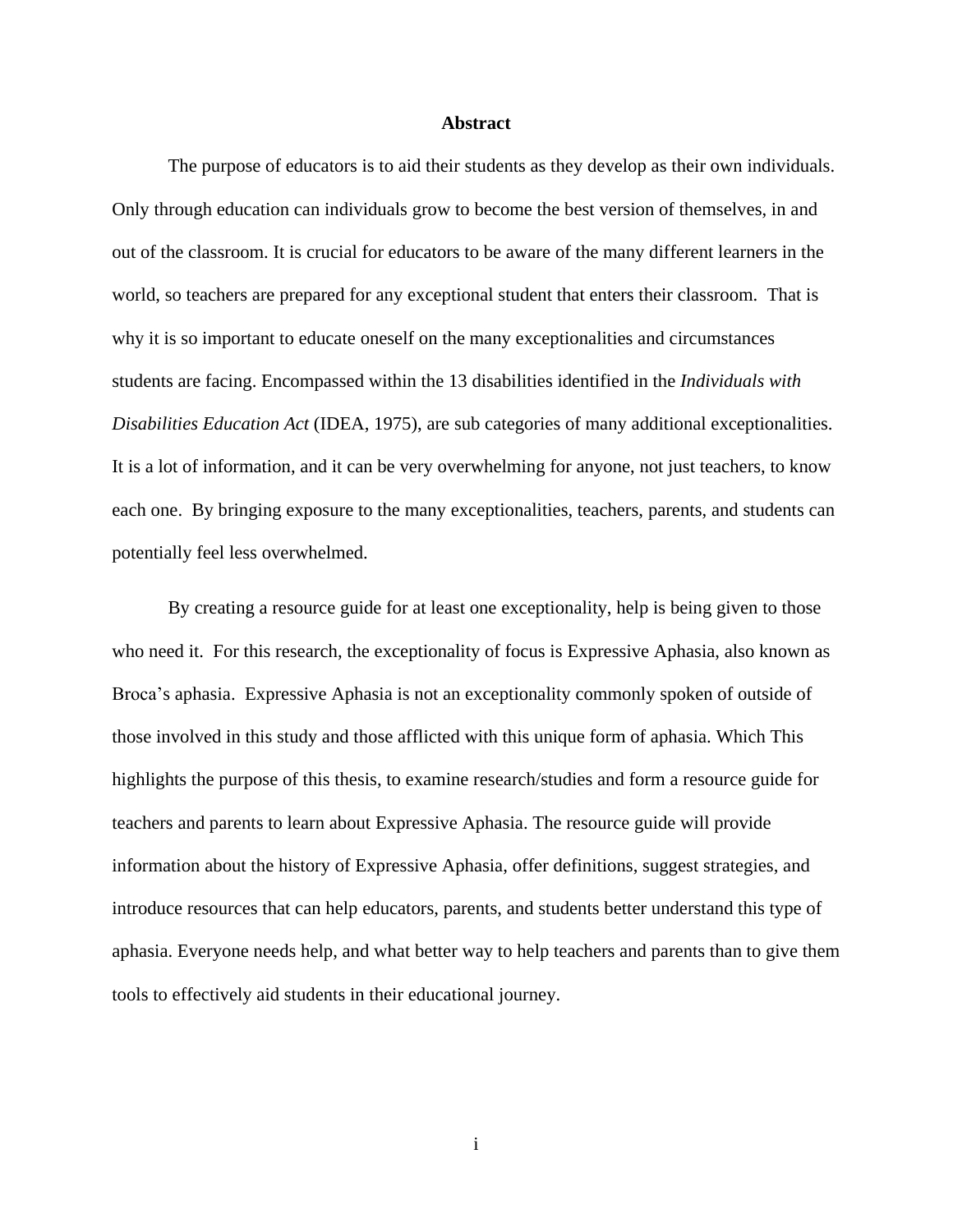# Abstract

The purpose of educators is to aid their students as they develop as their own individuals. Only through education can individuals grow to become the best version of themselves, in and out of the classroom. It is crucial for educators to be aware of the many different learners in the world, so teachers are prepared for any exceptional student that enters their classroom. That is why it is so important to educate oneself on the many exceptionalities and circumstances students are facing. Encompassed within the 13 disabilities identified in the *Individuals with Disabilities Education Act* (IDEA, 1975), are sub categories of many additional exceptionalities. It is a lot of information, and it can be very overwhelming for anyone, not just teachers, to know each one. By bringing exposure to the many exceptionalities, teachers, parents, and students can potentially feel less overwhelmed.

By creating a resource guide for at least one exceptionality, help is being given to those who need it. For this research, the exceptionality of focus is Expressive Aphasia, also known as Broca's aphasia. Expressive Aphasia is not an exceptionality commonly spoken of outside of those involved in this study and those afflicted with this unique form of aphasia. Which This highlights the purpose of this thesis, to examine research/studies and form a resource guide for teachers and parents to learn about Expressive Aphasia. The resource guide will provide information about the history of Expressive Aphasia, offer definitions, suggest strategies, and introduce resources that can help educators, parents, and students better understand this type of aphasia. Everyone needs help, and what better way to help teachers and parents than to give them tools to effectively aid students in their educational journey.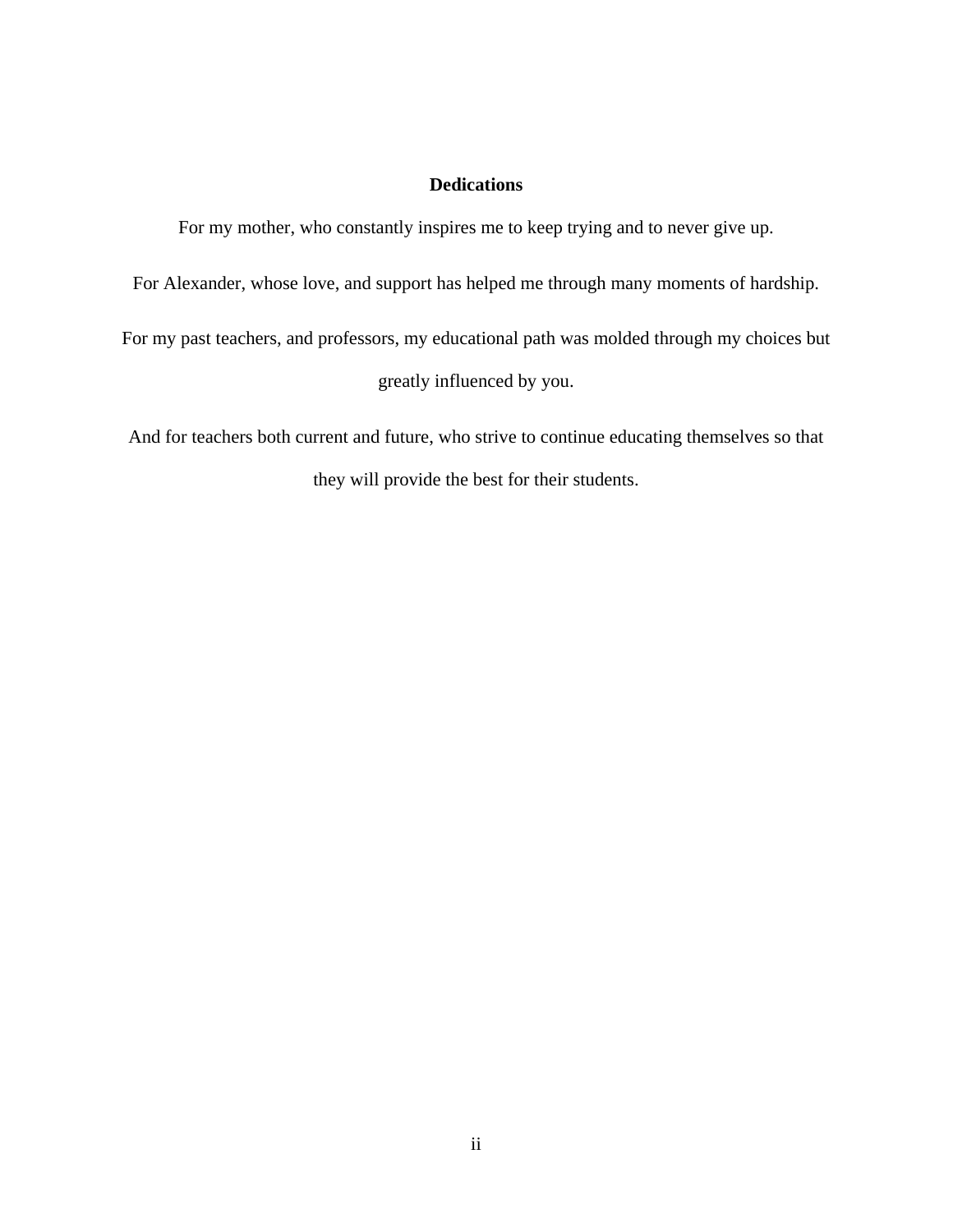# Dedications

For my mother, who constantly inspires me to keep trying and to never give up.

For Alexander, whose love, and support has helped me through many moments of hardship.

For my past teachers, and professors, my educational path was molded through my choices but greatly influenced by you.

And for teachers both current and future, who strive to continue educating themselves so that they will provide the best for their students.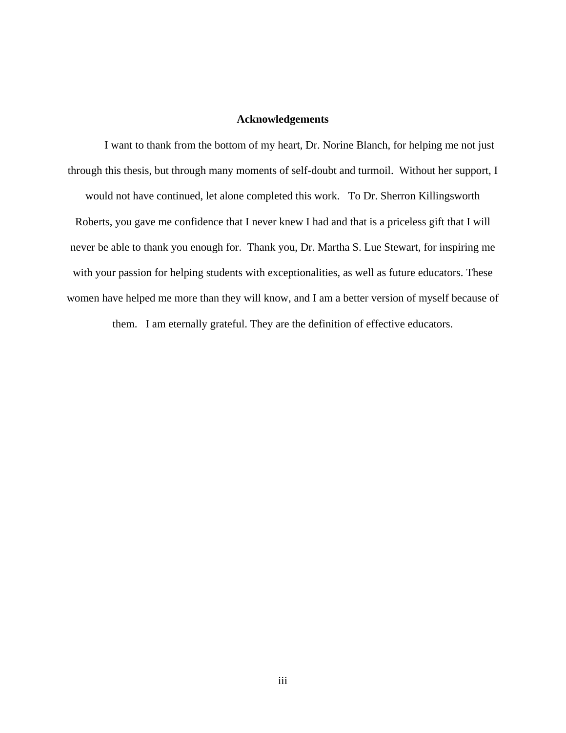## Acknowledgements

I want to thank from the bottom of my heart, Dr. Norine Blanch, for helping me not just through this thesis, but through many moments of self-doubt and turmoil. Without her support, I would not have continued, let alone completed this work. To Dr. Sherron Killingsworth Roberts, you gave me confidence that I never knew I had and that is a priceless gift that I will never be able to thank you enough for. Thank you, Dr. Martha S. Lue Stewart, for inspiring me with your passion for helping students with exceptionalities, as well as future educators. These women have helped me more than they will know, and I am a better version of myself because of them. I am eternally grateful. They are the definition of effective educators.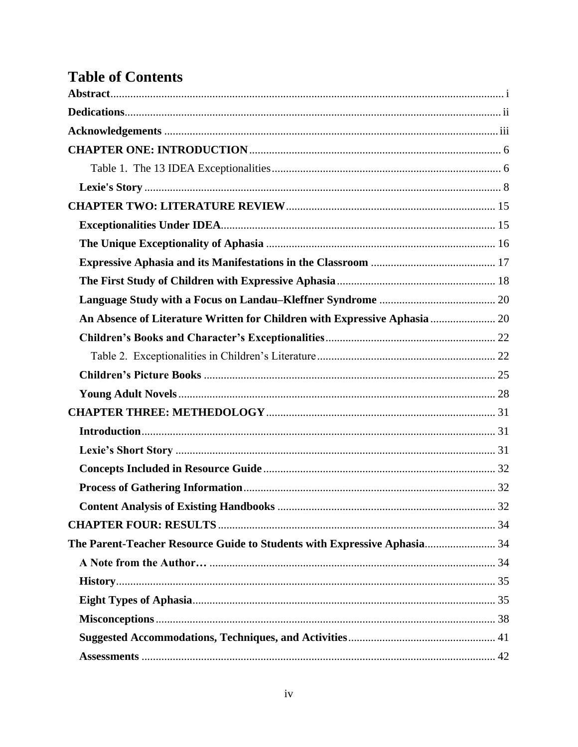# Table of Contents

**Abstract** .......... i

**Dedications** .......... ii

**Acknowledgements** .......... iii

**CHAPTER ONE: INTRODUCTION** .......... 6

- Table 1. The 13 IDEA Exceptionalities .......... 6

**Lexie's Story** .......... 8

**CHAPTER TWO: LITERATURE REVIEW** .......... 15

**Exceptionalities Under IDEA** .......... 15

**The Unique Exceptionality of Aphasia** .......... 16

**Expressive Aphasia and its Manifestations in the Classroom** .......... 17

**The First Study of Children with Expressive Aphasia** .......... 18

**Language Study with a Focus on Landau–Kleffner Syndrome** .......... 20

**An Absence of Literature Written for Children with Expressive Aphasia** .......... 20

**Children's Books and Character's Exceptionalities** .......... 22

- Table 2. Exceptionalities in Children's Literature .......... 22

**Children's Picture Books** .......... 25

**Young Adult Novels** .......... 28

**CHAPTER THREE: METHEDOLOGY** .......... 31

**Introduction** .......... 31

**Lexie's Short Story** .......... 31

**Concepts Included in Resource Guide** .......... 32

**Process of Gathering Information** .......... 32

**Content Analysis of Existing Handbooks** .......... 32

**CHAPTER FOUR: RESULTS** .......... 34

**The Parent-Teacher Resource Guide to Students with Expressive Aphasia** .......... 34

**A Note from the Author…** .......... 34

**History** .......... 35

**Eight Types of Aphasia** .......... 35

**Misconceptions** .......... 38

**Suggested Accommodations, Techniques, and Activities** .......... 41

**Assessments** .......... 42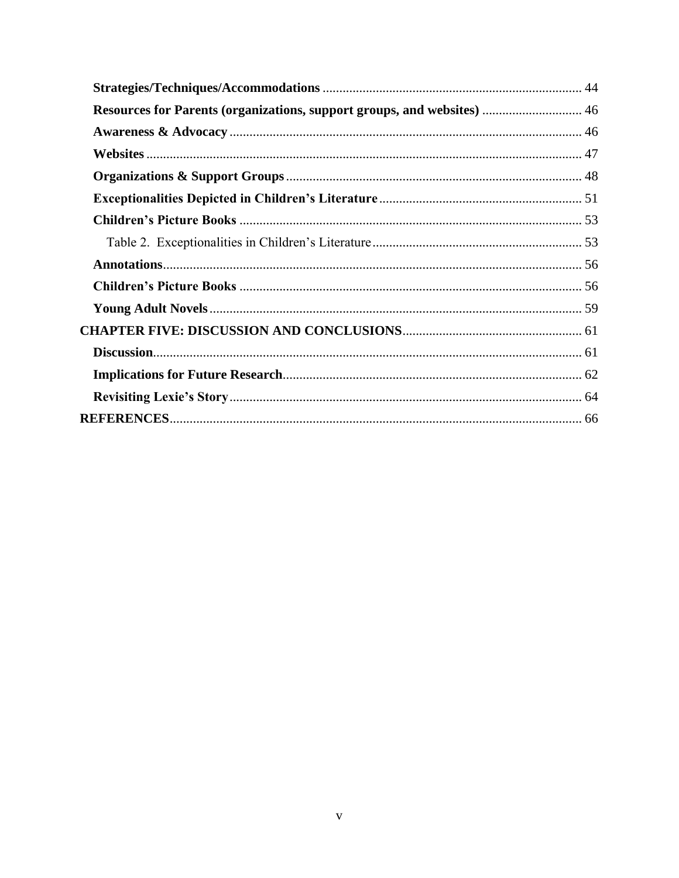**Strategies/Techniques/Accommodations** ............................................................................ 44

**Resources for Parents (organizations, support groups, and websites)** .............................. 46

**Awareness & Advocacy** ......................................................................................................... 46

**Websites** .................................................................................................................................. 47

**Organizations & Support Groups** ........................................................................................ 48

**Exceptionalities Depicted in Children's Literature** ............................................................ 51

**Children's Picture Books** ...................................................................................................... 53

Table 2. Exceptionalities in Children's Literature ............................................................... 53

**Annotations** ............................................................................................................................ 56

**Children's Picture Books** ...................................................................................................... 56

**Young Adult Novels** ............................................................................................................... 59

**CHAPTER FIVE: DISCUSSION AND CONCLUSIONS** ..................................................... 61

**Discussion** ............................................................................................................................... 61

**Implications for Future Research** ......................................................................................... 62

**Revisiting Lexie's Story** ......................................................................................................... 64

**REFERENCES** .......................................................................................................................... 66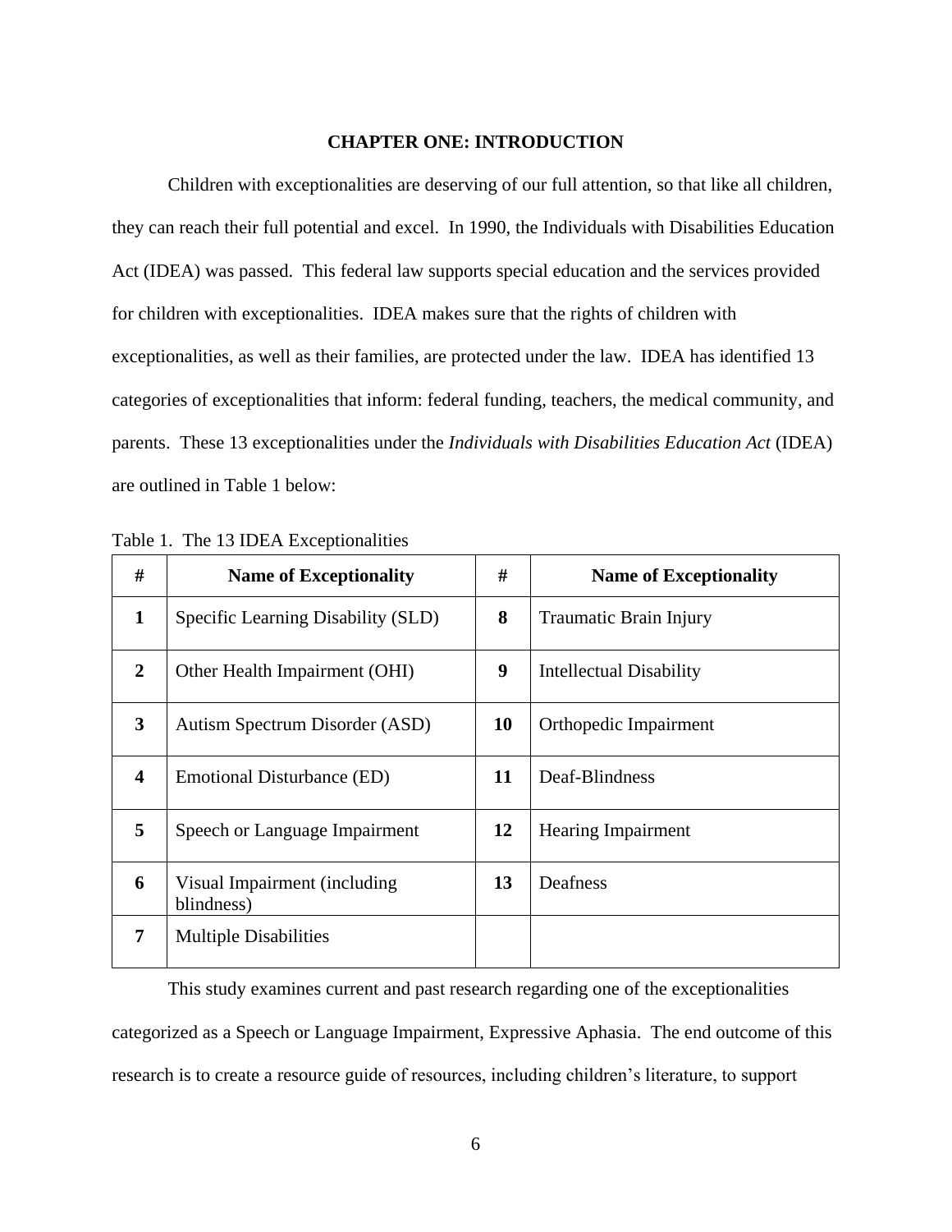# CHAPTER ONE: INTRODUCTION

Children with exceptionalities are deserving of our full attention, so that like all children, they can reach their full potential and excel. In 1990, the Individuals with Disabilities Education Act (IDEA) was passed. This federal law supports special education and the services provided for children with exceptionalities. IDEA makes sure that the rights of children with exceptionalities, as well as their families, are protected under the law. IDEA has identified 13 categories of exceptionalities that inform: federal funding, teachers, the medical community, and parents. These 13 exceptionalities under the *Individuals with Disabilities Education Act* (IDEA) are outlined in Table 1 below:

Table 1. The 13 IDEA Exceptionalities

| # | Name of Exceptionality | # | Name of Exceptionality |
|---|---|---|---|
| **1** | Specific Learning Disability (SLD) | **8** | Traumatic Brain Injury |
| **2** | Other Health Impairment (OHI) | **9** | Intellectual Disability |
| **3** | Autism Spectrum Disorder (ASD) | **10** | Orthopedic Impairment |
| **4** | Emotional Disturbance (ED) | **11** | Deaf-Blindness |
| **5** | Speech or Language Impairment | **12** | Hearing Impairment |
| **6** | Visual Impairment (including blindness) | **13** | Deafness |
| **7** | Multiple Disabilities | | |

This study examines current and past research regarding one of the exceptionalities categorized as a Speech or Language Impairment, Expressive Aphasia. The end outcome of this research is to create a resource guide of resources, including children's literature, to support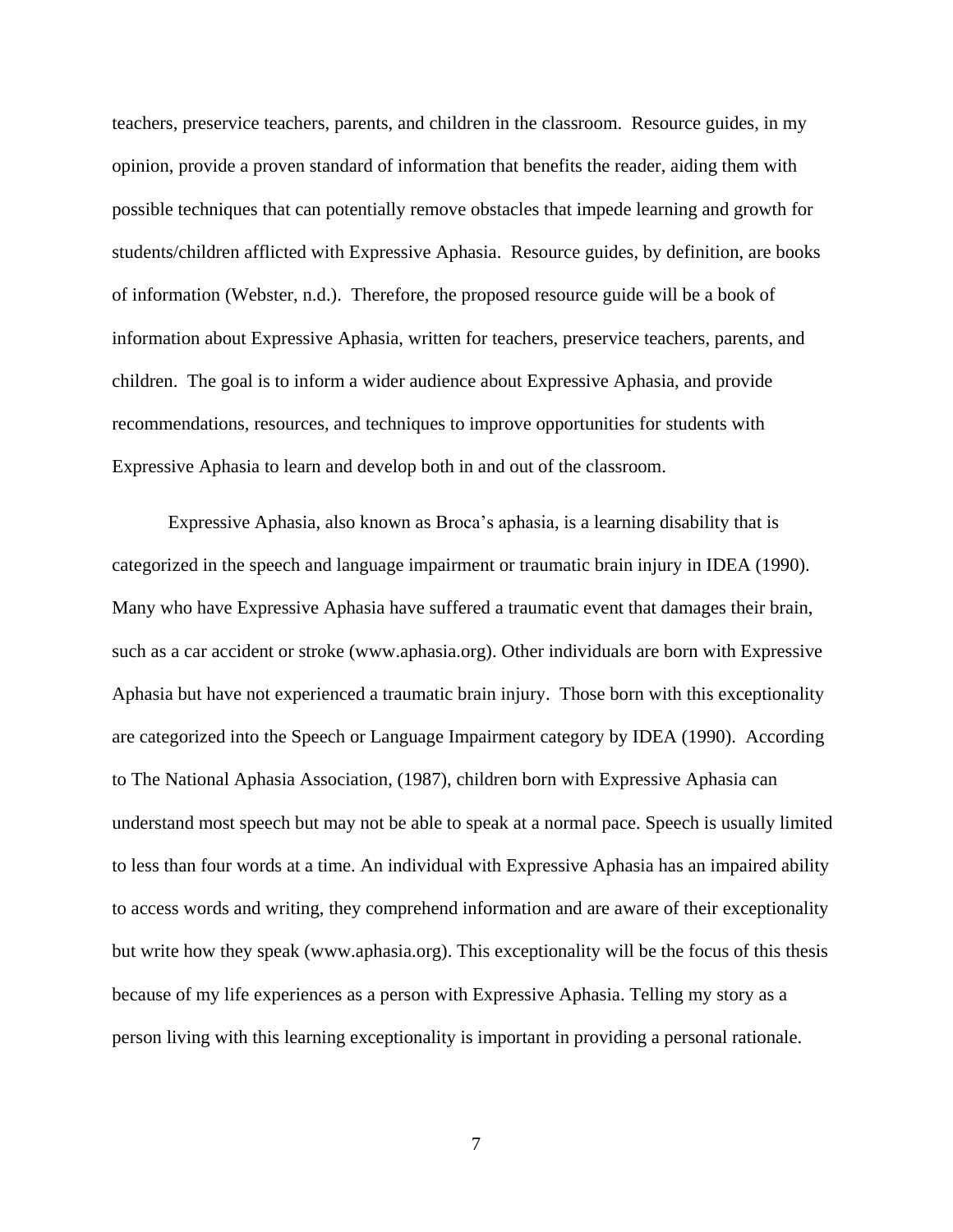teachers, preservice teachers, parents, and children in the classroom. Resource guides, in my opinion, provide a proven standard of information that benefits the reader, aiding them with possible techniques that can potentially remove obstacles that impede learning and growth for students/children afflicted with Expressive Aphasia. Resource guides, by definition, are books of information (Webster, n.d.). Therefore, the proposed resource guide will be a book of information about Expressive Aphasia, written for teachers, preservice teachers, parents, and children. The goal is to inform a wider audience about Expressive Aphasia, and provide recommendations, resources, and techniques to improve opportunities for students with Expressive Aphasia to learn and develop both in and out of the classroom.

Expressive Aphasia, also known as Broca's aphasia, is a learning disability that is categorized in the speech and language impairment or traumatic brain injury in IDEA (1990). Many who have Expressive Aphasia have suffered a traumatic event that damages their brain, such as a car accident or stroke (www.aphasia.org). Other individuals are born with Expressive Aphasia but have not experienced a traumatic brain injury. Those born with this exceptionality are categorized into the Speech or Language Impairment category by IDEA (1990). According to The National Aphasia Association, (1987), children born with Expressive Aphasia can understand most speech but may not be able to speak at a normal pace. Speech is usually limited to less than four words at a time. An individual with Expressive Aphasia has an impaired ability to access words and writing, they comprehend information and are aware of their exceptionality but write how they speak (www.aphasia.org). This exceptionality will be the focus of this thesis because of my life experiences as a person with Expressive Aphasia. Telling my story as a person living with this learning exceptionality is important in providing a personal rationale.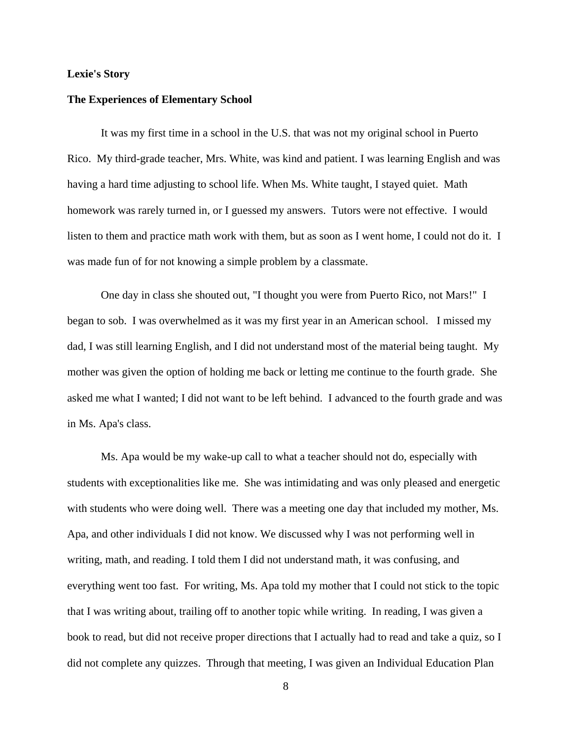**Lexie's Story**

**The Experiences of Elementary School**

It was my first time in a school in the U.S. that was not my original school in Puerto Rico. My third-grade teacher, Mrs. White, was kind and patient. I was learning English and was having a hard time adjusting to school life. When Ms. White taught, I stayed quiet. Math homework was rarely turned in, or I guessed my answers. Tutors were not effective. I would listen to them and practice math work with them, but as soon as I went home, I could not do it. I was made fun of for not knowing a simple problem by a classmate.

One day in class she shouted out, "I thought you were from Puerto Rico, not Mars!" I began to sob. I was overwhelmed as it was my first year in an American school. I missed my dad, I was still learning English, and I did not understand most of the material being taught. My mother was given the option of holding me back or letting me continue to the fourth grade. She asked me what I wanted; I did not want to be left behind. I advanced to the fourth grade and was in Ms. Apa's class.

Ms. Apa would be my wake-up call to what a teacher should not do, especially with students with exceptionalities like me. She was intimidating and was only pleased and energetic with students who were doing well. There was a meeting one day that included my mother, Ms. Apa, and other individuals I did not know. We discussed why I was not performing well in writing, math, and reading. I told them I did not understand math, it was confusing, and everything went too fast. For writing, Ms. Apa told my mother that I could not stick to the topic that I was writing about, trailing off to another topic while writing. In reading, I was given a book to read, but did not receive proper directions that I actually had to read and take a quiz, so I did not complete any quizzes. Through that meeting, I was given an Individual Education Plan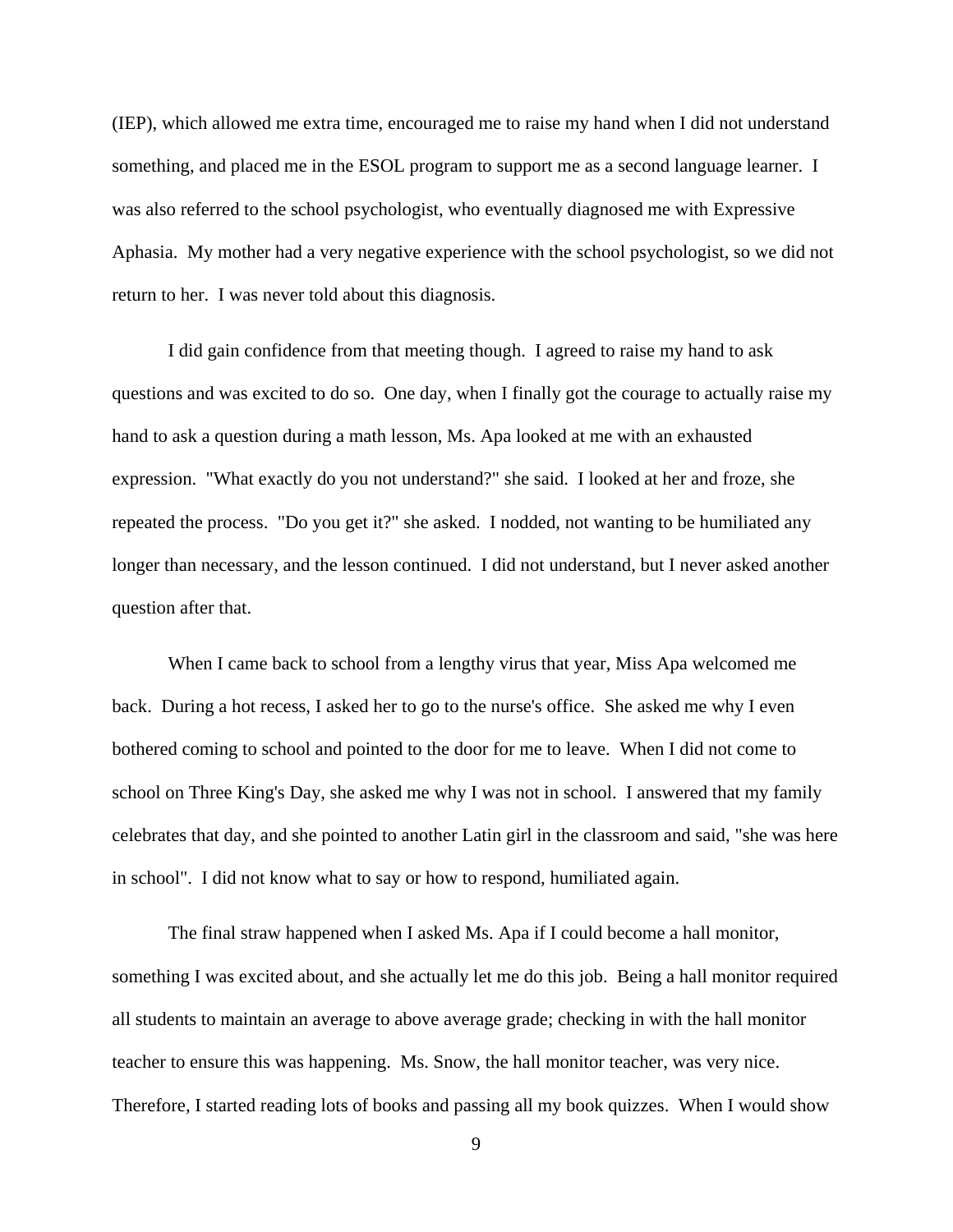(IEP), which allowed me extra time, encouraged me to raise my hand when I did not understand something, and placed me in the ESOL program to support me as a second language learner. I was also referred to the school psychologist, who eventually diagnosed me with Expressive Aphasia. My mother had a very negative experience with the school psychologist, so we did not return to her. I was never told about this diagnosis.

I did gain confidence from that meeting though. I agreed to raise my hand to ask questions and was excited to do so. One day, when I finally got the courage to actually raise my hand to ask a question during a math lesson, Ms. Apa looked at me with an exhausted expression. "What exactly do you not understand?" she said. I looked at her and froze, she repeated the process. "Do you get it?" she asked. I nodded, not wanting to be humiliated any longer than necessary, and the lesson continued. I did not understand, but I never asked another question after that.

When I came back to school from a lengthy virus that year, Miss Apa welcomed me back. During a hot recess, I asked her to go to the nurse's office. She asked me why I even bothered coming to school and pointed to the door for me to leave. When I did not come to school on Three King's Day, she asked me why I was not in school. I answered that my family celebrates that day, and she pointed to another Latin girl in the classroom and said, "she was here in school". I did not know what to say or how to respond, humiliated again.

The final straw happened when I asked Ms. Apa if I could become a hall monitor, something I was excited about, and she actually let me do this job. Being a hall monitor required all students to maintain an average to above average grade; checking in with the hall monitor teacher to ensure this was happening. Ms. Snow, the hall monitor teacher, was very nice. Therefore, I started reading lots of books and passing all my book quizzes. When I would show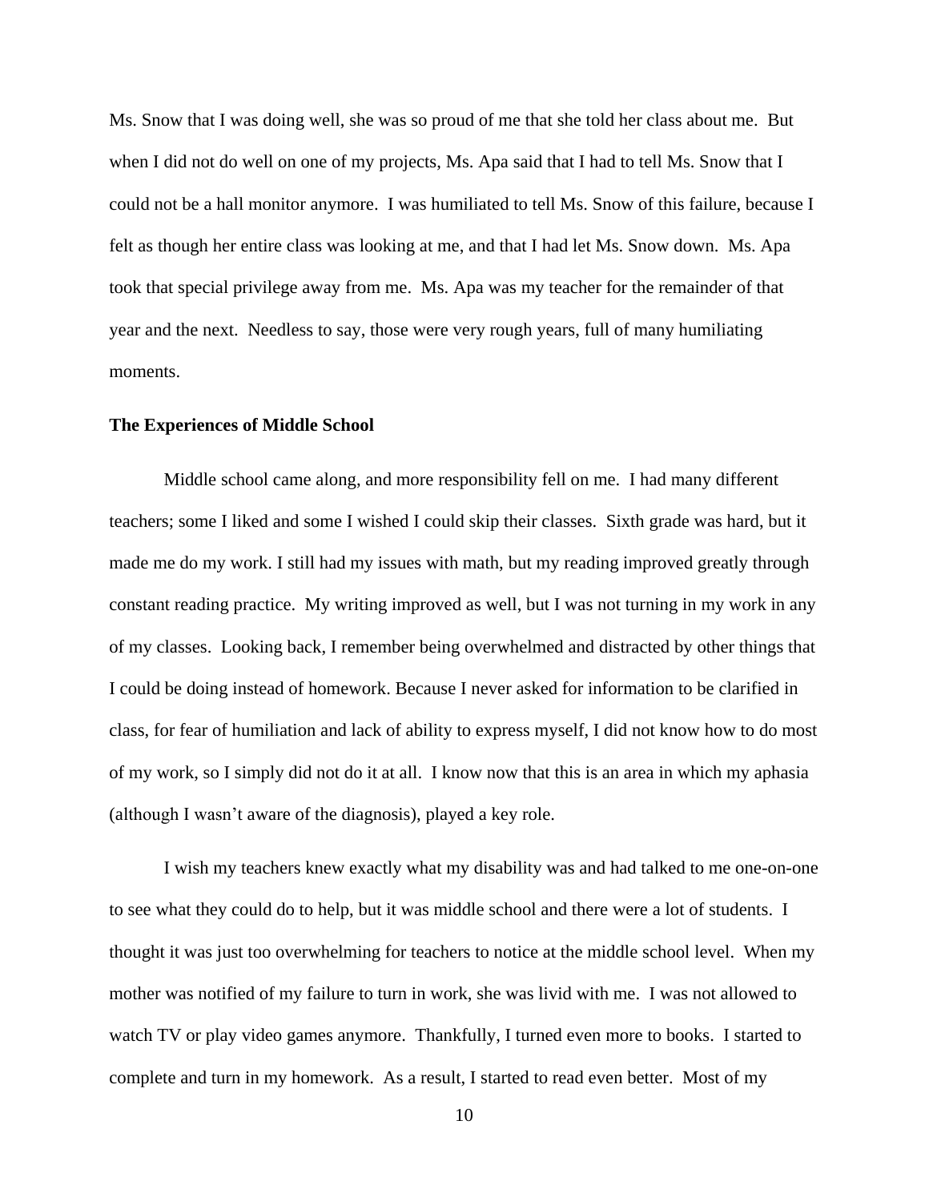Ms. Snow that I was doing well, she was so proud of me that she told her class about me. But when I did not do well on one of my projects, Ms. Apa said that I had to tell Ms. Snow that I could not be a hall monitor anymore. I was humiliated to tell Ms. Snow of this failure, because I felt as though her entire class was looking at me, and that I had let Ms. Snow down. Ms. Apa took that special privilege away from me. Ms. Apa was my teacher for the remainder of that year and the next. Needless to say, those were very rough years, full of many humiliating moments.

**The Experiences of Middle School**

Middle school came along, and more responsibility fell on me. I had many different teachers; some I liked and some I wished I could skip their classes. Sixth grade was hard, but it made me do my work. I still had my issues with math, but my reading improved greatly through constant reading practice. My writing improved as well, but I was not turning in my work in any of my classes. Looking back, I remember being overwhelmed and distracted by other things that I could be doing instead of homework. Because I never asked for information to be clarified in class, for fear of humiliation and lack of ability to express myself, I did not know how to do most of my work, so I simply did not do it at all. I know now that this is an area in which my aphasia (although I wasn't aware of the diagnosis), played a key role.

I wish my teachers knew exactly what my disability was and had talked to me one-on-one to see what they could do to help, but it was middle school and there were a lot of students. I thought it was just too overwhelming for teachers to notice at the middle school level. When my mother was notified of my failure to turn in work, she was livid with me. I was not allowed to watch TV or play video games anymore. Thankfully, I turned even more to books. I started to complete and turn in my homework. As a result, I started to read even better. Most of my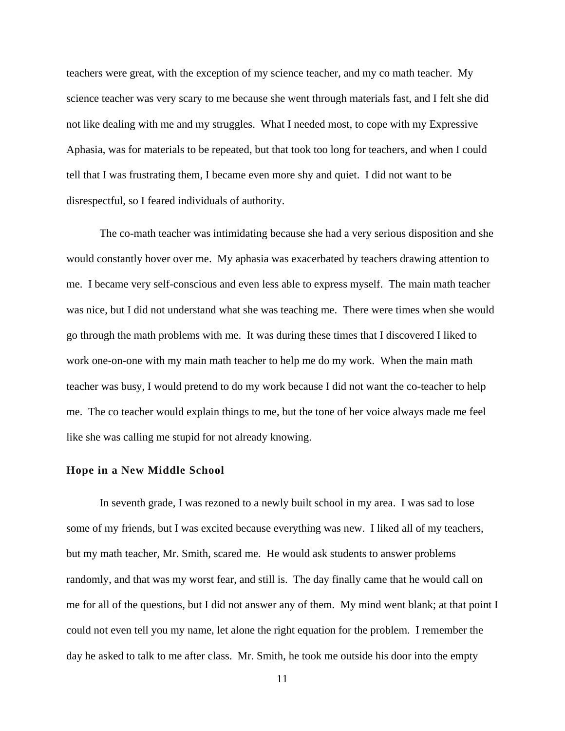teachers were great, with the exception of my science teacher, and my co math teacher. My science teacher was very scary to me because she went through materials fast, and I felt she did not like dealing with me and my struggles. What I needed most, to cope with my Expressive Aphasia, was for materials to be repeated, but that took too long for teachers, and when I could tell that I was frustrating them, I became even more shy and quiet. I did not want to be disrespectful, so I feared individuals of authority.

The co-math teacher was intimidating because she had a very serious disposition and she would constantly hover over me. My aphasia was exacerbated by teachers drawing attention to me. I became very self-conscious and even less able to express myself. The main math teacher was nice, but I did not understand what she was teaching me. There were times when she would go through the math problems with me. It was during these times that I discovered I liked to work one-on-one with my main math teacher to help me do my work. When the main math teacher was busy, I would pretend to do my work because I did not want the co-teacher to help me. The co teacher would explain things to me, but the tone of her voice always made me feel like she was calling me stupid for not already knowing.

### Hope in a New Middle School

In seventh grade, I was rezoned to a newly built school in my area. I was sad to lose some of my friends, but I was excited because everything was new. I liked all of my teachers, but my math teacher, Mr. Smith, scared me. He would ask students to answer problems randomly, and that was my worst fear, and still is. The day finally came that he would call on me for all of the questions, but I did not answer any of them. My mind went blank; at that point I could not even tell you my name, let alone the right equation for the problem. I remember the day he asked to talk to me after class. Mr. Smith, he took me outside his door into the empty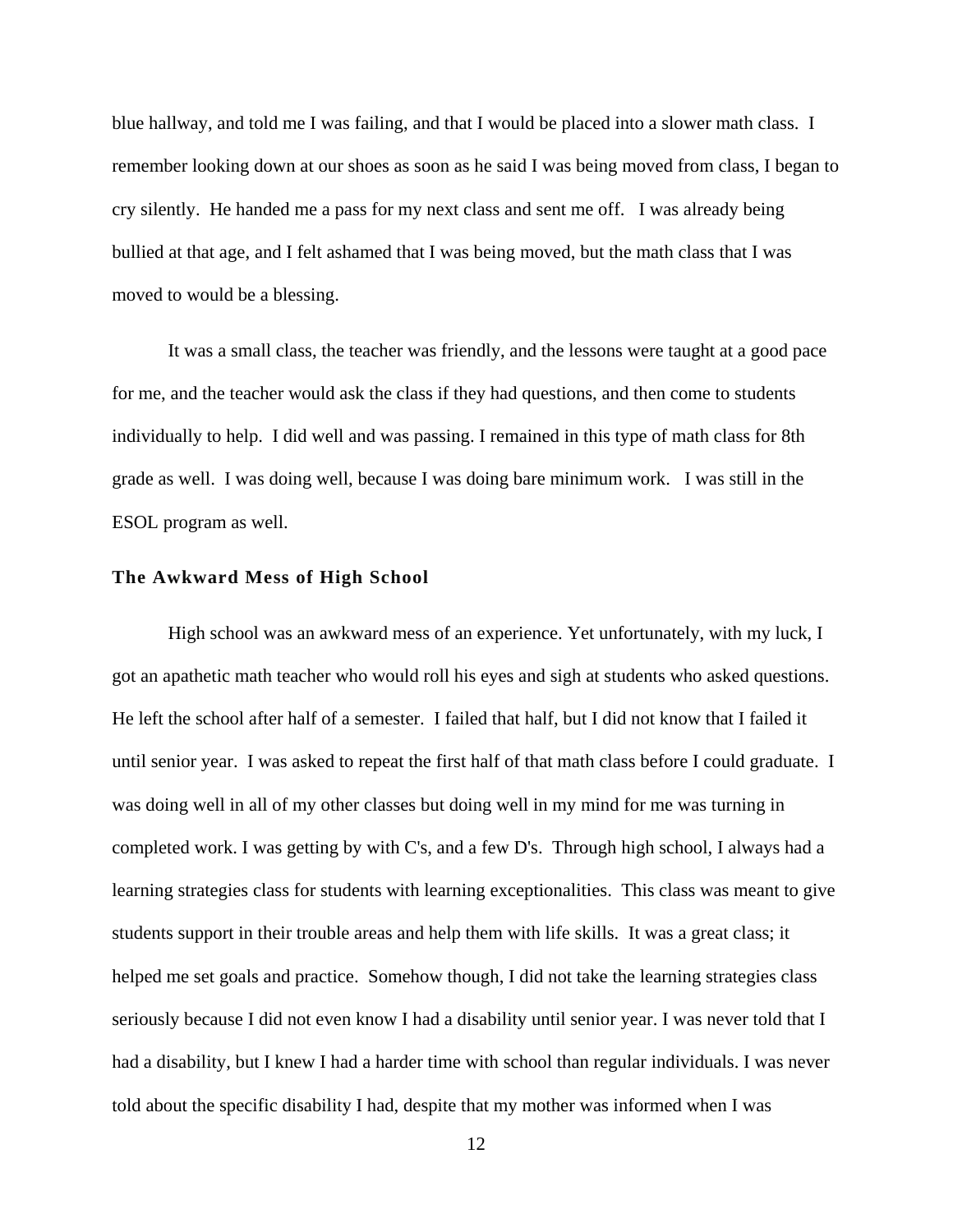blue hallway, and told me I was failing, and that I would be placed into a slower math class. I remember looking down at our shoes as soon as he said I was being moved from class, I began to cry silently. He handed me a pass for my next class and sent me off. I was already being bullied at that age, and I felt ashamed that I was being moved, but the math class that I was moved to would be a blessing.

It was a small class, the teacher was friendly, and the lessons were taught at a good pace for me, and the teacher would ask the class if they had questions, and then come to students individually to help. I did well and was passing. I remained in this type of math class for 8th grade as well. I was doing well, because I was doing bare minimum work. I was still in the ESOL program as well.

### The Awkward Mess of High School

High school was an awkward mess of an experience. Yet unfortunately, with my luck, I got an apathetic math teacher who would roll his eyes and sigh at students who asked questions. He left the school after half of a semester. I failed that half, but I did not know that I failed it until senior year. I was asked to repeat the first half of that math class before I could graduate. I was doing well in all of my other classes but doing well in my mind for me was turning in completed work. I was getting by with C's, and a few D's. Through high school, I always had a learning strategies class for students with learning exceptionalities. This class was meant to give students support in their trouble areas and help them with life skills. It was a great class; it helped me set goals and practice. Somehow though, I did not take the learning strategies class seriously because I did not even know I had a disability until senior year. I was never told that I had a disability, but I knew I had a harder time with school than regular individuals. I was never told about the specific disability I had, despite that my mother was informed when I was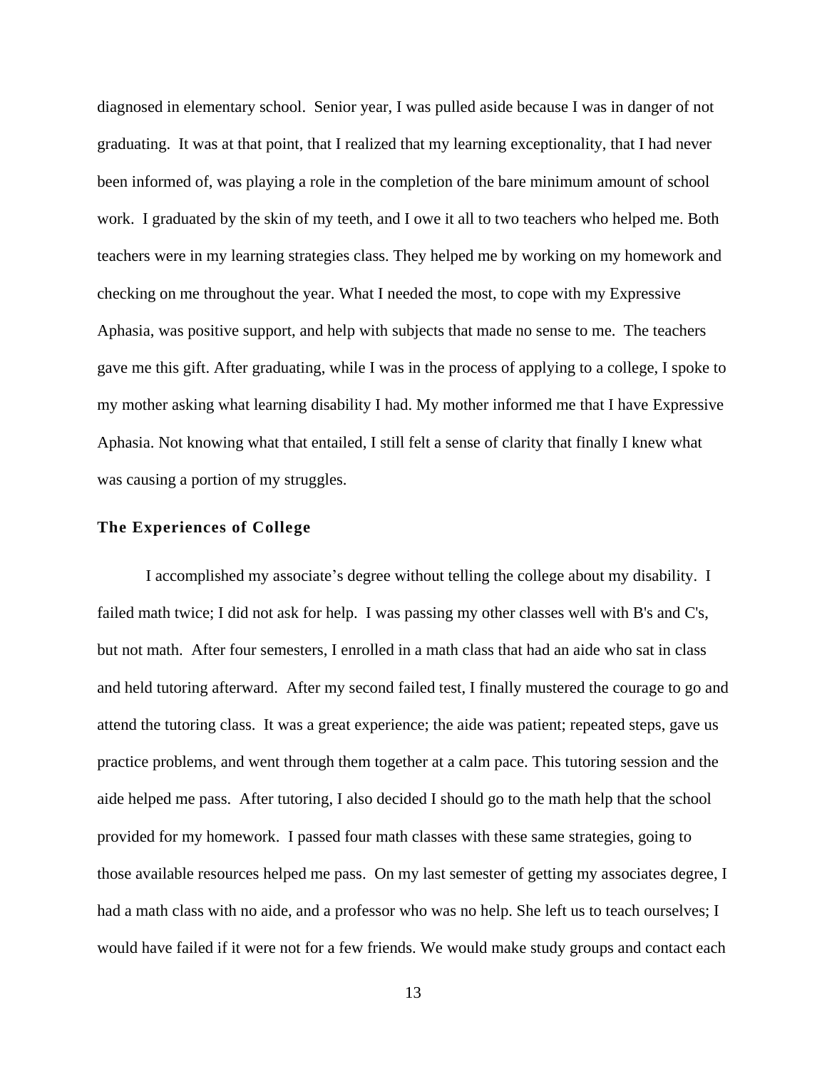diagnosed in elementary school. Senior year, I was pulled aside because I was in danger of not graduating. It was at that point, that I realized that my learning exceptionality, that I had never been informed of, was playing a role in the completion of the bare minimum amount of school work. I graduated by the skin of my teeth, and I owe it all to two teachers who helped me. Both teachers were in my learning strategies class. They helped me by working on my homework and checking on me throughout the year. What I needed the most, to cope with my Expressive Aphasia, was positive support, and help with subjects that made no sense to me. The teachers gave me this gift. After graduating, while I was in the process of applying to a college, I spoke to my mother asking what learning disability I had. My mother informed me that I have Expressive Aphasia. Not knowing what that entailed, I still felt a sense of clarity that finally I knew what was causing a portion of my struggles.

### The Experiences of College

I accomplished my associate's degree without telling the college about my disability. I failed math twice; I did not ask for help. I was passing my other classes well with B's and C's, but not math. After four semesters, I enrolled in a math class that had an aide who sat in class and held tutoring afterward. After my second failed test, I finally mustered the courage to go and attend the tutoring class. It was a great experience; the aide was patient; repeated steps, gave us practice problems, and went through them together at a calm pace. This tutoring session and the aide helped me pass. After tutoring, I also decided I should go to the math help that the school provided for my homework. I passed four math classes with these same strategies, going to those available resources helped me pass. On my last semester of getting my associates degree, I had a math class with no aide, and a professor who was no help. She left us to teach ourselves; I would have failed if it were not for a few friends. We would make study groups and contact each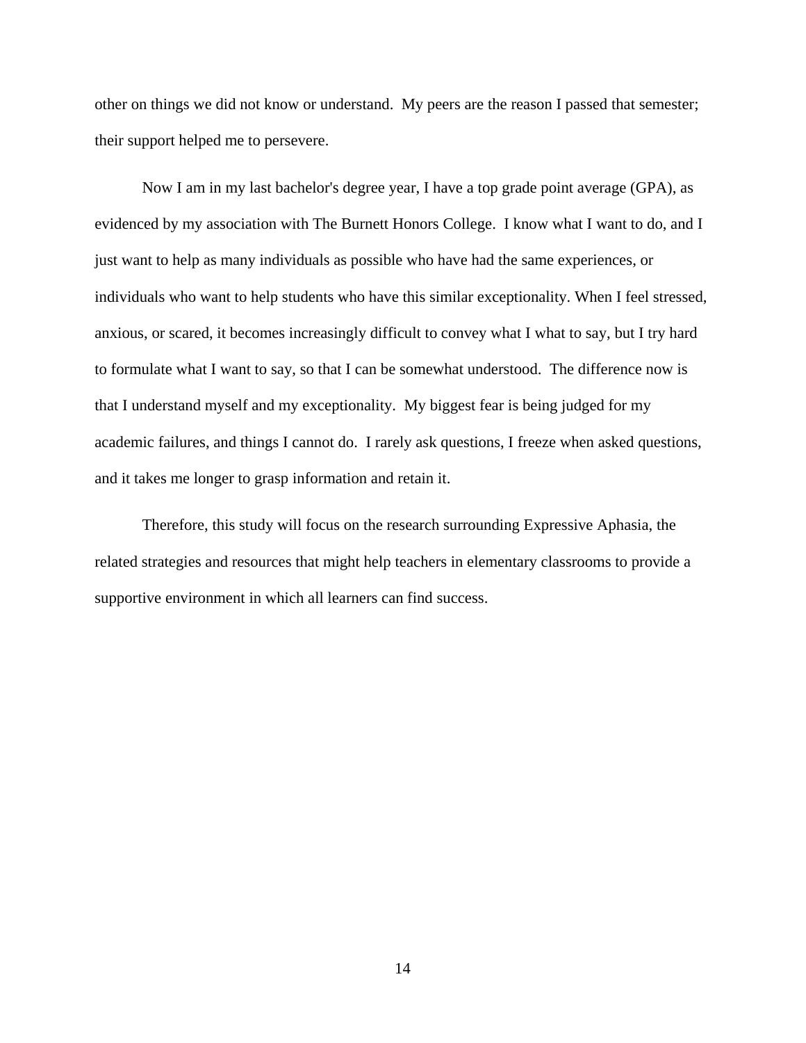other on things we did not know or understand. My peers are the reason I passed that semester; their support helped me to persevere.

Now I am in my last bachelor's degree year, I have a top grade point average (GPA), as evidenced by my association with The Burnett Honors College. I know what I want to do, and I just want to help as many individuals as possible who have had the same experiences, or individuals who want to help students who have this similar exceptionality. When I feel stressed, anxious, or scared, it becomes increasingly difficult to convey what I what to say, but I try hard to formulate what I want to say, so that I can be somewhat understood. The difference now is that I understand myself and my exceptionality. My biggest fear is being judged for my academic failures, and things I cannot do. I rarely ask questions, I freeze when asked questions, and it takes me longer to grasp information and retain it.

Therefore, this study will focus on the research surrounding Expressive Aphasia, the related strategies and resources that might help teachers in elementary classrooms to provide a supportive environment in which all learners can find success.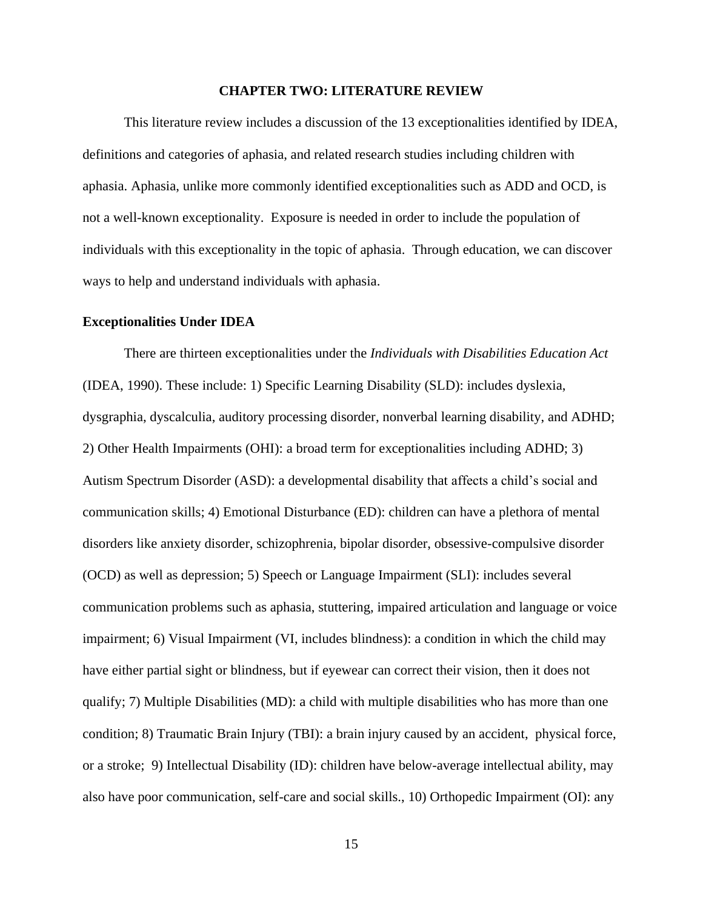# CHAPTER TWO: LITERATURE REVIEW

This literature review includes a discussion of the 13 exceptionalities identified by IDEA, definitions and categories of aphasia, and related research studies including children with aphasia. Aphasia, unlike more commonly identified exceptionalities such as ADD and OCD, is not a well-known exceptionality. Exposure is needed in order to include the population of individuals with this exceptionality in the topic of aphasia. Through education, we can discover ways to help and understand individuals with aphasia.

## Exceptionalities Under IDEA

There are thirteen exceptionalities under the *Individuals with Disabilities Education Act* (IDEA, 1990). These include: 1) Specific Learning Disability (SLD): includes dyslexia, dysgraphia, dyscalculia, auditory processing disorder, nonverbal learning disability, and ADHD; 2) Other Health Impairments (OHI): a broad term for exceptionalities including ADHD; 3) Autism Spectrum Disorder (ASD): a developmental disability that affects a child's social and communication skills; 4) Emotional Disturbance (ED): children can have a plethora of mental disorders like anxiety disorder, schizophrenia, bipolar disorder, obsessive-compulsive disorder (OCD) as well as depression; 5) Speech or Language Impairment (SLI): includes several communication problems such as aphasia, stuttering, impaired articulation and language or voice impairment; 6) Visual Impairment (VI, includes blindness): a condition in which the child may have either partial sight or blindness, but if eyewear can correct their vision, then it does not qualify; 7) Multiple Disabilities (MD): a child with multiple disabilities who has more than one condition; 8) Traumatic Brain Injury (TBI): a brain injury caused by an accident, physical force, or a stroke; 9) Intellectual Disability (ID): children have below-average intellectual ability, may also have poor communication, self-care and social skills., 10) Orthopedic Impairment (OI): any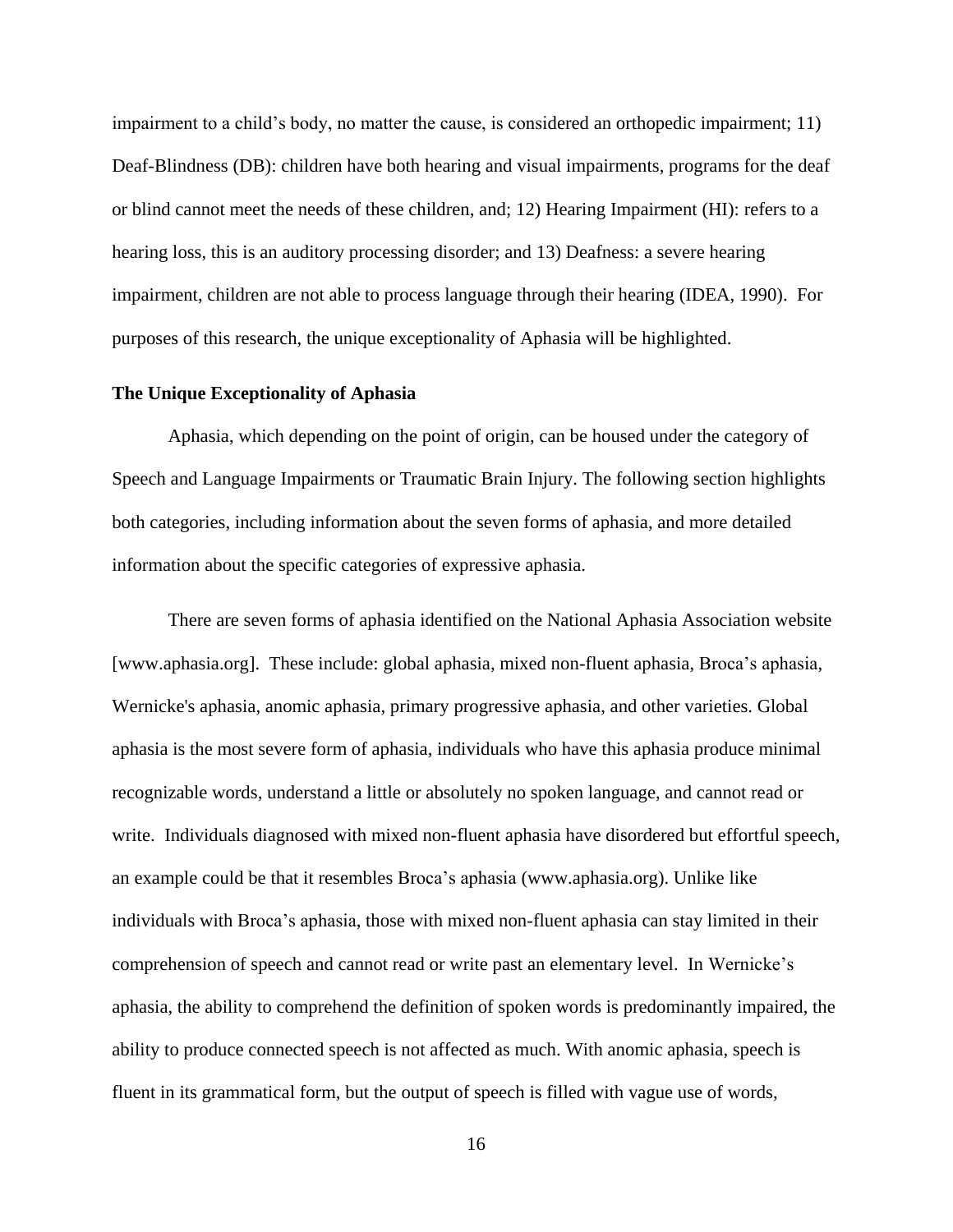impairment to a child's body, no matter the cause, is considered an orthopedic impairment; 11) Deaf-Blindness (DB): children have both hearing and visual impairments, programs for the deaf or blind cannot meet the needs of these children, and; 12) Hearing Impairment (HI): refers to a hearing loss, this is an auditory processing disorder; and 13) Deafness: a severe hearing impairment, children are not able to process language through their hearing (IDEA, 1990). For purposes of this research, the unique exceptionality of Aphasia will be highlighted.

**The Unique Exceptionality of Aphasia**

Aphasia, which depending on the point of origin, can be housed under the category of Speech and Language Impairments or Traumatic Brain Injury. The following section highlights both categories, including information about the seven forms of aphasia, and more detailed information about the specific categories of expressive aphasia.

There are seven forms of aphasia identified on the National Aphasia Association website [www.aphasia.org]. These include: global aphasia, mixed non-fluent aphasia, Broca's aphasia, Wernicke's aphasia, anomic aphasia, primary progressive aphasia, and other varieties. Global aphasia is the most severe form of aphasia, individuals who have this aphasia produce minimal recognizable words, understand a little or absolutely no spoken language, and cannot read or write. Individuals diagnosed with mixed non-fluent aphasia have disordered but effortful speech, an example could be that it resembles Broca's aphasia (www.aphasia.org). Unlike like individuals with Broca's aphasia, those with mixed non-fluent aphasia can stay limited in their comprehension of speech and cannot read or write past an elementary level. In Wernicke's aphasia, the ability to comprehend the definition of spoken words is predominantly impaired, the ability to produce connected speech is not affected as much. With anomic aphasia, speech is fluent in its grammatical form, but the output of speech is filled with vague use of words,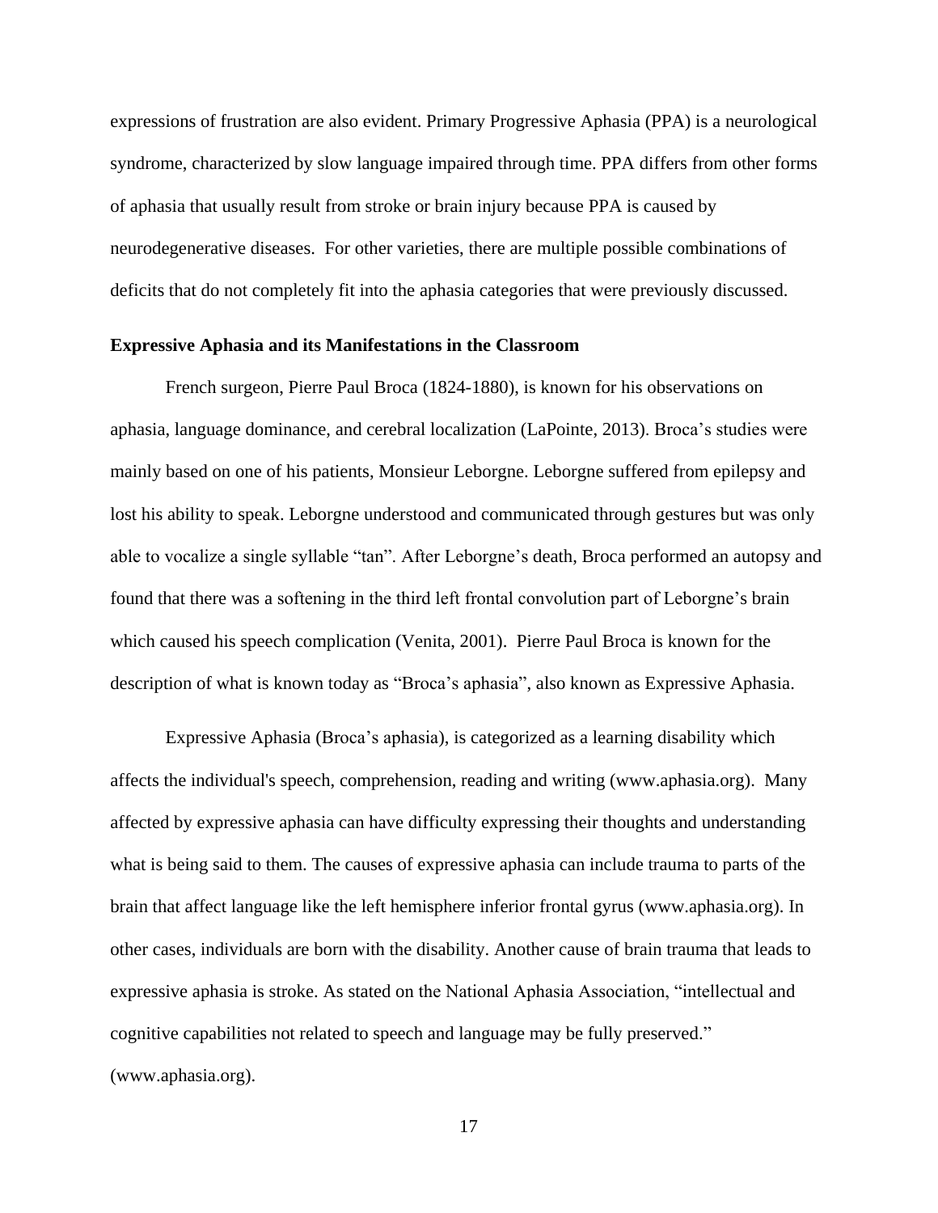expressions of frustration are also evident. Primary Progressive Aphasia (PPA) is a neurological syndrome, characterized by slow language impaired through time. PPA differs from other forms of aphasia that usually result from stroke or brain injury because PPA is caused by neurodegenerative diseases.  For other varieties, there are multiple possible combinations of deficits that do not completely fit into the aphasia categories that were previously discussed.

### Expressive Aphasia and its Manifestations in the Classroom

French surgeon, Pierre Paul Broca (1824-1880), is known for his observations on aphasia, language dominance, and cerebral localization (LaPointe, 2013). Broca's studies were mainly based on one of his patients, Monsieur Leborgne. Leborgne suffered from epilepsy and lost his ability to speak. Leborgne understood and communicated through gestures but was only able to vocalize a single syllable "tan". After Leborgne's death, Broca performed an autopsy and found that there was a softening in the third left frontal convolution part of Leborgne's brain which caused his speech complication (Venita, 2001).  Pierre Paul Broca is known for the description of what is known today as "Broca's aphasia", also known as Expressive Aphasia.

Expressive Aphasia (Broca's aphasia), is categorized as a learning disability which affects the individual's speech, comprehension, reading and writing (www.aphasia.org).  Many affected by expressive aphasia can have difficulty expressing their thoughts and understanding what is being said to them. The causes of expressive aphasia can include trauma to parts of the brain that affect language like the left hemisphere inferior frontal gyrus (www.aphasia.org). In other cases, individuals are born with the disability. Another cause of brain trauma that leads to expressive aphasia is stroke. As stated on the National Aphasia Association, "intellectual and cognitive capabilities not related to speech and language may be fully preserved." (www.aphasia.org).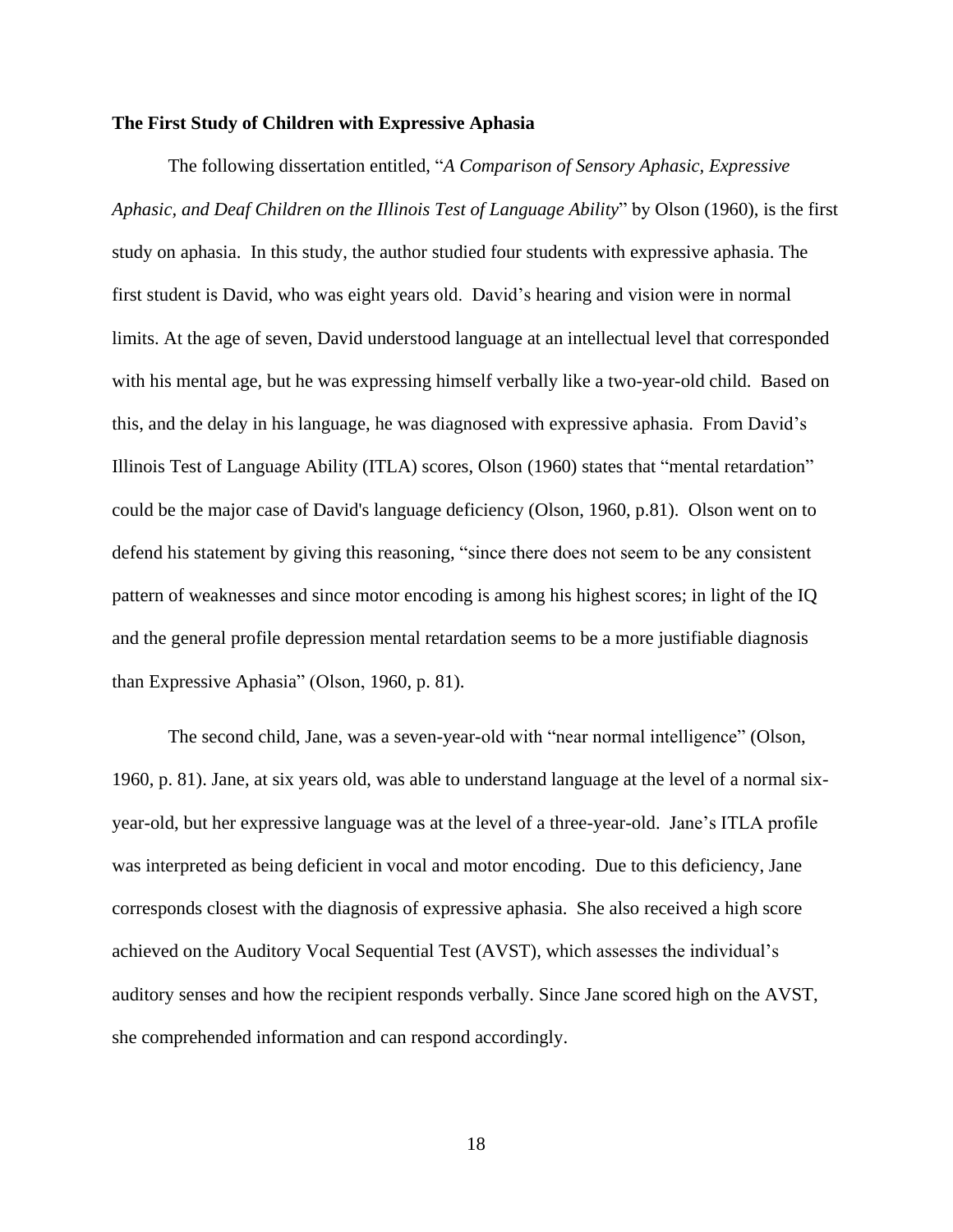**The First Study of Children with Expressive Aphasia**

The following dissertation entitled, "*A Comparison of Sensory Aphasic, Expressive Aphasic, and Deaf Children on the Illinois Test of Language Ability*" by Olson (1960), is the first study on aphasia. In this study, the author studied four students with expressive aphasia. The first student is David, who was eight years old. David's hearing and vision were in normal limits. At the age of seven, David understood language at an intellectual level that corresponded with his mental age, but he was expressing himself verbally like a two-year-old child. Based on this, and the delay in his language, he was diagnosed with expressive aphasia. From David's Illinois Test of Language Ability (ITLA) scores, Olson (1960) states that "mental retardation" could be the major case of David's language deficiency (Olson, 1960, p.81). Olson went on to defend his statement by giving this reasoning, "since there does not seem to be any consistent pattern of weaknesses and since motor encoding is among his highest scores; in light of the IQ and the general profile depression mental retardation seems to be a more justifiable diagnosis than Expressive Aphasia" (Olson, 1960, p. 81).

The second child, Jane, was a seven-year-old with "near normal intelligence" (Olson, 1960, p. 81). Jane, at six years old, was able to understand language at the level of a normal six-year-old, but her expressive language was at the level of a three-year-old. Jane's ITLA profile was interpreted as being deficient in vocal and motor encoding. Due to this deficiency, Jane corresponds closest with the diagnosis of expressive aphasia. She also received a high score achieved on the Auditory Vocal Sequential Test (AVST), which assesses the individual's auditory senses and how the recipient responds verbally. Since Jane scored high on the AVST, she comprehended information and can respond accordingly.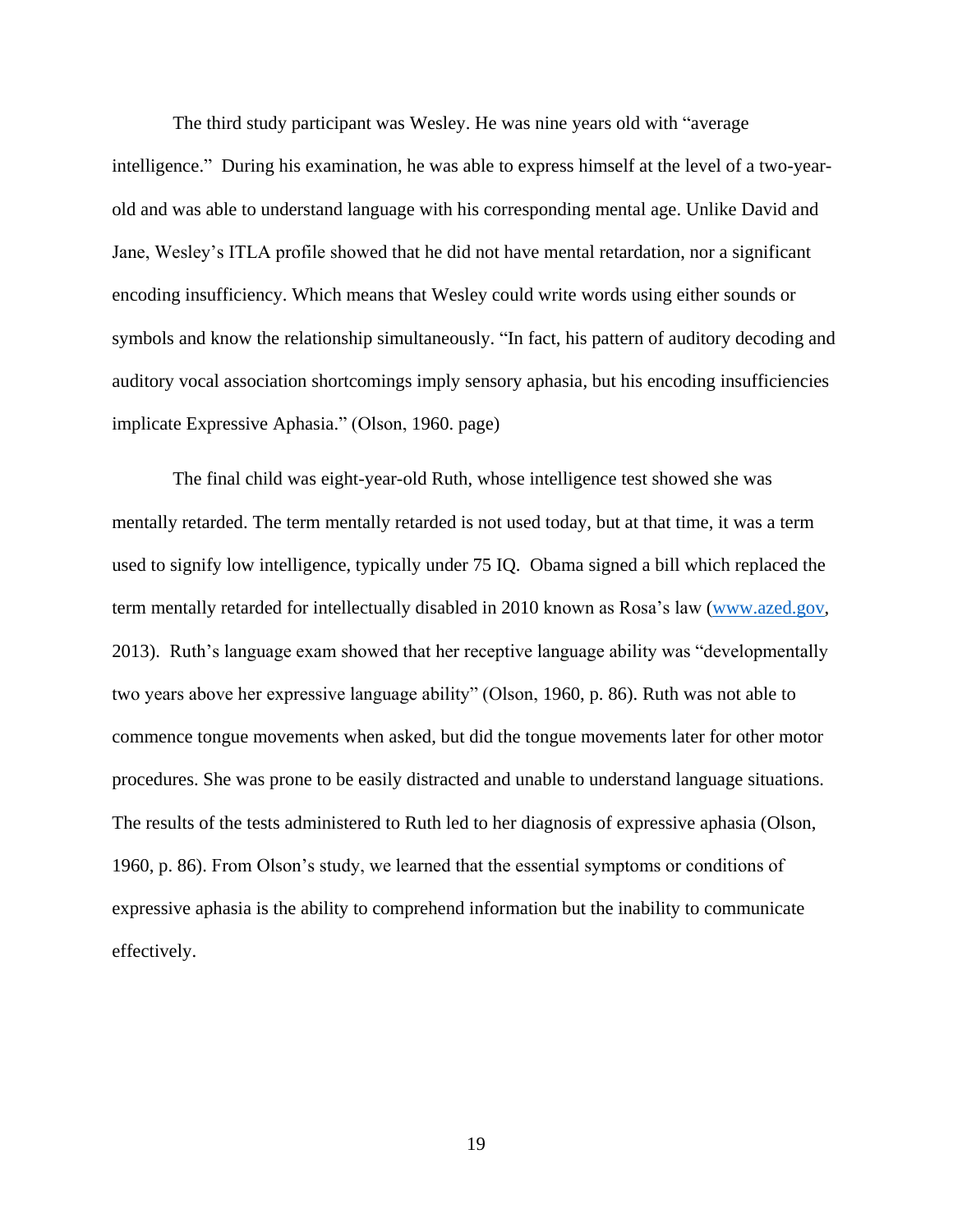The third study participant was Wesley. He was nine years old with "average intelligence." During his examination, he was able to express himself at the level of a two-year-old and was able to understand language with his corresponding mental age. Unlike David and Jane, Wesley's ITLA profile showed that he did not have mental retardation, nor a significant encoding insufficiency. Which means that Wesley could write words using either sounds or symbols and know the relationship simultaneously. "In fact, his pattern of auditory decoding and auditory vocal association shortcomings imply sensory aphasia, but his encoding insufficiencies implicate Expressive Aphasia." (Olson, 1960. page)

The final child was eight-year-old Ruth, whose intelligence test showed she was mentally retarded. The term mentally retarded is not used today, but at that time, it was a term used to signify low intelligence, typically under 75 IQ. Obama signed a bill which replaced the term mentally retarded for intellectually disabled in 2010 known as Rosa's law (www.azed.gov, 2013). Ruth's language exam showed that her receptive language ability was "developmentally two years above her expressive language ability" (Olson, 1960, p. 86). Ruth was not able to commence tongue movements when asked, but did the tongue movements later for other motor procedures. She was prone to be easily distracted and unable to understand language situations. The results of the tests administered to Ruth led to her diagnosis of expressive aphasia (Olson, 1960, p. 86). From Olson's study, we learned that the essential symptoms or conditions of expressive aphasia is the ability to comprehend information but the inability to communicate effectively.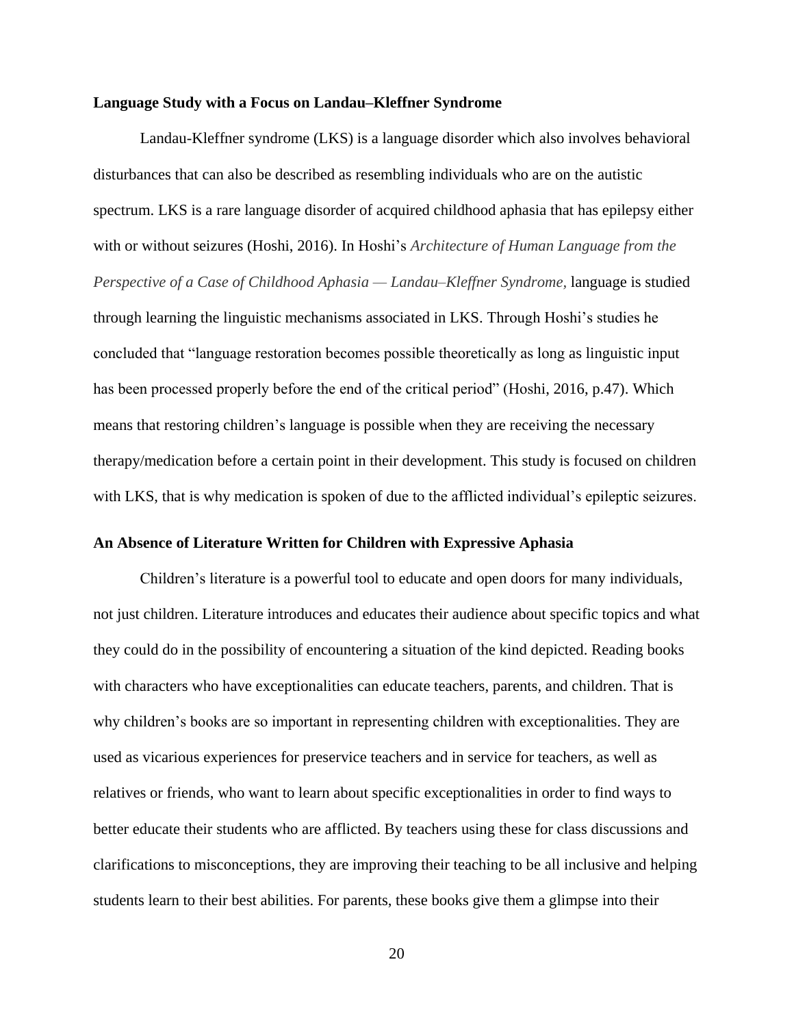**Language Study with a Focus on Landau–Kleffner Syndrome**

Landau-Kleffner syndrome (LKS) is a language disorder which also involves behavioral disturbances that can also be described as resembling individuals who are on the autistic spectrum. LKS is a rare language disorder of acquired childhood aphasia that has epilepsy either with or without seizures (Hoshi, 2016). In Hoshi's *Architecture of Human Language from the Perspective of a Case of Childhood Aphasia — Landau–Kleffner Syndrome,* language is studied through learning the linguistic mechanisms associated in LKS. Through Hoshi's studies he concluded that "language restoration becomes possible theoretically as long as linguistic input has been processed properly before the end of the critical period" (Hoshi, 2016, p.47). Which means that restoring children's language is possible when they are receiving the necessary therapy/medication before a certain point in their development. This study is focused on children with LKS, that is why medication is spoken of due to the afflicted individual's epileptic seizures.

**An Absence of Literature Written for Children with Expressive Aphasia**

Children's literature is a powerful tool to educate and open doors for many individuals, not just children. Literature introduces and educates their audience about specific topics and what they could do in the possibility of encountering a situation of the kind depicted. Reading books with characters who have exceptionalities can educate teachers, parents, and children. That is why children's books are so important in representing children with exceptionalities. They are used as vicarious experiences for preservice teachers and in service for teachers, as well as relatives or friends, who want to learn about specific exceptionalities in order to find ways to better educate their students who are afflicted. By teachers using these for class discussions and clarifications to misconceptions, they are improving their teaching to be all inclusive and helping students learn to their best abilities. For parents, these books give them a glimpse into their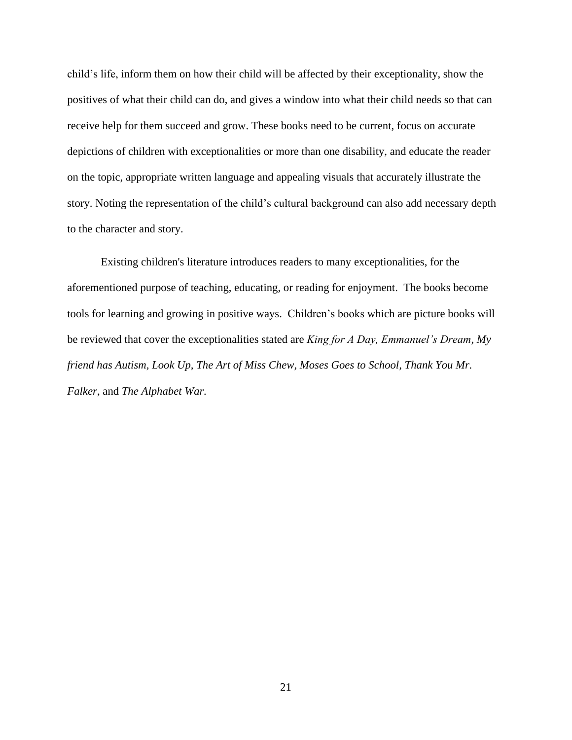child's life, inform them on how their child will be affected by their exceptionality, show the positives of what their child can do, and gives a window into what their child needs so that can receive help for them succeed and grow. These books need to be current, focus on accurate depictions of children with exceptionalities or more than one disability, and educate the reader on the topic, appropriate written language and appealing visuals that accurately illustrate the story. Noting the representation of the child's cultural background can also add necessary depth to the character and story.

Existing children's literature introduces readers to many exceptionalities, for the aforementioned purpose of teaching, educating, or reading for enjoyment. The books become tools for learning and growing in positive ways. Children's books which are picture books will be reviewed that cover the exceptionalities stated are *King for A Day, Emmanuel's Dream*, *My friend has Autism, Look Up, The Art of Miss Chew, Moses Goes to School, Thank You Mr. Falker*, and *The Alphabet War.*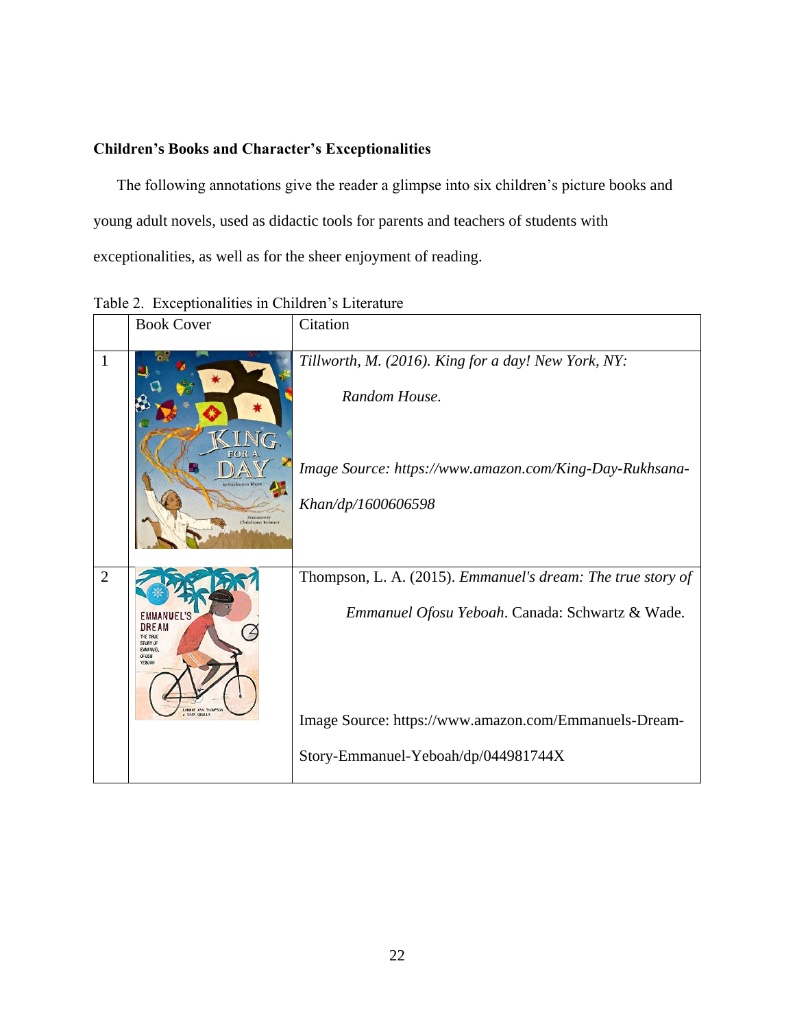**Children's Books and Character's Exceptionalities**

The following annotations give the reader a glimpse into six children's picture books and young adult novels, used as didactic tools for parents and teachers of students with exceptionalities, as well as for the sheer enjoyment of reading.

Table 2. Exceptionalities in Children's Literature

| | Book Cover | Citation |
|---|---|---|
| 1 | | *Tillworth, M. (2016). King for a day! New York, NY: Random House.* <br><br> *Image Source: https://www.amazon.com/King-Day-Rukhsana-Khan/dp/1600606598* |
| 2 | | Thompson, L. A. (2015). *Emmanuel's dream: The true story of Emmanuel Ofosu Yeboah*. Canada: Schwartz & Wade. <br><br> Image Source: https://www.amazon.com/Emmanuels-Dream-Story-Emmanuel-Yeboah/dp/044981744X |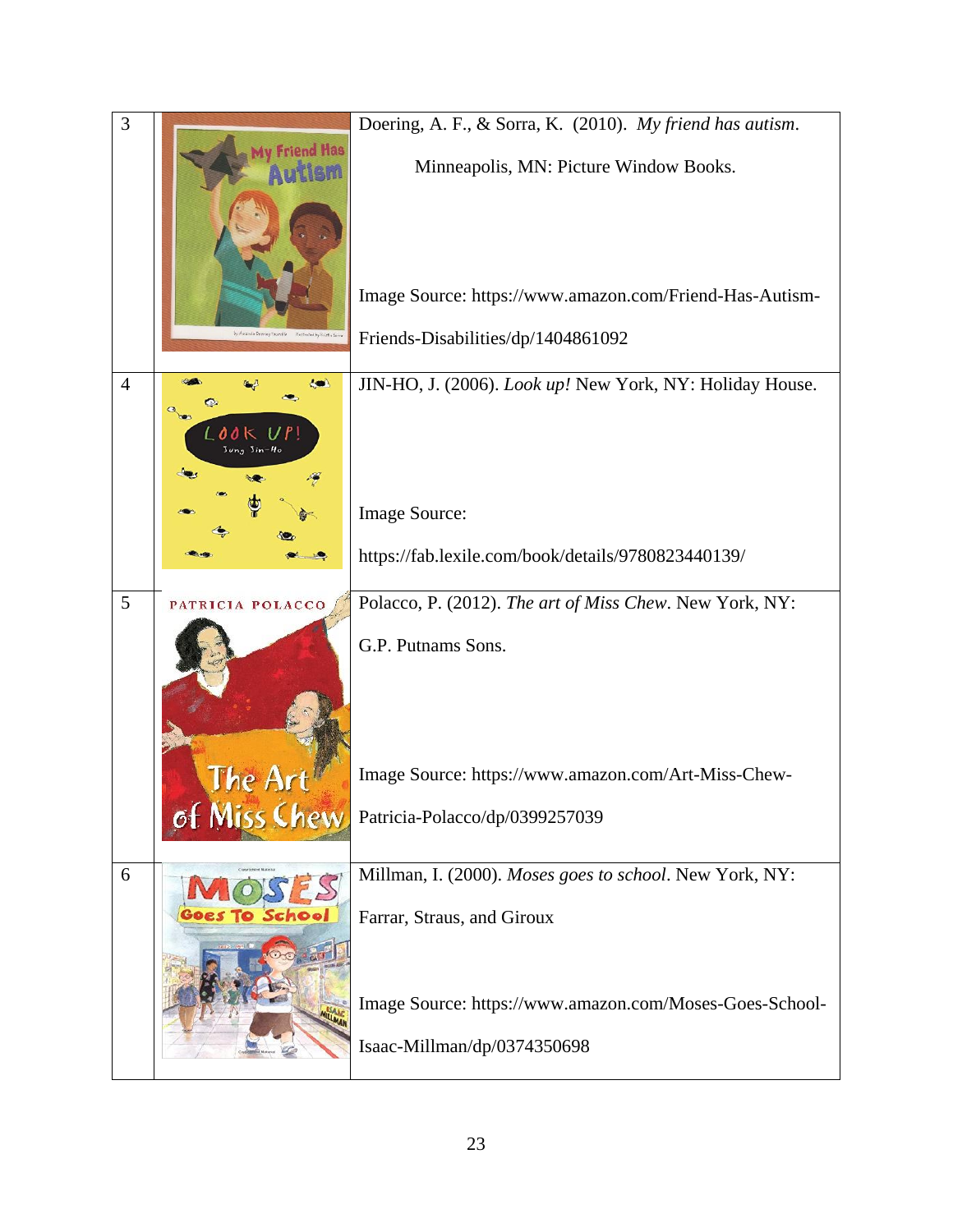| | | |
|---|---|---|
| 3 | | Doering, A. F., & Sorra, K. (2010). *My friend has autism*. Minneapolis, MN: Picture Window Books.<br><br>Image Source: https://www.amazon.com/Friend-Has-Autism-Friends-Disabilities/dp/1404861092 |
| 4 | | JIN-HO, J. (2006). *Look up!* New York, NY: Holiday House.<br><br>Image Source: https://fab.lexile.com/book/details/9780823440139/ |
| 5 | | Polacco, P. (2012). *The art of Miss Chew*. New York, NY: G.P. Putnams Sons.<br><br>Image Source: https://www.amazon.com/Art-Miss-Chew-Patricia-Polacco/dp/0399257039 |
| 6 | | Millman, I. (2000). *Moses goes to school*. New York, NY: Farrar, Straus, and Giroux<br><br>Image Source: https://www.amazon.com/Moses-Goes-School-Isaac-Millman/dp/0374350698 |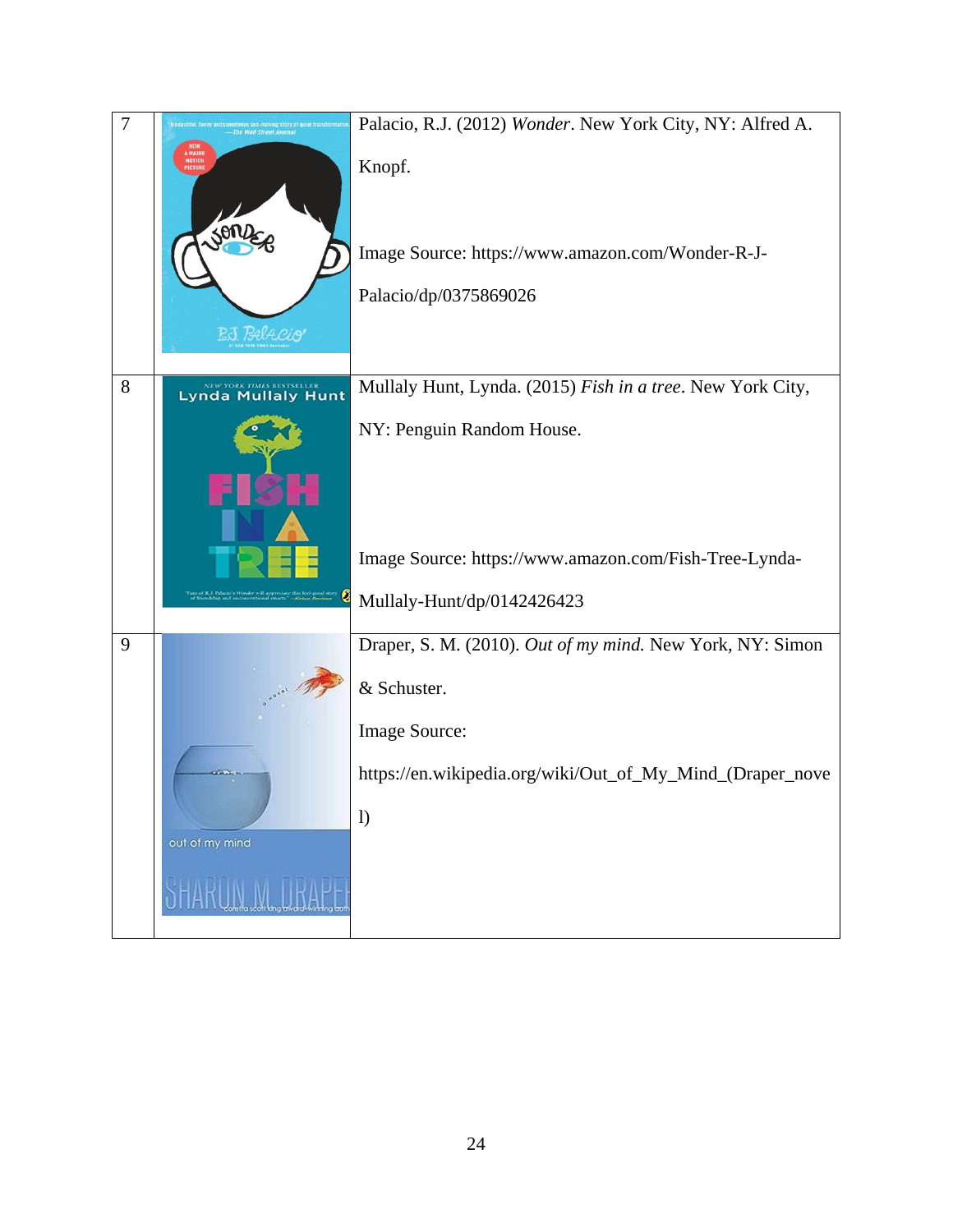| | | |
|---|---|---|
| 7 | | Palacio, R.J. (2012) *Wonder*. New York City, NY: Alfred A. Knopf. Image Source: https://www.amazon.com/Wonder-R-J-Palacio/dp/0375869026 |
| 8 | | Mullaly Hunt, Lynda. (2015) *Fish in a tree*. New York City, NY: Penguin Random House. Image Source: https://www.amazon.com/Fish-Tree-Lynda-Mullaly-Hunt/dp/0142426423 |
| 9 | | Draper, S. M. (2010). *Out of my mind.* New York, NY: Simon & Schuster. Image Source: https://en.wikipedia.org/wiki/Out_of_My_Mind_(Draper_novel) |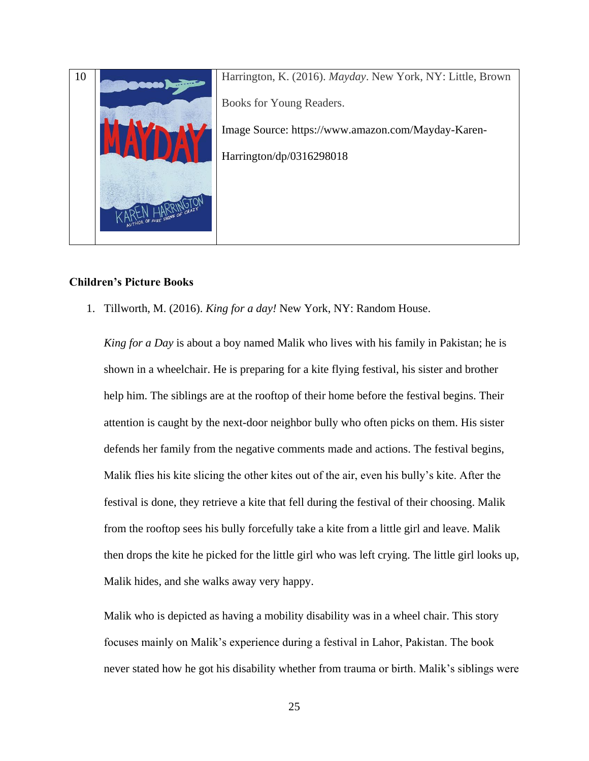| 10 | | Harrington, K. (2016). *Mayday*. New York, NY: Little, Brown Books for Young Readers. Image Source: https://www.amazon.com/Mayday-Karen-Harrington/dp/0316298018 |
| --- | --- | --- |

**Children's Picture Books**

1. Tillworth, M. (2016). *King for a day!* New York, NY: Random House.

   *King for a Day* is about a boy named Malik who lives with his family in Pakistan; he is shown in a wheelchair. He is preparing for a kite flying festival, his sister and brother help him. The siblings are at the rooftop of their home before the festival begins. Their attention is caught by the next-door neighbor bully who often picks on them. His sister defends her family from the negative comments made and actions. The festival begins, Malik flies his kite slicing the other kites out of the air, even his bully's kite. After the festival is done, they retrieve a kite that fell during the festival of their choosing. Malik from the rooftop sees his bully forcefully take a kite from a little girl and leave. Malik then drops the kite he picked for the little girl who was left crying. The little girl looks up, Malik hides, and she walks away very happy.

   Malik who is depicted as having a mobility disability was in a wheel chair. This story focuses mainly on Malik's experience during a festival in Lahor, Pakistan. The book never stated how he got his disability whether from trauma or birth. Malik's siblings were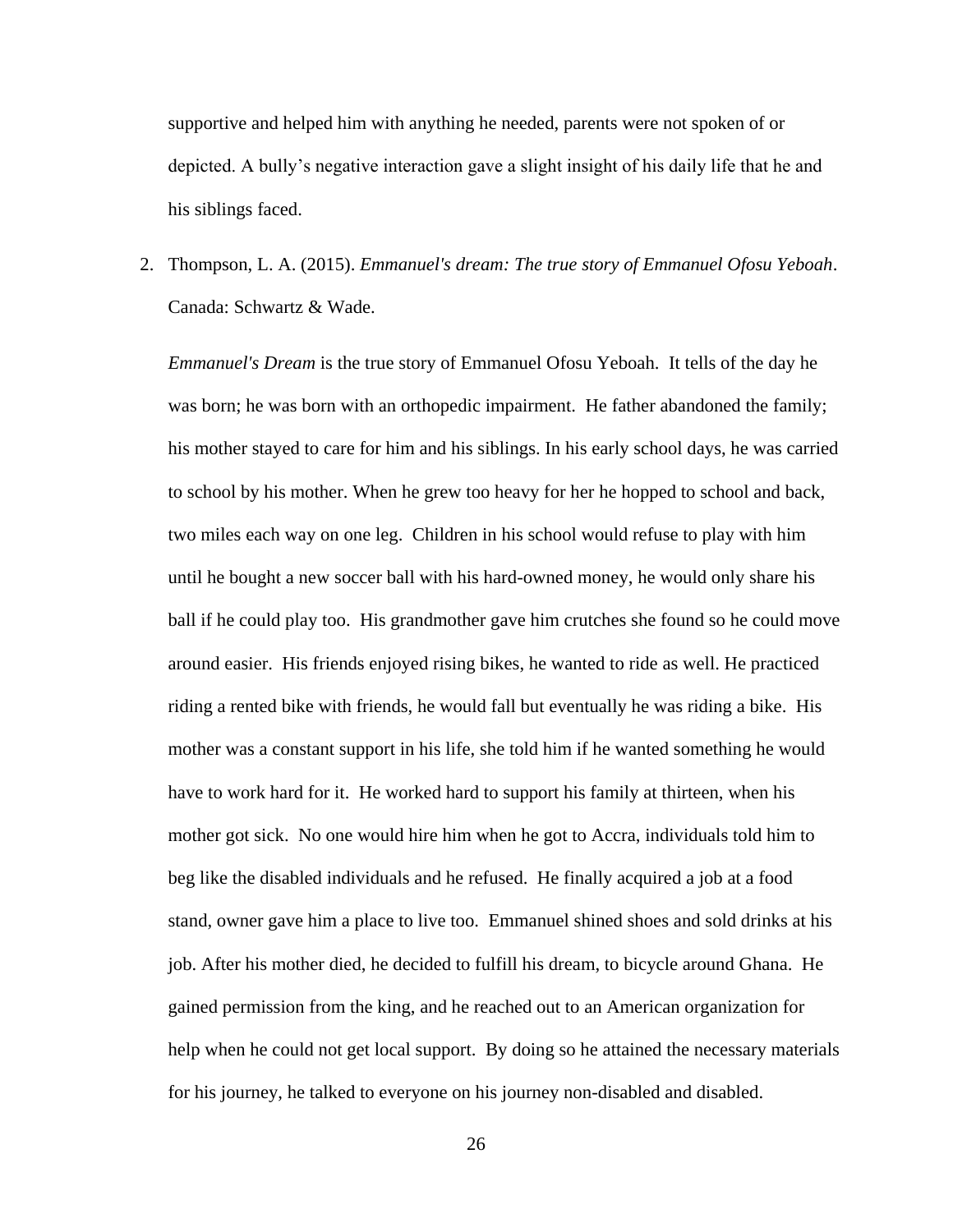supportive and helped him with anything he needed, parents were not spoken of or depicted. A bully's negative interaction gave a slight insight of his daily life that he and his siblings faced.

2. Thompson, L. A. (2015). *Emmanuel's dream: The true story of Emmanuel Ofosu Yeboah*. Canada: Schwartz & Wade.

   *Emmanuel's Dream* is the true story of Emmanuel Ofosu Yeboah. It tells of the day he was born; he was born with an orthopedic impairment. He father abandoned the family; his mother stayed to care for him and his siblings. In his early school days, he was carried to school by his mother. When he grew too heavy for her he hopped to school and back, two miles each way on one leg. Children in his school would refuse to play with him until he bought a new soccer ball with his hard-owned money, he would only share his ball if he could play too. His grandmother gave him crutches she found so he could move around easier. His friends enjoyed rising bikes, he wanted to ride as well. He practiced riding a rented bike with friends, he would fall but eventually he was riding a bike. His mother was a constant support in his life, she told him if he wanted something he would have to work hard for it. He worked hard to support his family at thirteen, when his mother got sick. No one would hire him when he got to Accra, individuals told him to beg like the disabled individuals and he refused. He finally acquired a job at a food stand, owner gave him a place to live too. Emmanuel shined shoes and sold drinks at his job. After his mother died, he decided to fulfill his dream, to bicycle around Ghana. He gained permission from the king, and he reached out to an American organization for help when he could not get local support. By doing so he attained the necessary materials for his journey, he talked to everyone on his journey non-disabled and disabled.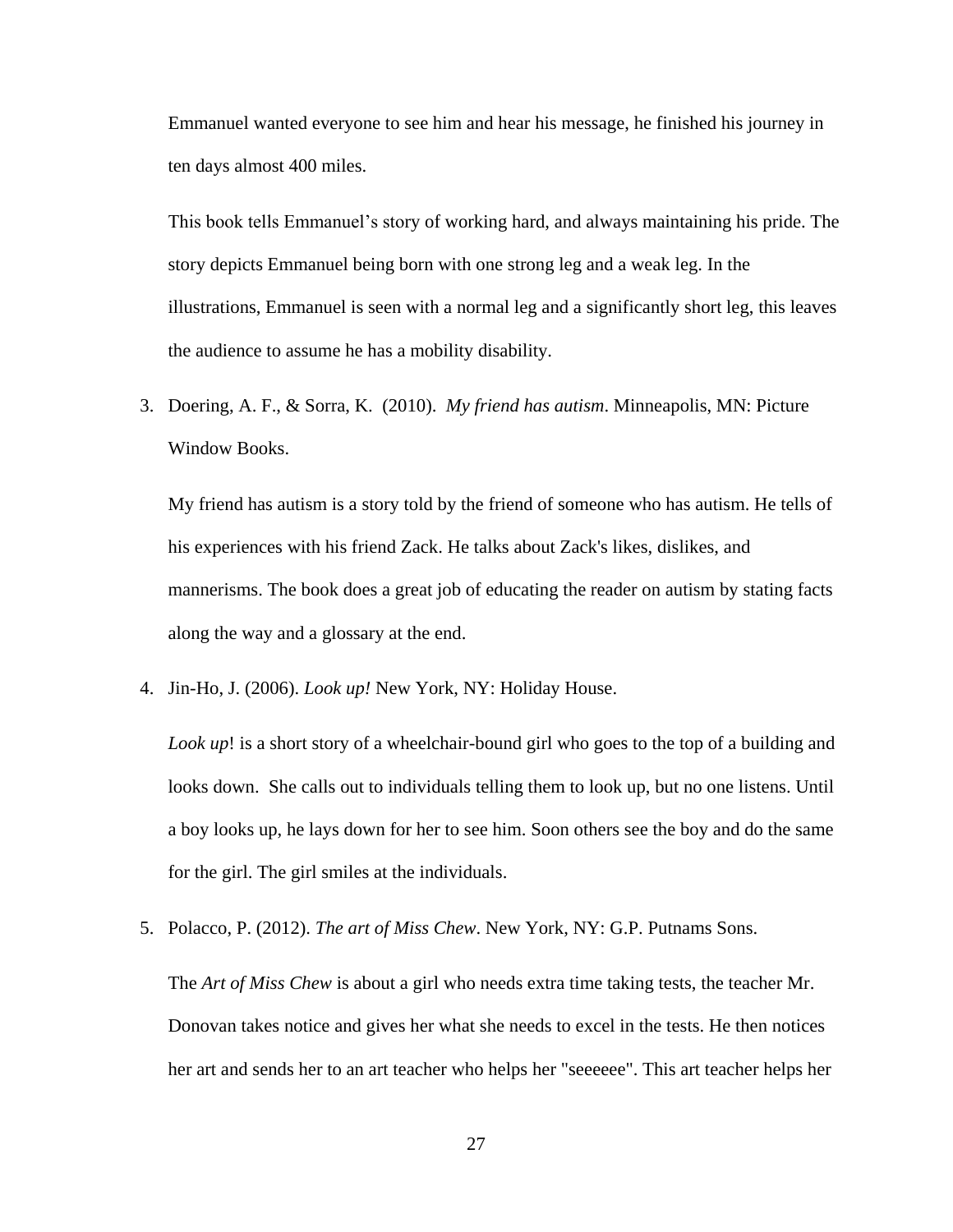Emmanuel wanted everyone to see him and hear his message, he finished his journey in ten days almost 400 miles.

This book tells Emmanuel's story of working hard, and always maintaining his pride. The story depicts Emmanuel being born with one strong leg and a weak leg. In the illustrations, Emmanuel is seen with a normal leg and a significantly short leg, this leaves the audience to assume he has a mobility disability.

3. Doering, A. F., & Sorra, K. (2010). *My friend has autism*. Minneapolis, MN: Picture Window Books.

   My friend has autism is a story told by the friend of someone who has autism. He tells of his experiences with his friend Zack. He talks about Zack's likes, dislikes, and mannerisms. The book does a great job of educating the reader on autism by stating facts along the way and a glossary at the end.

4. Jin-Ho, J. (2006). *Look up!* New York, NY: Holiday House.

   *Look up*! is a short story of a wheelchair-bound girl who goes to the top of a building and looks down. She calls out to individuals telling them to look up, but no one listens. Until a boy looks up, he lays down for her to see him. Soon others see the boy and do the same for the girl. The girl smiles at the individuals.

5. Polacco, P. (2012). *The art of Miss Chew*. New York, NY: G.P. Putnams Sons.

   The *Art of Miss Chew* is about a girl who needs extra time taking tests, the teacher Mr. Donovan takes notice and gives her what she needs to excel in the tests. He then notices her art and sends her to an art teacher who helps her "seeeeee". This art teacher helps her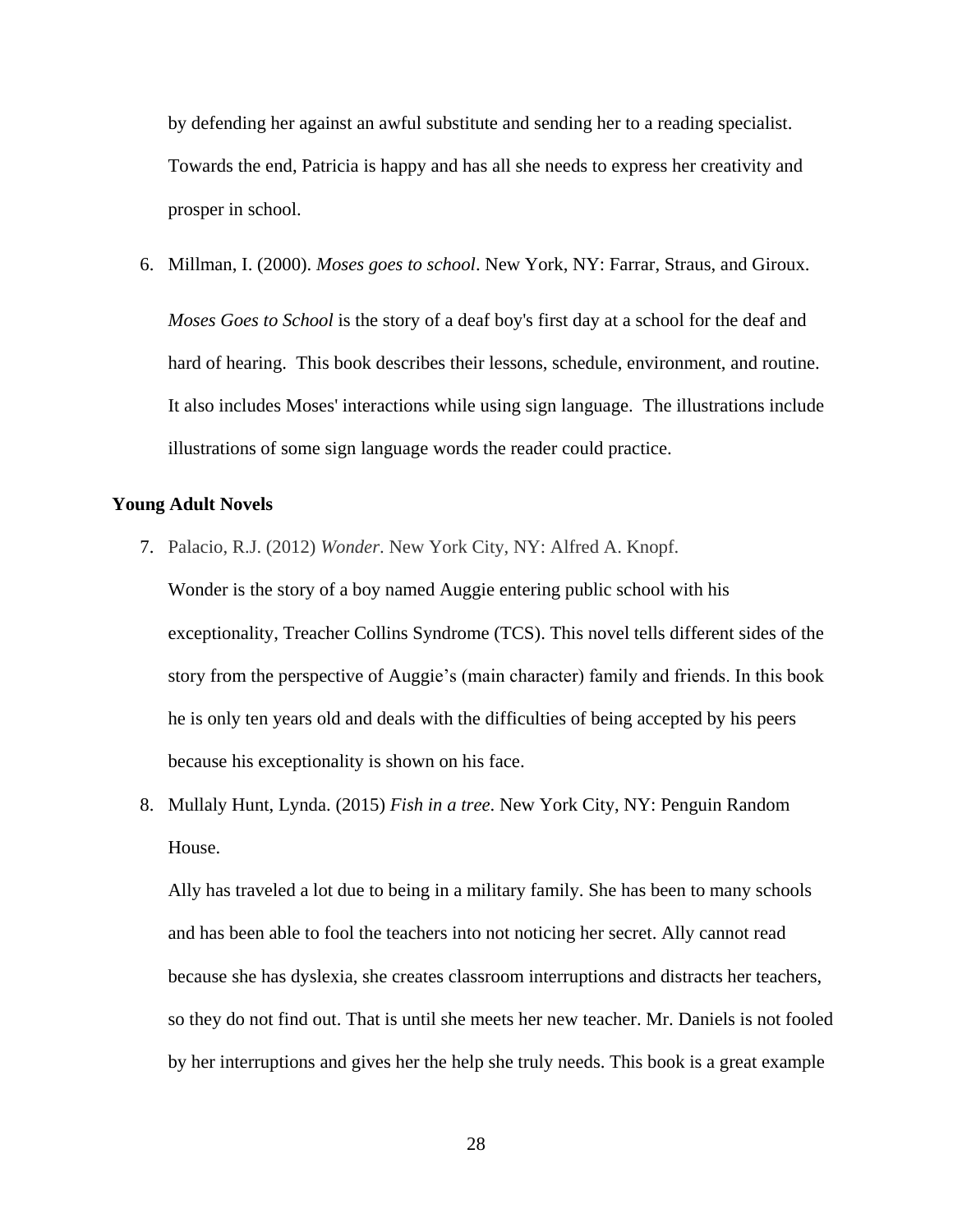by defending her against an awful substitute and sending her to a reading specialist. Towards the end, Patricia is happy and has all she needs to express her creativity and prosper in school.

6. Millman, I. (2000). *Moses goes to school*. New York, NY: Farrar, Straus, and Giroux.

   *Moses Goes to School* is the story of a deaf boy's first day at a school for the deaf and hard of hearing. This book describes their lessons, schedule, environment, and routine. It also includes Moses' interactions while using sign language. The illustrations include illustrations of some sign language words the reader could practice.

**Young Adult Novels**

7. Palacio, R.J. (2012) *Wonder*. New York City, NY: Alfred A. Knopf.

   Wonder is the story of a boy named Auggie entering public school with his exceptionality, Treacher Collins Syndrome (TCS). This novel tells different sides of the story from the perspective of Auggie's (main character) family and friends. In this book he is only ten years old and deals with the difficulties of being accepted by his peers because his exceptionality is shown on his face.

8. Mullaly Hunt, Lynda. (2015) *Fish in a tree*. New York City, NY: Penguin Random House.

   Ally has traveled a lot due to being in a military family. She has been to many schools and has been able to fool the teachers into not noticing her secret. Ally cannot read because she has dyslexia, she creates classroom interruptions and distracts her teachers, so they do not find out. That is until she meets her new teacher. Mr. Daniels is not fooled by her interruptions and gives her the help she truly needs. This book is a great example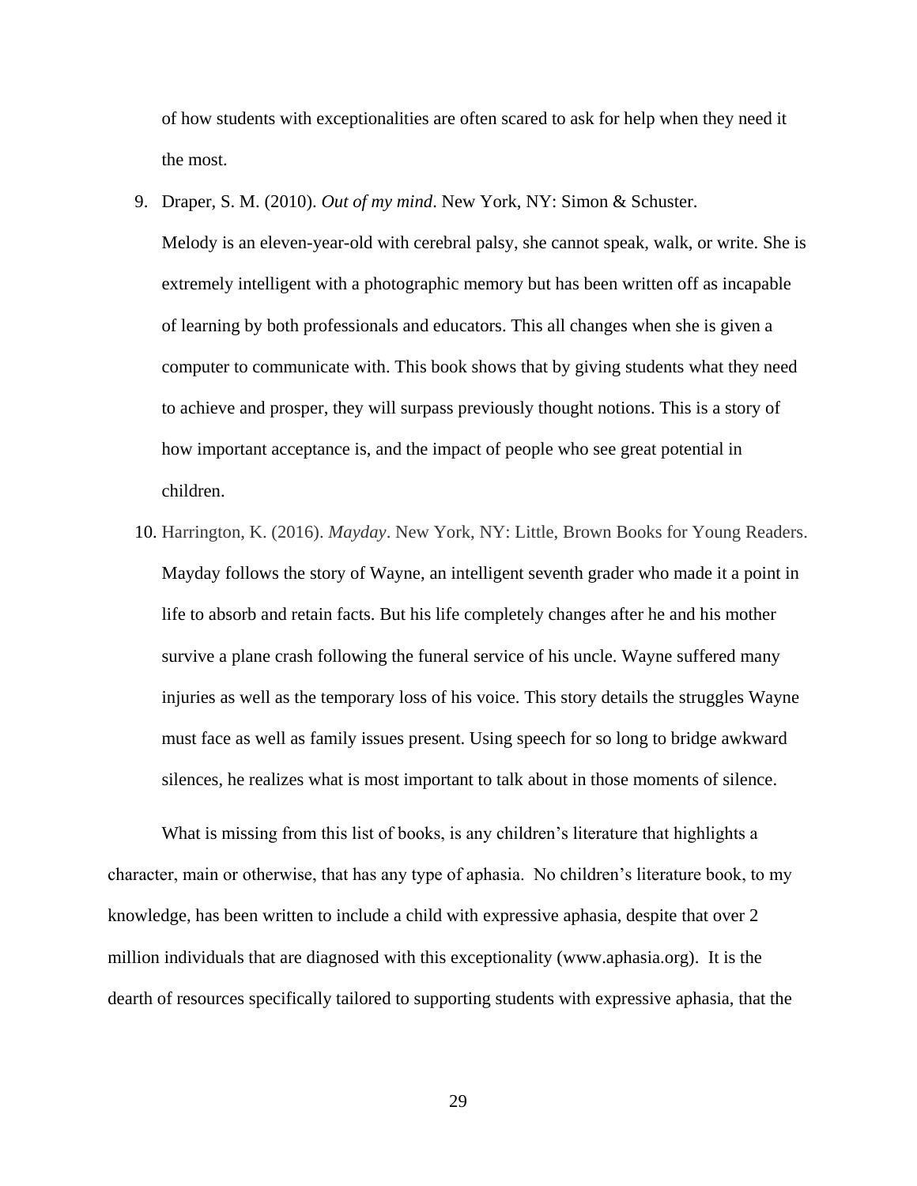of how students with exceptionalities are often scared to ask for help when they need it the most.

9. Draper, S. M. (2010). *Out of my mind*. New York, NY: Simon & Schuster.
   Melody is an eleven-year-old with cerebral palsy, she cannot speak, walk, or write. She is extremely intelligent with a photographic memory but has been written off as incapable of learning by both professionals and educators. This all changes when she is given a computer to communicate with. This book shows that by giving students what they need to achieve and prosper, they will surpass previously thought notions. This is a story of how important acceptance is, and the impact of people who see great potential in children.
10. Harrington, K. (2016). *Mayday*. New York, NY: Little, Brown Books for Young Readers.
    Mayday follows the story of Wayne, an intelligent seventh grader who made it a point in life to absorb and retain facts. But his life completely changes after he and his mother survive a plane crash following the funeral service of his uncle. Wayne suffered many injuries as well as the temporary loss of his voice. This story details the struggles Wayne must face as well as family issues present. Using speech for so long to bridge awkward silences, he realizes what is most important to talk about in those moments of silence.

What is missing from this list of books, is any children's literature that highlights a character, main or otherwise, that has any type of aphasia. No children's literature book, to my knowledge, has been written to include a child with expressive aphasia, despite that over 2 million individuals that are diagnosed with this exceptionality (www.aphasia.org). It is the dearth of resources specifically tailored to supporting students with expressive aphasia, that the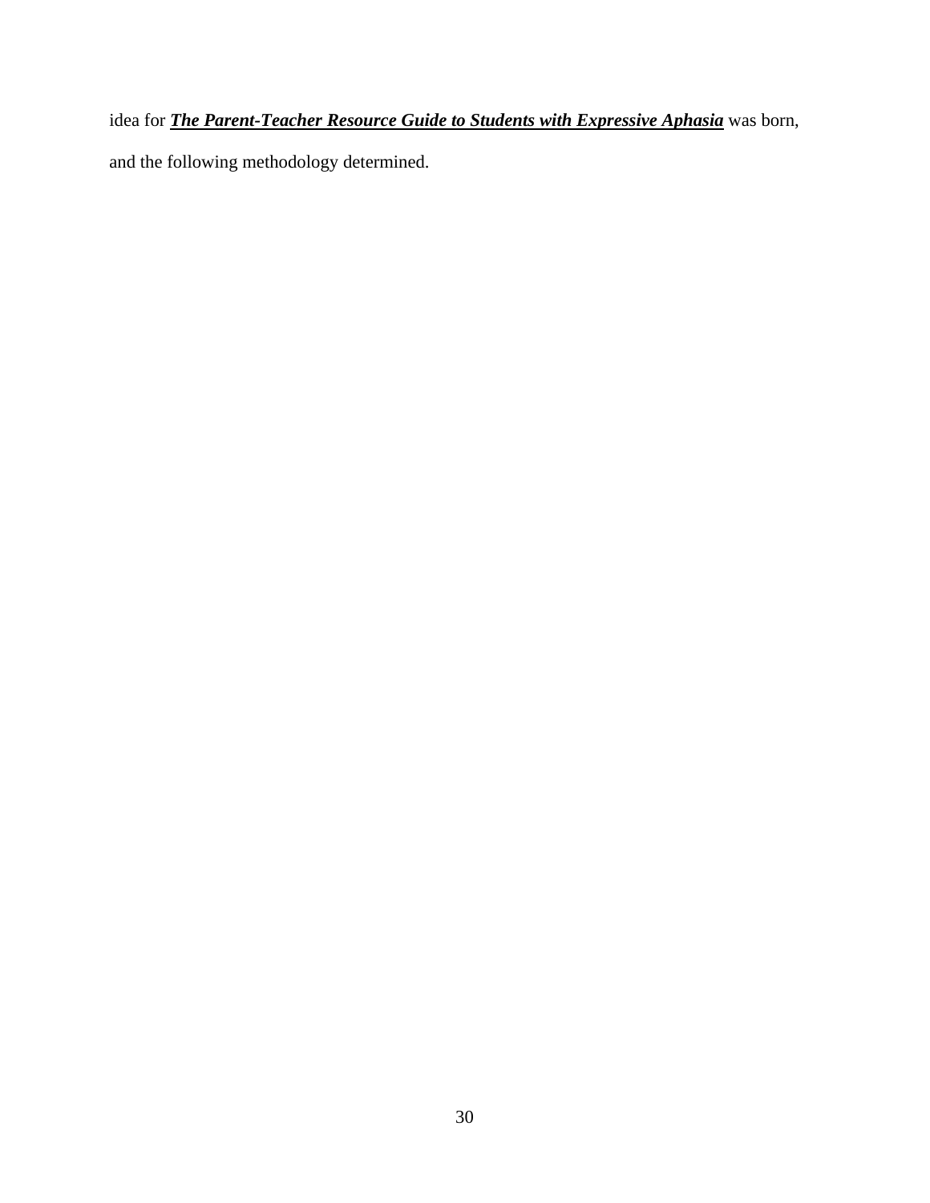idea for ***<u>The Parent-Teacher Resource Guide to Students with Expressive Aphasia</u>*** was born, and the following methodology determined.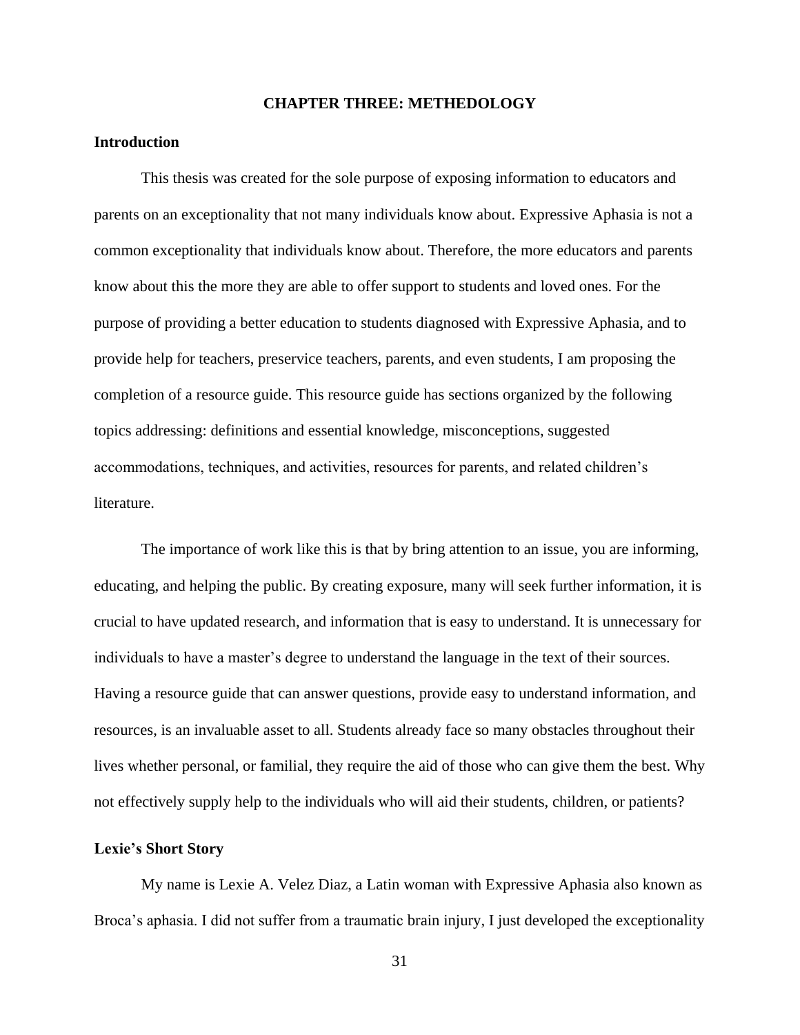# CHAPTER THREE: METHEDOLOGY

## Introduction

This thesis was created for the sole purpose of exposing information to educators and parents on an exceptionality that not many individuals know about. Expressive Aphasia is not a common exceptionality that individuals know about. Therefore, the more educators and parents know about this the more they are able to offer support to students and loved ones. For the purpose of providing a better education to students diagnosed with Expressive Aphasia, and to provide help for teachers, preservice teachers, parents, and even students, I am proposing the completion of a resource guide. This resource guide has sections organized by the following topics addressing: definitions and essential knowledge, misconceptions, suggested accommodations, techniques, and activities, resources for parents, and related children's literature.

The importance of work like this is that by bring attention to an issue, you are informing, educating, and helping the public. By creating exposure, many will seek further information, it is crucial to have updated research, and information that is easy to understand. It is unnecessary for individuals to have a master's degree to understand the language in the text of their sources. Having a resource guide that can answer questions, provide easy to understand information, and resources, is an invaluable asset to all. Students already face so many obstacles throughout their lives whether personal, or familial, they require the aid of those who can give them the best. Why not effectively supply help to the individuals who will aid their students, children, or patients?

## Lexie's Short Story

My name is Lexie A. Velez Diaz, a Latin woman with Expressive Aphasia also known as Broca's aphasia. I did not suffer from a traumatic brain injury, I just developed the exceptionality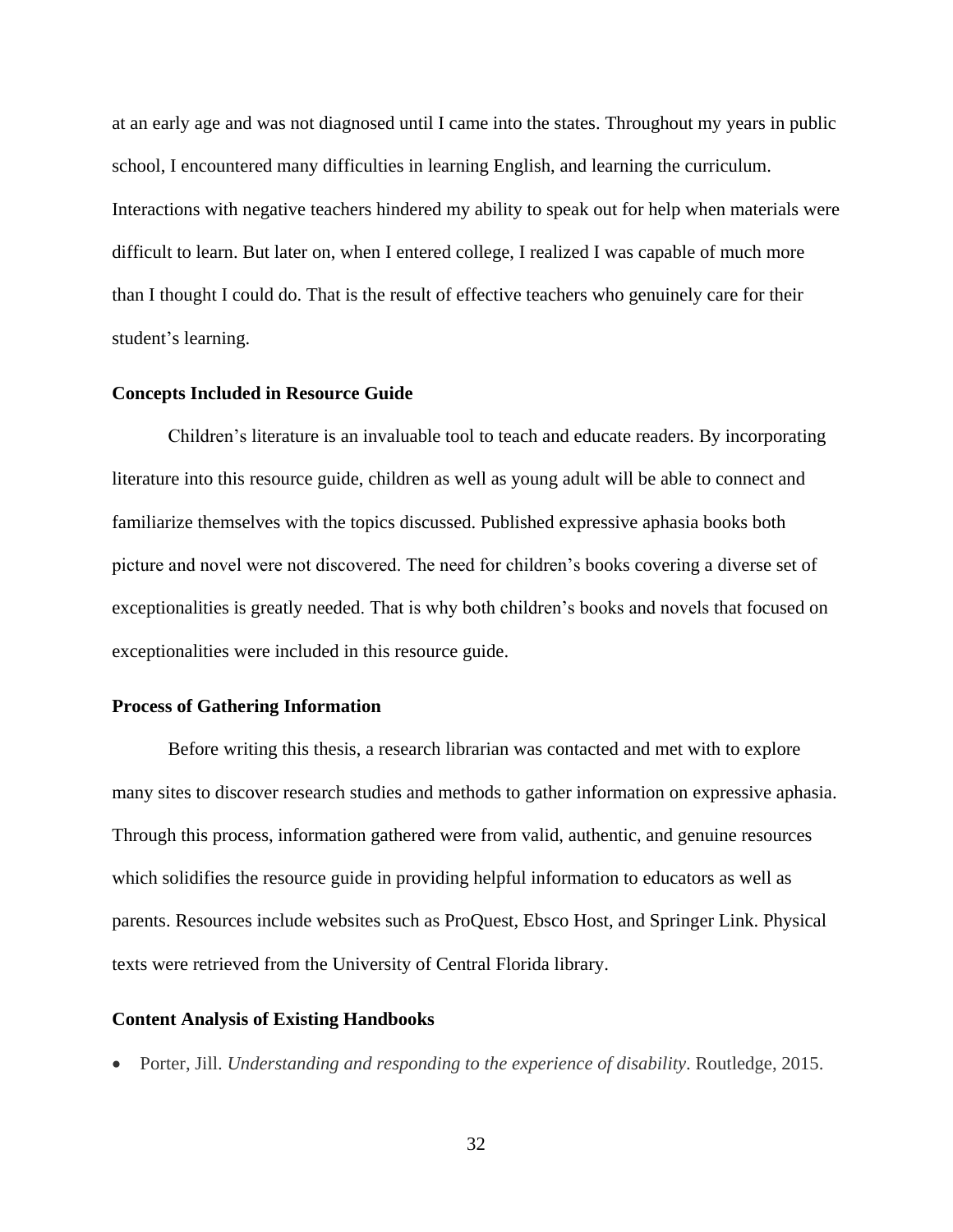at an early age and was not diagnosed until I came into the states. Throughout my years in public school, I encountered many difficulties in learning English, and learning the curriculum. Interactions with negative teachers hindered my ability to speak out for help when materials were difficult to learn. But later on, when I entered college, I realized I was capable of much more than I thought I could do. That is the result of effective teachers who genuinely care for their student's learning.

### Concepts Included in Resource Guide

Children's literature is an invaluable tool to teach and educate readers. By incorporating literature into this resource guide, children as well as young adult will be able to connect and familiarize themselves with the topics discussed. Published expressive aphasia books both picture and novel were not discovered. The need for children's books covering a diverse set of exceptionalities is greatly needed. That is why both children's books and novels that focused on exceptionalities were included in this resource guide.

### Process of Gathering Information

Before writing this thesis, a research librarian was contacted and met with to explore many sites to discover research studies and methods to gather information on expressive aphasia. Through this process, information gathered were from valid, authentic, and genuine resources which solidifies the resource guide in providing helpful information to educators as well as parents. Resources include websites such as ProQuest, Ebsco Host, and Springer Link. Physical texts were retrieved from the University of Central Florida library.

### Content Analysis of Existing Handbooks

- Porter, Jill. *Understanding and responding to the experience of disability*. Routledge, 2015.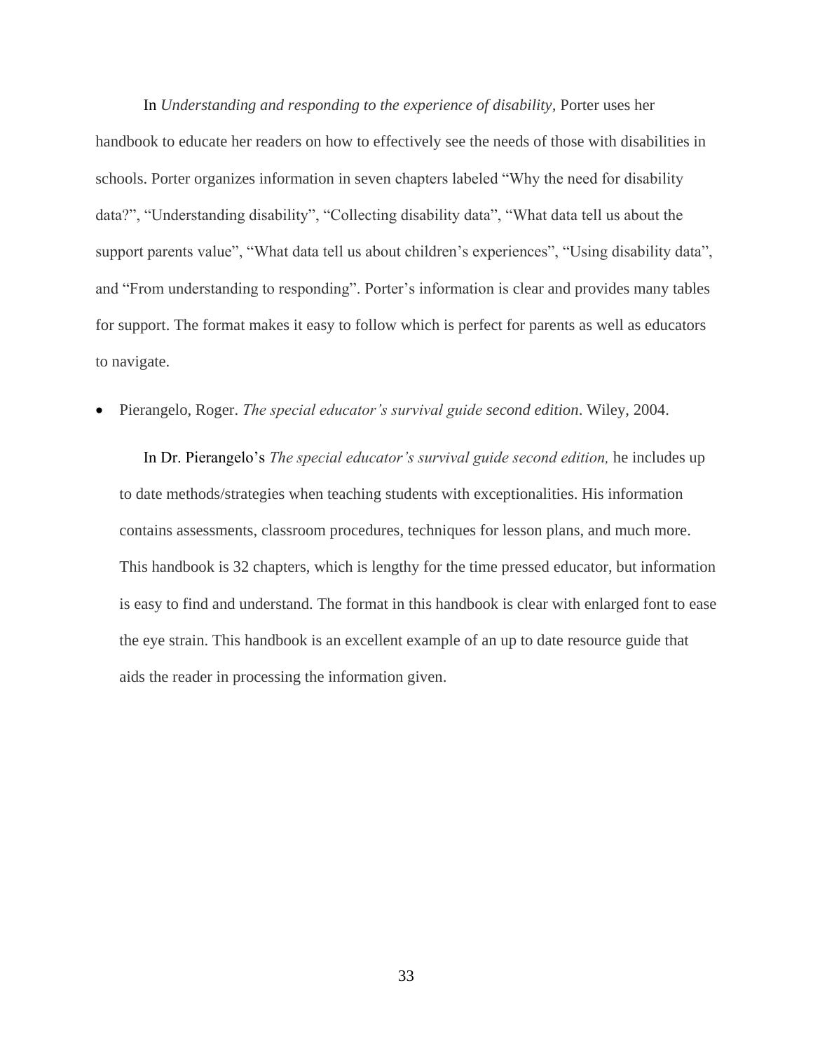In *Understanding and responding to the experience of disability*, Porter uses her handbook to educate her readers on how to effectively see the needs of those with disabilities in schools. Porter organizes information in seven chapters labeled "Why the need for disability data?", "Understanding disability", "Collecting disability data", "What data tell us about the support parents value", "What data tell us about children's experiences", "Using disability data", and "From understanding to responding". Porter's information is clear and provides many tables for support. The format makes it easy to follow which is perfect for parents as well as educators to navigate.

- Pierangelo, Roger. *The special educator's survival guide second edition*. Wiley, 2004.

  In Dr. Pierangelo's *The special educator's survival guide second edition,* he includes up to date methods/strategies when teaching students with exceptionalities. His information contains assessments, classroom procedures, techniques for lesson plans, and much more. This handbook is 32 chapters, which is lengthy for the time pressed educator, but information is easy to find and understand. The format in this handbook is clear with enlarged font to ease the eye strain. This handbook is an excellent example of an up to date resource guide that aids the reader in processing the information given.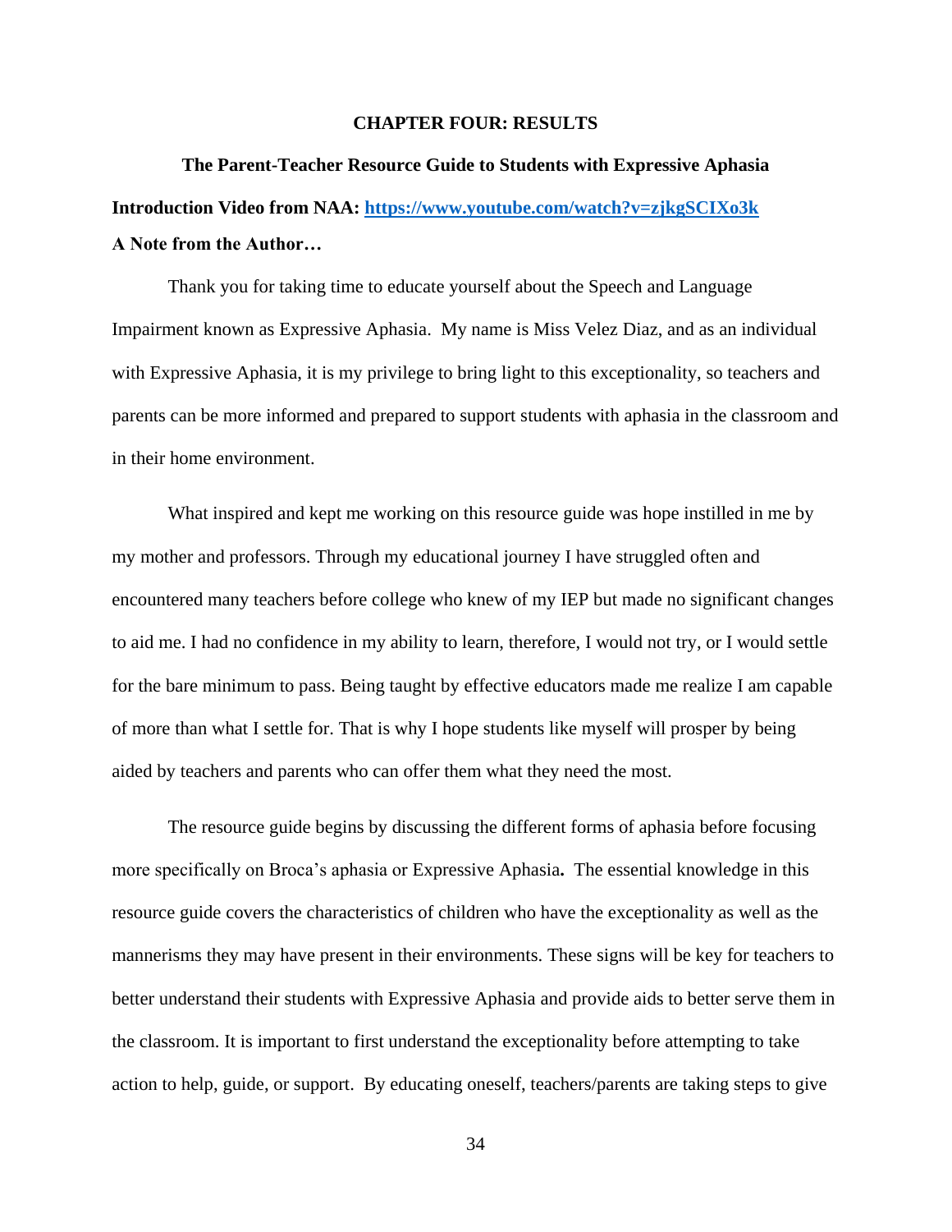# CHAPTER FOUR: RESULTS

## The Parent-Teacher Resource Guide to Students with Expressive Aphasia

**Introduction Video from NAA: [https://www.youtube.com/watch?v=zjkgSCIXo3k](https://www.youtube.com/watch?v=zjkgSCIXo3k)**

**A Note from the Author…**

Thank you for taking time to educate yourself about the Speech and Language Impairment known as Expressive Aphasia. My name is Miss Velez Diaz, and as an individual with Expressive Aphasia, it is my privilege to bring light to this exceptionality, so teachers and parents can be more informed and prepared to support students with aphasia in the classroom and in their home environment.

What inspired and kept me working on this resource guide was hope instilled in me by my mother and professors. Through my educational journey I have struggled often and encountered many teachers before college who knew of my IEP but made no significant changes to aid me. I had no confidence in my ability to learn, therefore, I would not try, or I would settle for the bare minimum to pass. Being taught by effective educators made me realize I am capable of more than what I settle for. That is why I hope students like myself will prosper by being aided by teachers and parents who can offer them what they need the most.

The resource guide begins by discussing the different forms of aphasia before focusing more specifically on Broca's aphasia or Expressive Aphasia**.** The essential knowledge in this resource guide covers the characteristics of children who have the exceptionality as well as the mannerisms they may have present in their environments. These signs will be key for teachers to better understand their students with Expressive Aphasia and provide aids to better serve them in the classroom. It is important to first understand the exceptionality before attempting to take action to help, guide, or support. By educating oneself, teachers/parents are taking steps to give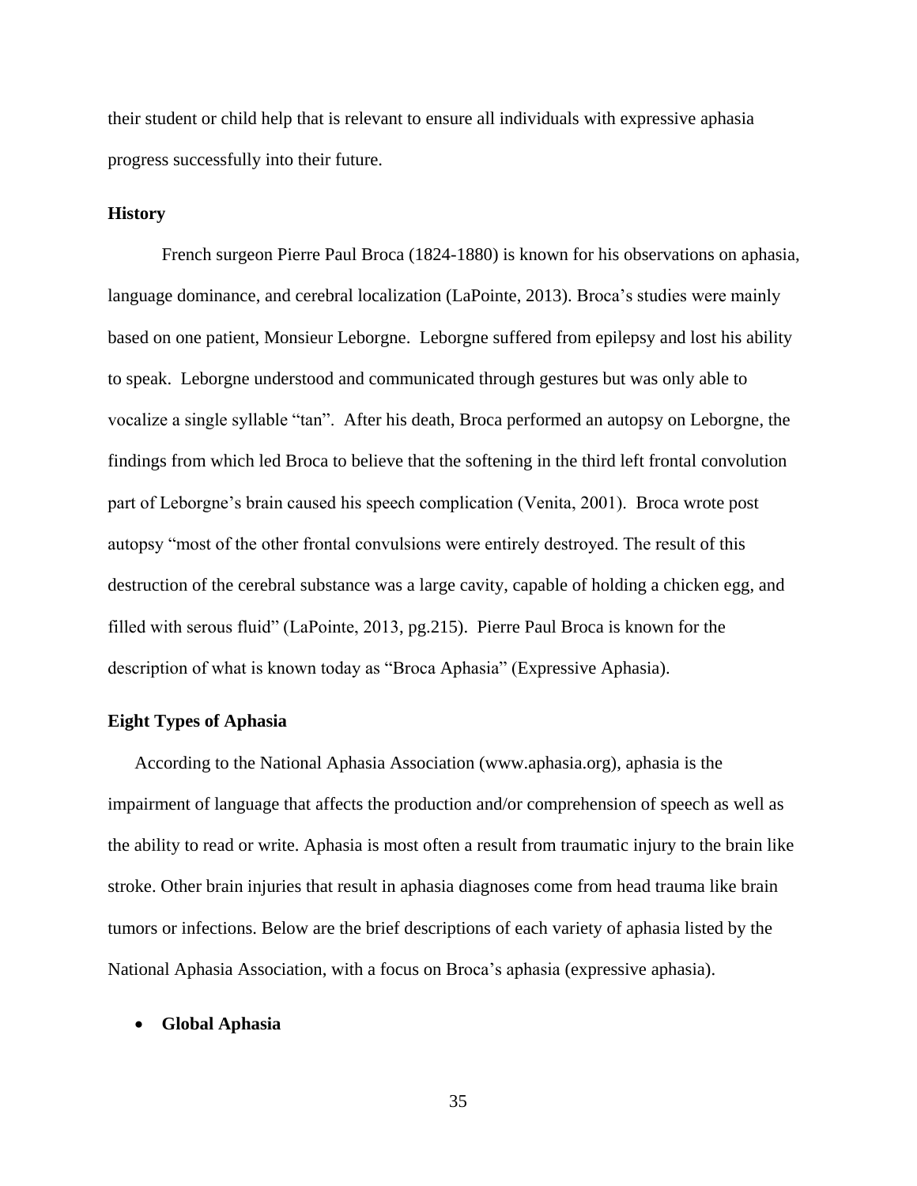their student or child help that is relevant to ensure all individuals with expressive aphasia progress successfully into their future.

**History**

French surgeon Pierre Paul Broca (1824-1880) is known for his observations on aphasia, language dominance, and cerebral localization (LaPointe, 2013). Broca's studies were mainly based on one patient, Monsieur Leborgne. Leborgne suffered from epilepsy and lost his ability to speak. Leborgne understood and communicated through gestures but was only able to vocalize a single syllable "tan". After his death, Broca performed an autopsy on Leborgne, the findings from which led Broca to believe that the softening in the third left frontal convolution part of Leborgne's brain caused his speech complication (Venita, 2001). Broca wrote post autopsy "most of the other frontal convulsions were entirely destroyed. The result of this destruction of the cerebral substance was a large cavity, capable of holding a chicken egg, and filled with serous fluid" (LaPointe, 2013, pg.215). Pierre Paul Broca is known for the description of what is known today as "Broca Aphasia" (Expressive Aphasia).

**Eight Types of Aphasia**

According to the National Aphasia Association (www.aphasia.org), aphasia is the impairment of language that affects the production and/or comprehension of speech as well as the ability to read or write. Aphasia is most often a result from traumatic injury to the brain like stroke. Other brain injuries that result in aphasia diagnoses come from head trauma like brain tumors or infections. Below are the brief descriptions of each variety of aphasia listed by the National Aphasia Association, with a focus on Broca's aphasia (expressive aphasia).

- **Global Aphasia**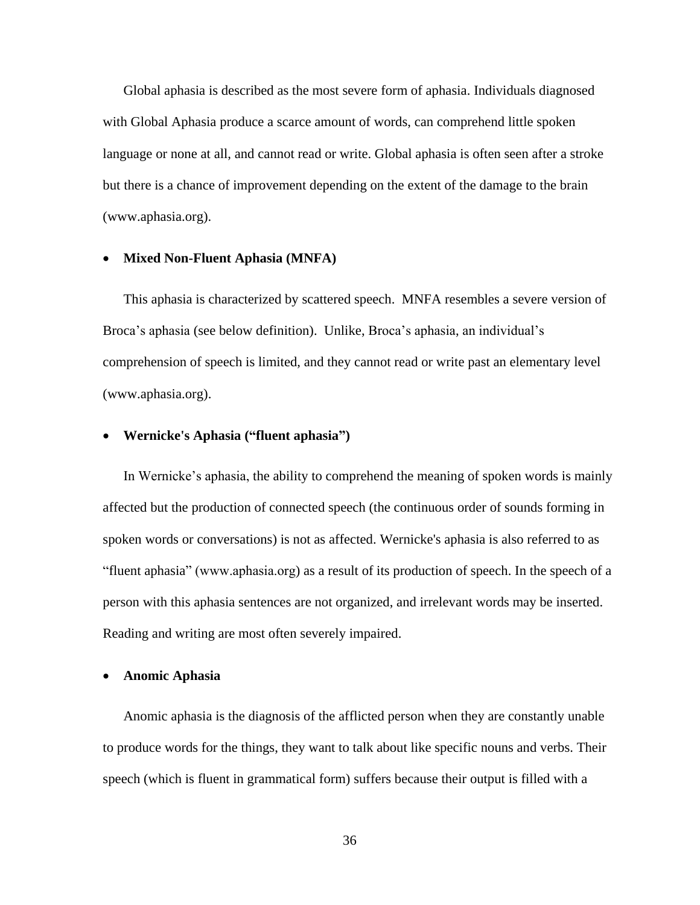Global aphasia is described as the most severe form of aphasia. Individuals diagnosed with Global Aphasia produce a scarce amount of words, can comprehend little spoken language or none at all, and cannot read or write. Global aphasia is often seen after a stroke but there is a chance of improvement depending on the extent of the damage to the brain (www.aphasia.org).

- **Mixed Non-Fluent Aphasia (MNFA)**

This aphasia is characterized by scattered speech. MNFA resembles a severe version of Broca's aphasia (see below definition). Unlike, Broca's aphasia, an individual's comprehension of speech is limited, and they cannot read or write past an elementary level (www.aphasia.org).

- **Wernicke's Aphasia ("fluent aphasia")**

In Wernicke's aphasia, the ability to comprehend the meaning of spoken words is mainly affected but the production of connected speech (the continuous order of sounds forming in spoken words or conversations) is not as affected. Wernicke's aphasia is also referred to as "fluent aphasia" (www.aphasia.org) as a result of its production of speech. In the speech of a person with this aphasia sentences are not organized, and irrelevant words may be inserted. Reading and writing are most often severely impaired.

- **Anomic Aphasia**

Anomic aphasia is the diagnosis of the afflicted person when they are constantly unable to produce words for the things, they want to talk about like specific nouns and verbs. Their speech (which is fluent in grammatical form) suffers because their output is filled with a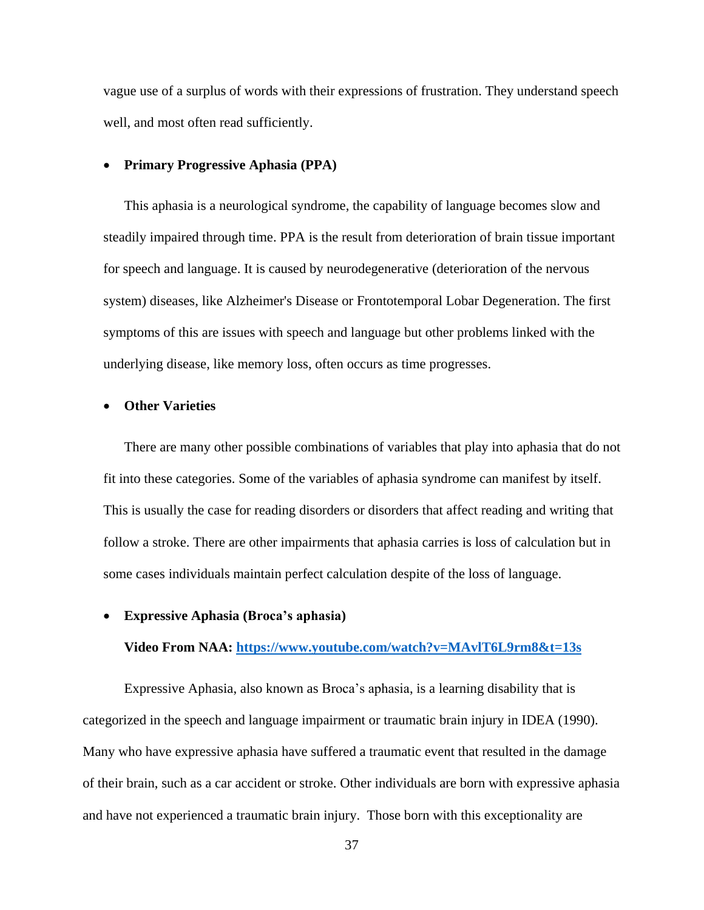vague use of a surplus of words with their expressions of frustration. They understand speech well, and most often read sufficiently.

- **Primary Progressive Aphasia (PPA)**

This aphasia is a neurological syndrome, the capability of language becomes slow and steadily impaired through time. PPA is the result from deterioration of brain tissue important for speech and language. It is caused by neurodegenerative (deterioration of the nervous system) diseases, like Alzheimer's Disease or Frontotemporal Lobar Degeneration. The first symptoms of this are issues with speech and language but other problems linked with the underlying disease, like memory loss, often occurs as time progresses.

- **Other Varieties**

There are many other possible combinations of variables that play into aphasia that do not fit into these categories. Some of the variables of aphasia syndrome can manifest by itself. This is usually the case for reading disorders or disorders that affect reading and writing that follow a stroke. There are other impairments that aphasia carries is loss of calculation but in some cases individuals maintain perfect calculation despite of the loss of language.

- **Expressive Aphasia (Broca's aphasia)**

**Video From NAA: [https://www.youtube.com/watch?v=MAvlT6L9rm8&t=13s](https://www.youtube.com/watch?v=MAvlT6L9rm8&t=13s)**

Expressive Aphasia, also known as Broca's aphasia, is a learning disability that is categorized in the speech and language impairment or traumatic brain injury in IDEA (1990). Many who have expressive aphasia have suffered a traumatic event that resulted in the damage of their brain, such as a car accident or stroke. Other individuals are born with expressive aphasia and have not experienced a traumatic brain injury. Those born with this exceptionality are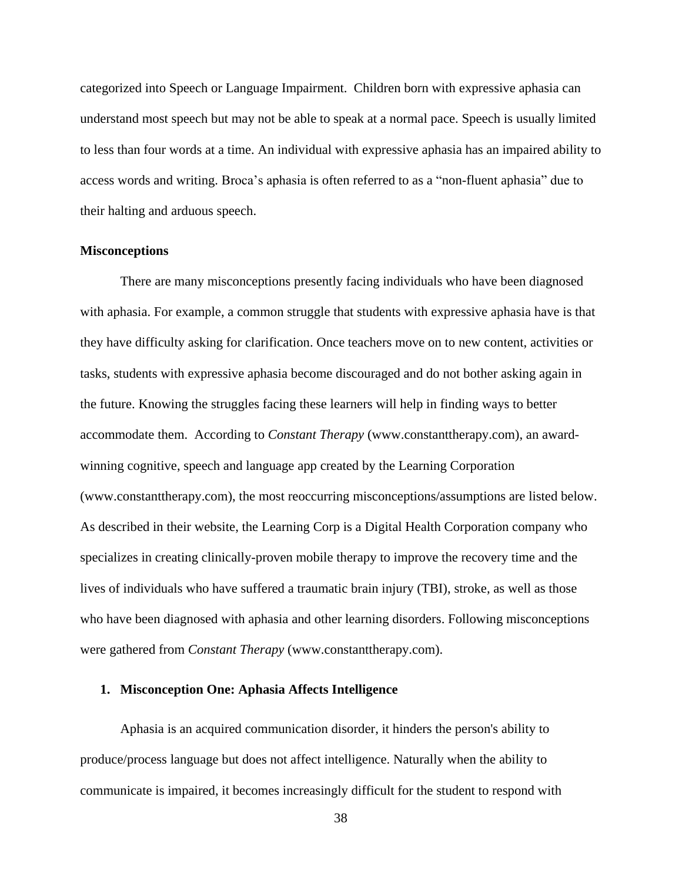categorized into Speech or Language Impairment.  Children born with expressive aphasia can understand most speech but may not be able to speak at a normal pace. Speech is usually limited to less than four words at a time. An individual with expressive aphasia has an impaired ability to access words and writing. Broca's aphasia is often referred to as a "non-fluent aphasia" due to their halting and arduous speech.

**Misconceptions**

There are many misconceptions presently facing individuals who have been diagnosed with aphasia. For example, a common struggle that students with expressive aphasia have is that they have difficulty asking for clarification. Once teachers move on to new content, activities or tasks, students with expressive aphasia become discouraged and do not bother asking again in the future. Knowing the struggles facing these learners will help in finding ways to better accommodate them.  According to *Constant Therapy* (www.constanttherapy.com), an award-winning cognitive, speech and language app created by the Learning Corporation (www.constanttherapy.com), the most reoccurring misconceptions/assumptions are listed below. As described in their website, the Learning Corp is a Digital Health Corporation company who specializes in creating clinically-proven mobile therapy to improve the recovery time and the lives of individuals who have suffered a traumatic brain injury (TBI), stroke, as well as those who have been diagnosed with aphasia and other learning disorders. Following misconceptions were gathered from *Constant Therapy* (www.constanttherapy.com).

1. **Misconception One: Aphasia Affects Intelligence**

Aphasia is an acquired communication disorder, it hinders the person's ability to produce/process language but does not affect intelligence. Naturally when the ability to communicate is impaired, it becomes increasingly difficult for the student to respond with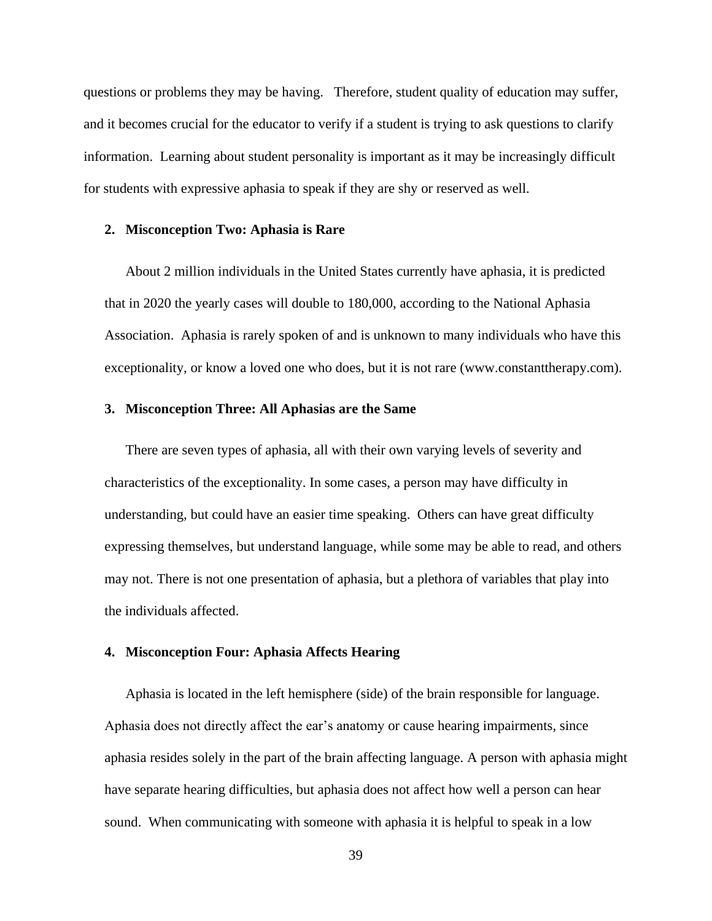questions or problems they may be having.   Therefore, student quality of education may suffer, and it becomes crucial for the educator to verify if a student is trying to ask questions to clarify information.  Learning about student personality is important as it may be increasingly difficult for students with expressive aphasia to speak if they are shy or reserved as well.

**2. Misconception Two: Aphasia is Rare**

About 2 million individuals in the United States currently have aphasia, it is predicted that in 2020 the yearly cases will double to 180,000, according to the National Aphasia Association.  Aphasia is rarely spoken of and is unknown to many individuals who have this exceptionality, or know a loved one who does, but it is not rare (www.constanttherapy.com).

**3. Misconception Three: All Aphasias are the Same**

There are seven types of aphasia, all with their own varying levels of severity and characteristics of the exceptionality. In some cases, a person may have difficulty in understanding, but could have an easier time speaking.  Others can have great difficulty expressing themselves, but understand language, while some may be able to read, and others may not. There is not one presentation of aphasia, but a plethora of variables that play into the individuals affected.

**4. Misconception Four: Aphasia Affects Hearing**

Aphasia is located in the left hemisphere (side) of the brain responsible for language. Aphasia does not directly affect the ear's anatomy or cause hearing impairments, since aphasia resides solely in the part of the brain affecting language. A person with aphasia might have separate hearing difficulties, but aphasia does not affect how well a person can hear sound.  When communicating with someone with aphasia it is helpful to speak in a low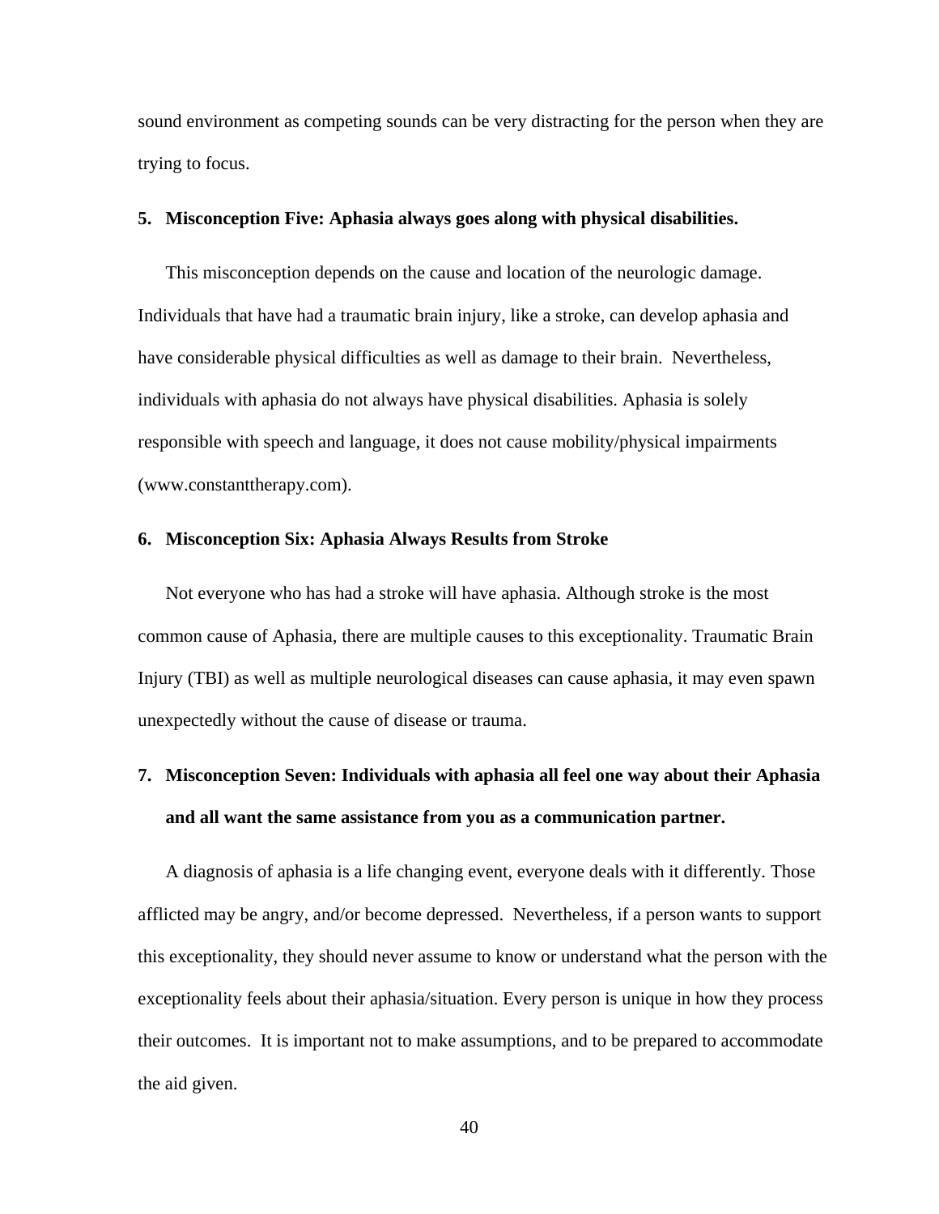sound environment as competing sounds can be very distracting for the person when they are trying to focus.

5. **Misconception Five: Aphasia always goes along with physical disabilities.**

This misconception depends on the cause and location of the neurologic damage. Individuals that have had a traumatic brain injury, like a stroke, can develop aphasia and have considerable physical difficulties as well as damage to their brain. Nevertheless, individuals with aphasia do not always have physical disabilities. Aphasia is solely responsible with speech and language, it does not cause mobility/physical impairments (www.constanttherapy.com).

6. **Misconception Six: Aphasia Always Results from Stroke**

Not everyone who has had a stroke will have aphasia. Although stroke is the most common cause of Aphasia, there are multiple causes to this exceptionality. Traumatic Brain Injury (TBI) as well as multiple neurological diseases can cause aphasia, it may even spawn unexpectedly without the cause of disease or trauma.

7. **Misconception Seven: Individuals with aphasia all feel one way about their Aphasia and all want the same assistance from you as a communication partner.**

A diagnosis of aphasia is a life changing event, everyone deals with it differently. Those afflicted may be angry, and/or become depressed. Nevertheless, if a person wants to support this exceptionality, they should never assume to know or understand what the person with the exceptionality feels about their aphasia/situation. Every person is unique in how they process their outcomes. It is important not to make assumptions, and to be prepared to accommodate the aid given.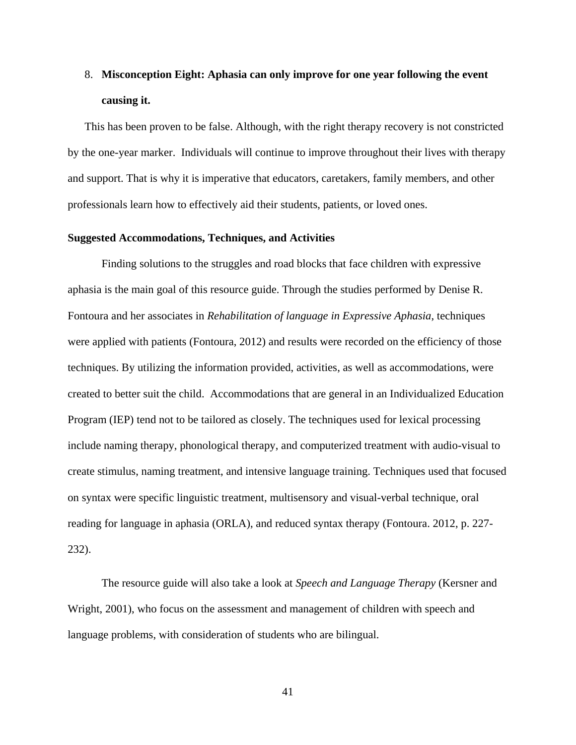8. **Misconception Eight: Aphasia can only improve for one year following the event causing it.**

This has been proven to be false. Although, with the right therapy recovery is not constricted by the one-year marker. Individuals will continue to improve throughout their lives with therapy and support. That is why it is imperative that educators, caretakers, family members, and other professionals learn how to effectively aid their students, patients, or loved ones.

**Suggested Accommodations, Techniques, and Activities**

Finding solutions to the struggles and road blocks that face children with expressive aphasia is the main goal of this resource guide. Through the studies performed by Denise R. Fontoura and her associates in *Rehabilitation of language in Expressive Aphasia*, techniques were applied with patients (Fontoura, 2012) and results were recorded on the efficiency of those techniques. By utilizing the information provided, activities, as well as accommodations, were created to better suit the child. Accommodations that are general in an Individualized Education Program (IEP) tend not to be tailored as closely. The techniques used for lexical processing include naming therapy, phonological therapy, and computerized treatment with audio-visual to create stimulus, naming treatment, and intensive language training. Techniques used that focused on syntax were specific linguistic treatment, multisensory and visual-verbal technique, oral reading for language in aphasia (ORLA), and reduced syntax therapy (Fontoura. 2012, p. 227-232).

The resource guide will also take a look at *Speech and Language Therapy* (Kersner and Wright, 2001), who focus on the assessment and management of children with speech and language problems, with consideration of students who are bilingual.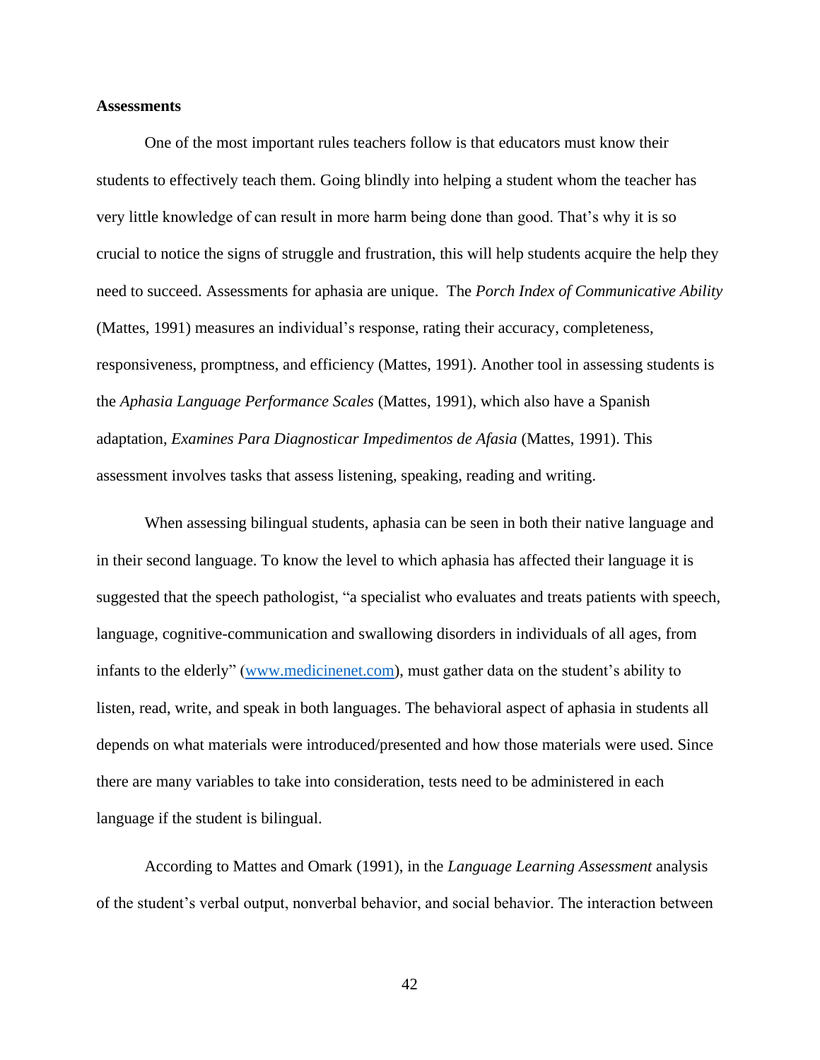**Assessments**

One of the most important rules teachers follow is that educators must know their students to effectively teach them. Going blindly into helping a student whom the teacher has very little knowledge of can result in more harm being done than good. That's why it is so crucial to notice the signs of struggle and frustration, this will help students acquire the help they need to succeed. Assessments for aphasia are unique. The *Porch Index of Communicative Ability* (Mattes, 1991) measures an individual's response, rating their accuracy, completeness, responsiveness, promptness, and efficiency (Mattes, 1991). Another tool in assessing students is the *Aphasia Language Performance Scales* (Mattes, 1991), which also have a Spanish adaptation, *Examines Para Diagnosticar Impedimentos de Afasia* (Mattes, 1991). This assessment involves tasks that assess listening, speaking, reading and writing.

When assessing bilingual students, aphasia can be seen in both their native language and in their second language. To know the level to which aphasia has affected their language it is suggested that the speech pathologist, "a specialist who evaluates and treats patients with speech, language, cognitive-communication and swallowing disorders in individuals of all ages, from infants to the elderly" (www.medicinenet.com), must gather data on the student's ability to listen, read, write, and speak in both languages. The behavioral aspect of aphasia in students all depends on what materials were introduced/presented and how those materials were used. Since there are many variables to take into consideration, tests need to be administered in each language if the student is bilingual.

According to Mattes and Omark (1991), in the *Language Learning Assessment* analysis of the student's verbal output, nonverbal behavior, and social behavior. The interaction between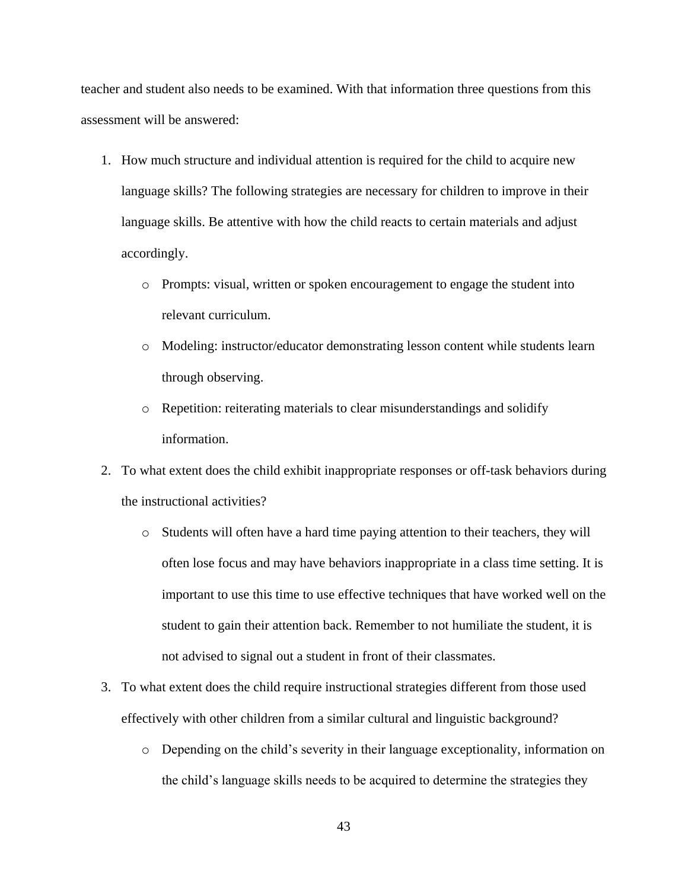teacher and student also needs to be examined. With that information three questions from this assessment will be answered:

1. How much structure and individual attention is required for the child to acquire new language skills? The following strategies are necessary for children to improve in their language skills. Be attentive with how the child reacts to certain materials and adjust accordingly.
   - Prompts: visual, written or spoken encouragement to engage the student into relevant curriculum.
   - Modeling: instructor/educator demonstrating lesson content while students learn through observing.
   - Repetition: reiterating materials to clear misunderstandings and solidify information.
2. To what extent does the child exhibit inappropriate responses or off-task behaviors during the instructional activities?
   - Students will often have a hard time paying attention to their teachers, they will often lose focus and may have behaviors inappropriate in a class time setting. It is important to use this time to use effective techniques that have worked well on the student to gain their attention back. Remember to not humiliate the student, it is not advised to signal out a student in front of their classmates.
3. To what extent does the child require instructional strategies different from those used effectively with other children from a similar cultural and linguistic background?
   - Depending on the child's severity in their language exceptionality, information on the child's language skills needs to be acquired to determine the strategies they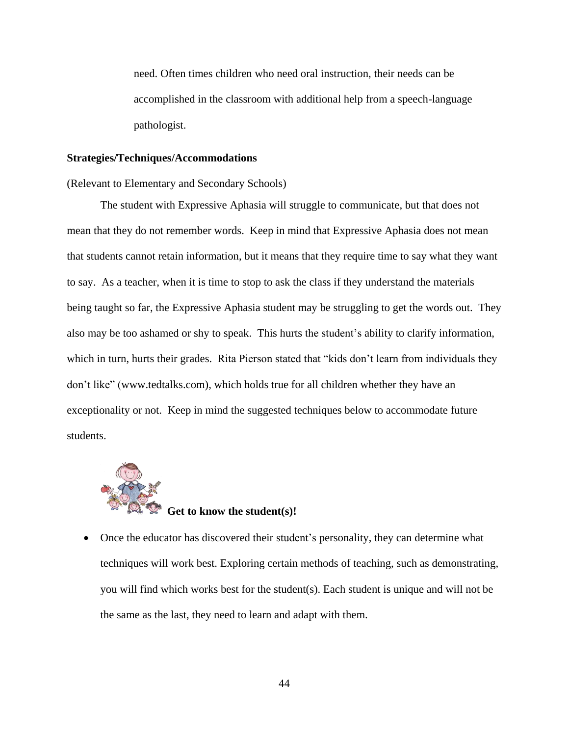need. Often times children who need oral instruction, their needs can be accomplished in the classroom with additional help from a speech-language pathologist.

**Strategies/Techniques/Accommodations**

(Relevant to Elementary and Secondary Schools)

The student with Expressive Aphasia will struggle to communicate, but that does not mean that they do not remember words. Keep in mind that Expressive Aphasia does not mean that students cannot retain information, but it means that they require time to say what they want to say. As a teacher, when it is time to stop to ask the class if they understand the materials being taught so far, the Expressive Aphasia student may be struggling to get the words out. They also may be too ashamed or shy to speak. This hurts the student's ability to clarify information, which in turn, hurts their grades. Rita Pierson stated that "kids don't learn from individuals they don't like" (www.tedtalks.com), which holds true for all children whether they have an exceptionality or not. Keep in mind the suggested techniques below to accommodate future students.

**Get to know the student(s)!**

- Once the educator has discovered their student's personality, they can determine what techniques will work best. Exploring certain methods of teaching, such as demonstrating, you will find which works best for the student(s). Each student is unique and will not be the same as the last, they need to learn and adapt with them.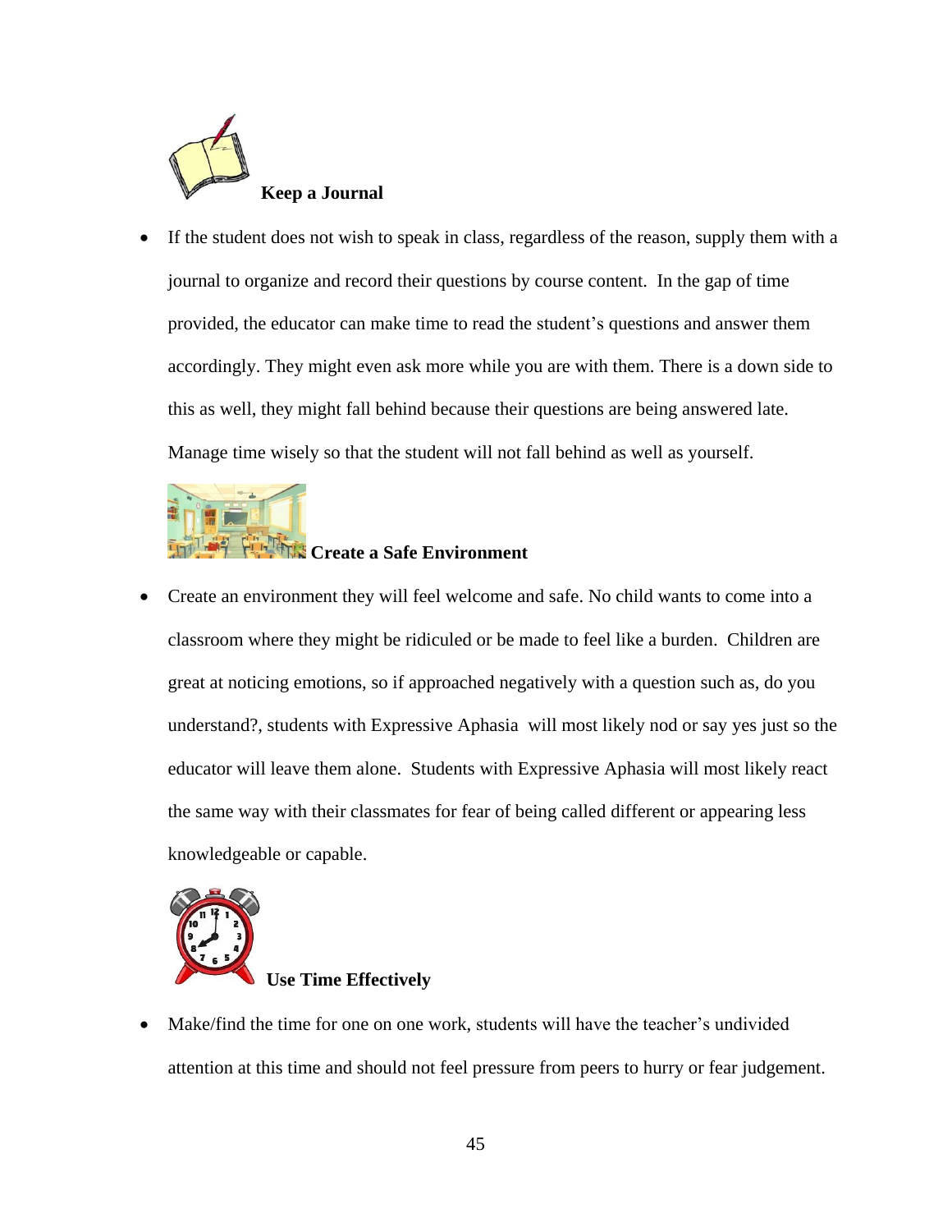**Keep a Journal**

- If the student does not wish to speak in class, regardless of the reason, supply them with a journal to organize and record their questions by course content. In the gap of time provided, the educator can make time to read the student's questions and answer them accordingly. They might even ask more while you are with them. There is a down side to this as well, they might fall behind because their questions are being answered late. Manage time wisely so that the student will not fall behind as well as yourself.

**Create a Safe Environment**

- Create an environment they will feel welcome and safe. No child wants to come into a classroom where they might be ridiculed or be made to feel like a burden. Children are great at noticing emotions, so if approached negatively with a question such as, do you understand?, students with Expressive Aphasia will most likely nod or say yes just so the educator will leave them alone. Students with Expressive Aphasia will most likely react the same way with their classmates for fear of being called different or appearing less knowledgeable or capable.

**Use Time Effectively**

- Make/find the time for one on one work, students will have the teacher's undivided attention at this time and should not feel pressure from peers to hurry or fear judgement.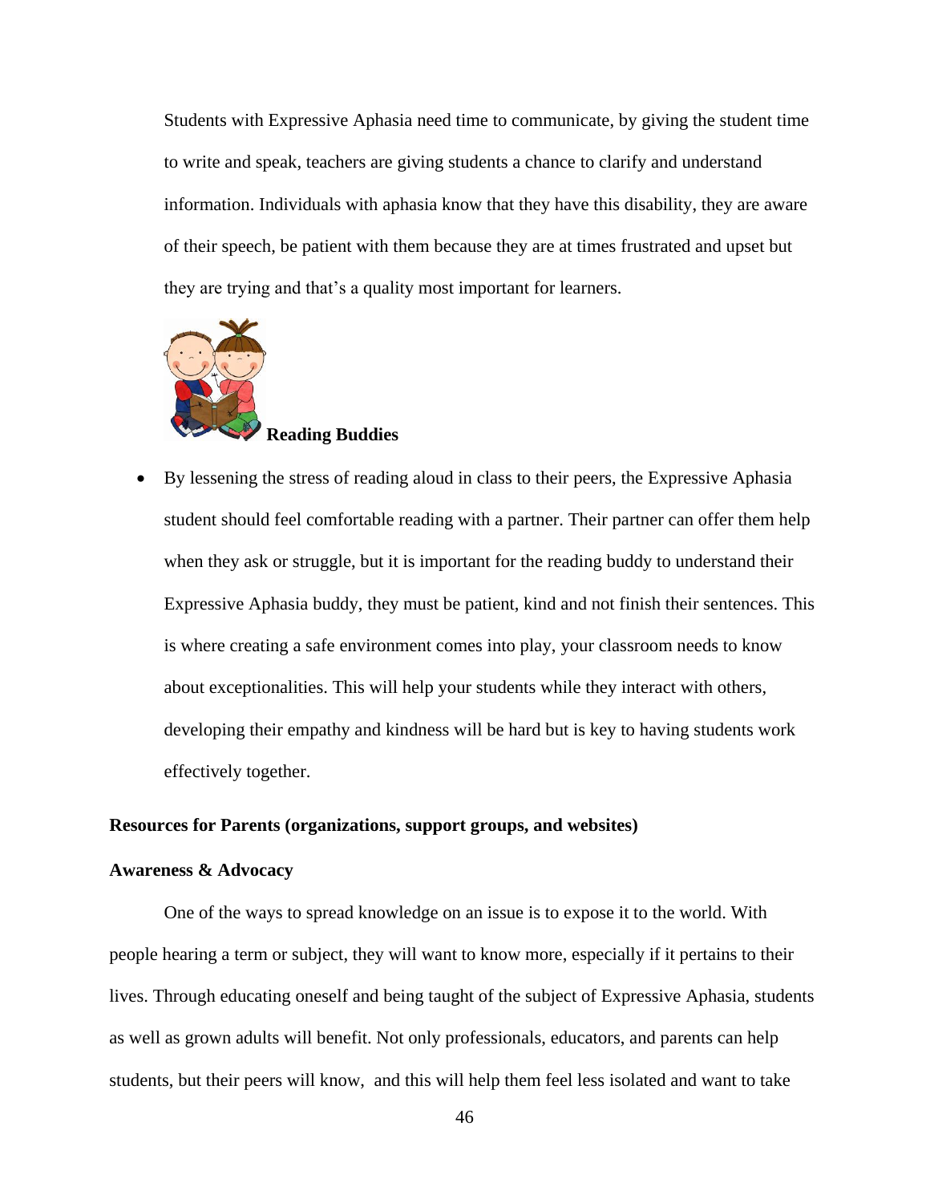Students with Expressive Aphasia need time to communicate, by giving the student time to write and speak, teachers are giving students a chance to clarify and understand information. Individuals with aphasia know that they have this disability, they are aware of their speech, be patient with them because they are at times frustrated and upset but they are trying and that's a quality most important for learners.

**Reading Buddies**

- By lessening the stress of reading aloud in class to their peers, the Expressive Aphasia student should feel comfortable reading with a partner. Their partner can offer them help when they ask or struggle, but it is important for the reading buddy to understand their Expressive Aphasia buddy, they must be patient, kind and not finish their sentences. This is where creating a safe environment comes into play, your classroom needs to know about exceptionalities. This will help your students while they interact with others, developing their empathy and kindness will be hard but is key to having students work effectively together.

**Resources for Parents (organizations, support groups, and websites)**

**Awareness & Advocacy**

One of the ways to spread knowledge on an issue is to expose it to the world. With people hearing a term or subject, they will want to know more, especially if it pertains to their lives. Through educating oneself and being taught of the subject of Expressive Aphasia, students as well as grown adults will benefit. Not only professionals, educators, and parents can help students, but their peers will know, and this will help them feel less isolated and want to take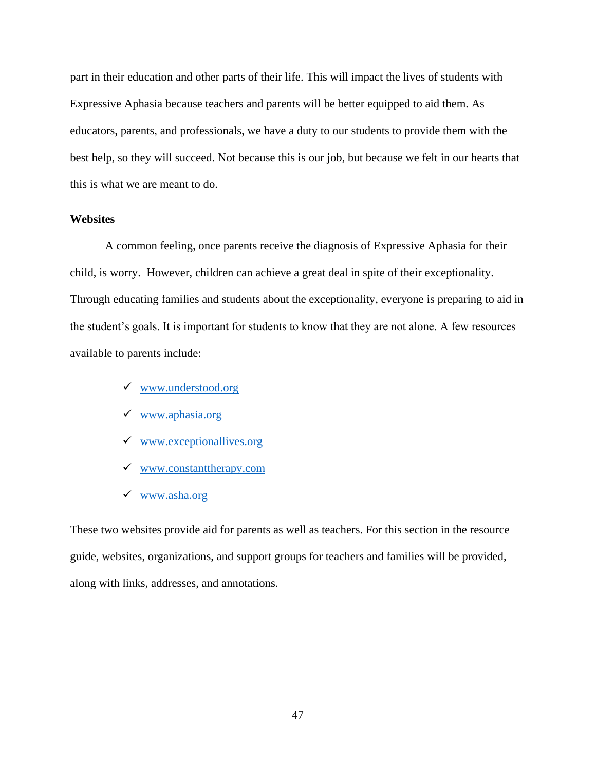part in their education and other parts of their life. This will impact the lives of students with Expressive Aphasia because teachers and parents will be better equipped to aid them. As educators, parents, and professionals, we have a duty to our students to provide them with the best help, so they will succeed. Not because this is our job, but because we felt in our hearts that this is what we are meant to do.

**Websites**

A common feeling, once parents receive the diagnosis of Expressive Aphasia for their child, is worry. However, children can achieve a great deal in spite of their exceptionality. Through educating families and students about the exceptionality, everyone is preparing to aid in the student's goals. It is important for students to know that they are not alone. A few resources available to parents include:

- ✓ [www.understood.org](http://www.understood.org)
- ✓ [www.aphasia.org](http://www.aphasia.org)
- ✓ [www.exceptionallives.org](http://www.exceptionallives.org)
- ✓ [www.constanttherapy.com](http://www.constanttherapy.com)
- ✓ [www.asha.org](http://www.asha.org)

These two websites provide aid for parents as well as teachers. For this section in the resource guide, websites, organizations, and support groups for teachers and families will be provided, along with links, addresses, and annotations.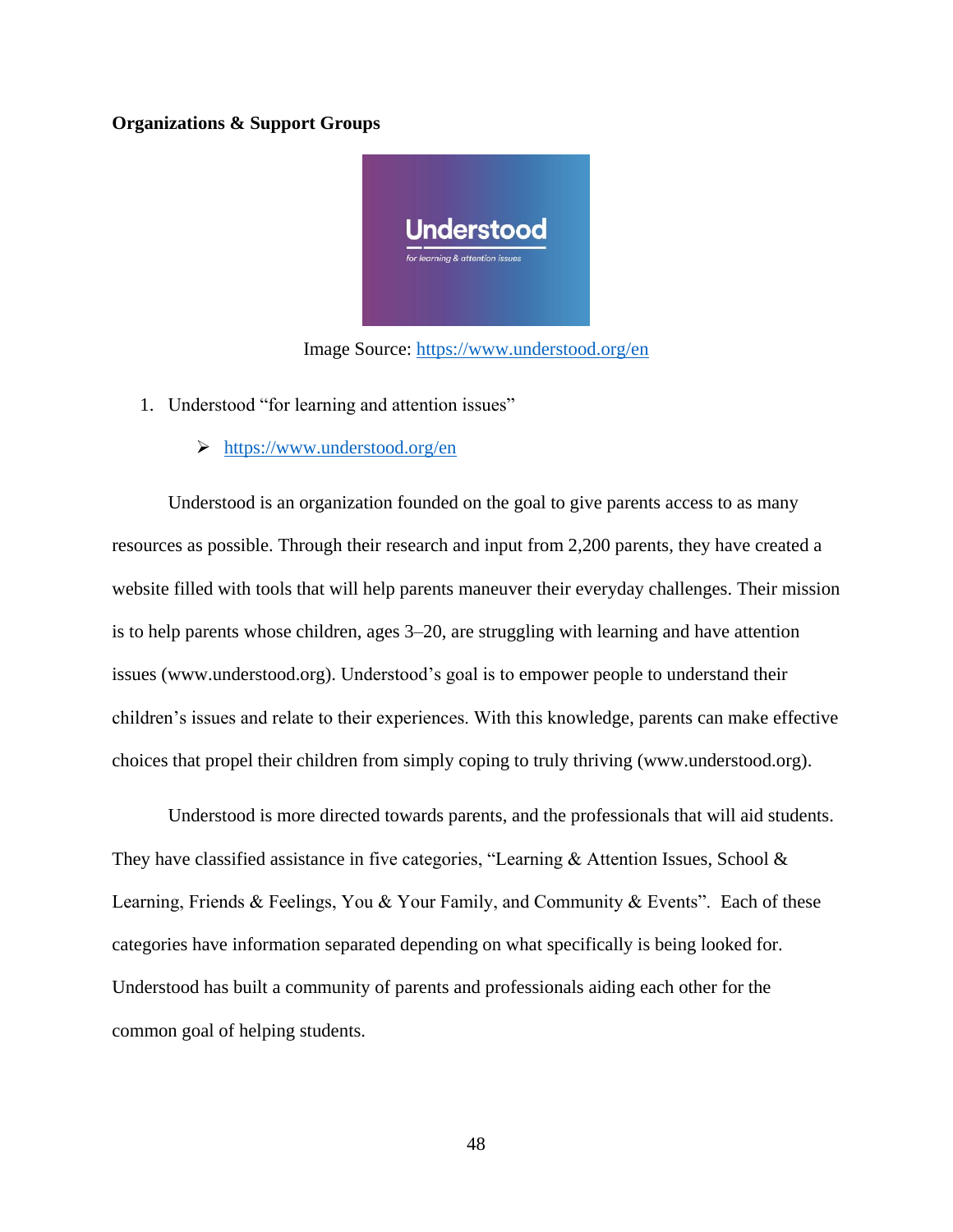**Organizations & Support Groups**

Image Source: https://www.understood.org/en

1. Understood "for learning and attention issues"

   ➢ https://www.understood.org/en

Understood is an organization founded on the goal to give parents access to as many resources as possible. Through their research and input from 2,200 parents, they have created a website filled with tools that will help parents maneuver their everyday challenges. Their mission is to help parents whose children, ages 3–20, are struggling with learning and have attention issues (www.understood.org). Understood's goal is to empower people to understand their children's issues and relate to their experiences. With this knowledge, parents can make effective choices that propel their children from simply coping to truly thriving (www.understood.org).

Understood is more directed towards parents, and the professionals that will aid students. They have classified assistance in five categories, "Learning & Attention Issues, School & Learning, Friends & Feelings, You & Your Family, and Community & Events". Each of these categories have information separated depending on what specifically is being looked for. Understood has built a community of parents and professionals aiding each other for the common goal of helping students.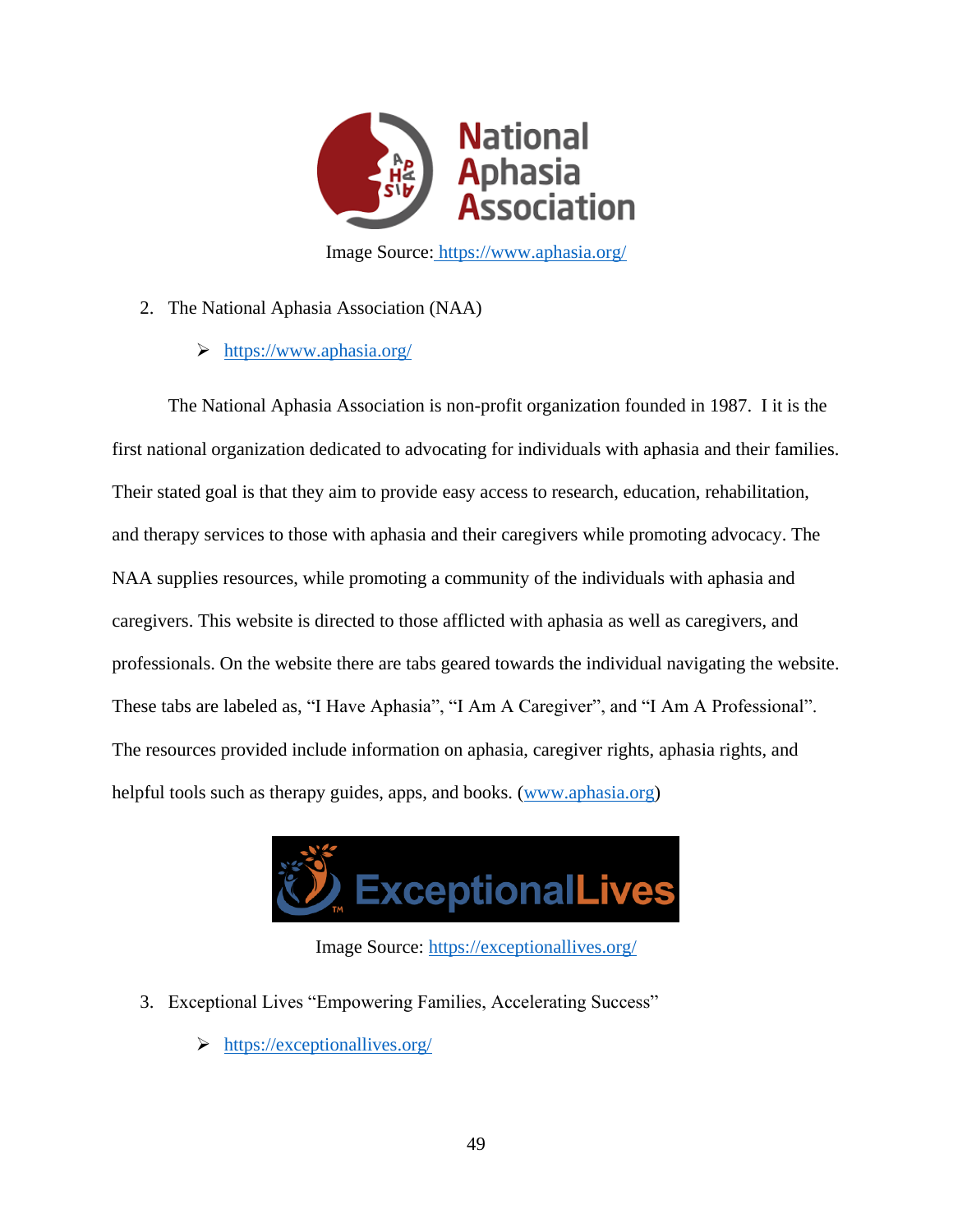Image Source: [https://www.aphasia.org/](https://www.aphasia.org/)

2. The National Aphasia Association (NAA)

   ➢ [https://www.aphasia.org/](https://www.aphasia.org/)

The National Aphasia Association is non-profit organization founded in 1987. I it is the first national organization dedicated to advocating for individuals with aphasia and their families. Their stated goal is that they aim to provide easy access to research, education, rehabilitation, and therapy services to those with aphasia and their caregivers while promoting advocacy. The NAA supplies resources, while promoting a community of the individuals with aphasia and caregivers. This website is directed to those afflicted with aphasia as well as caregivers, and professionals. On the website there are tabs geared towards the individual navigating the website. These tabs are labeled as, "I Have Aphasia", "I Am A Caregiver", and "I Am A Professional". The resources provided include information on aphasia, caregiver rights, aphasia rights, and helpful tools such as therapy guides, apps, and books. ([www.aphasia.org](www.aphasia.org))

Image Source: [https://exceptionallives.org/](https://exceptionallives.org/)

3. Exceptional Lives "Empowering Families, Accelerating Success"

   ➢ [https://exceptionallives.org/](https://exceptionallives.org/)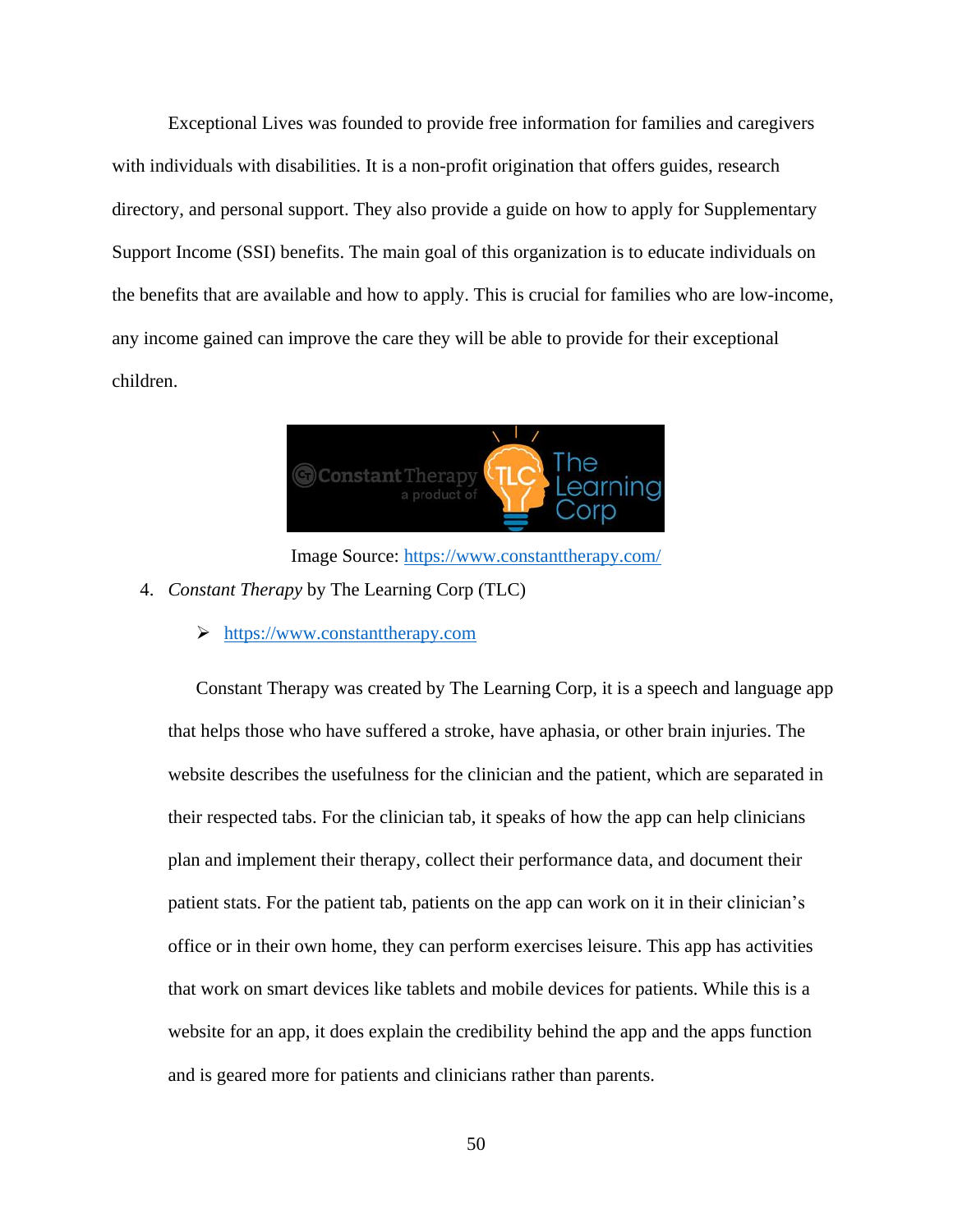Exceptional Lives was founded to provide free information for families and caregivers with individuals with disabilities. It is a non-profit origination that offers guides, research directory, and personal support. They also provide a guide on how to apply for Supplementary Support Income (SSI) benefits. The main goal of this organization is to educate individuals on the benefits that are available and how to apply. This is crucial for families who are low-income, any income gained can improve the care they will be able to provide for their exceptional children.

Image Source: https://www.constanttherapy.com/

4. *Constant Therapy* by The Learning Corp (TLC)

   - https://www.constanttherapy.com

   Constant Therapy was created by The Learning Corp, it is a speech and language app that helps those who have suffered a stroke, have aphasia, or other brain injuries. The website describes the usefulness for the clinician and the patient, which are separated in their respected tabs. For the clinician tab, it speaks of how the app can help clinicians plan and implement their therapy, collect their performance data, and document their patient stats. For the patient tab, patients on the app can work on it in their clinician's office or in their own home, they can perform exercises leisure. This app has activities that work on smart devices like tablets and mobile devices for patients. While this is a website for an app, it does explain the credibility behind the app and the apps function and is geared more for patients and clinicians rather than parents.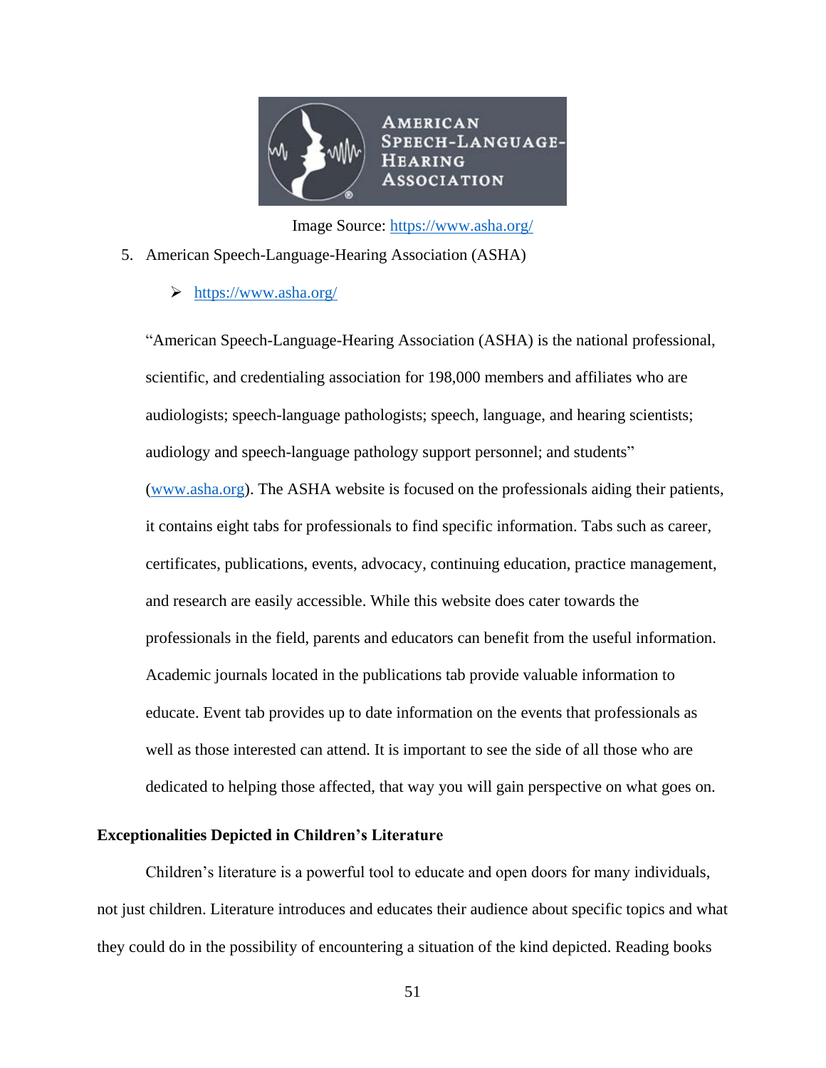Image Source: https://www.asha.org/

5. American Speech-Language-Hearing Association (ASHA)

    - https://www.asha.org/

"American Speech-Language-Hearing Association (ASHA) is the national professional, scientific, and credentialing association for 198,000 members and affiliates who are audiologists; speech-language pathologists; speech, language, and hearing scientists; audiology and speech-language pathology support personnel; and students" (www.asha.org). The ASHA website is focused on the professionals aiding their patients, it contains eight tabs for professionals to find specific information. Tabs such as career, certificates, publications, events, advocacy, continuing education, practice management, and research are easily accessible. While this website does cater towards the professionals in the field, parents and educators can benefit from the useful information. Academic journals located in the publications tab provide valuable information to educate. Event tab provides up to date information on the events that professionals as well as those interested can attend. It is important to see the side of all those who are dedicated to helping those affected, that way you will gain perspective on what goes on.

**Exceptionalities Depicted in Children's Literature**

Children's literature is a powerful tool to educate and open doors for many individuals, not just children. Literature introduces and educates their audience about specific topics and what they could do in the possibility of encountering a situation of the kind depicted. Reading books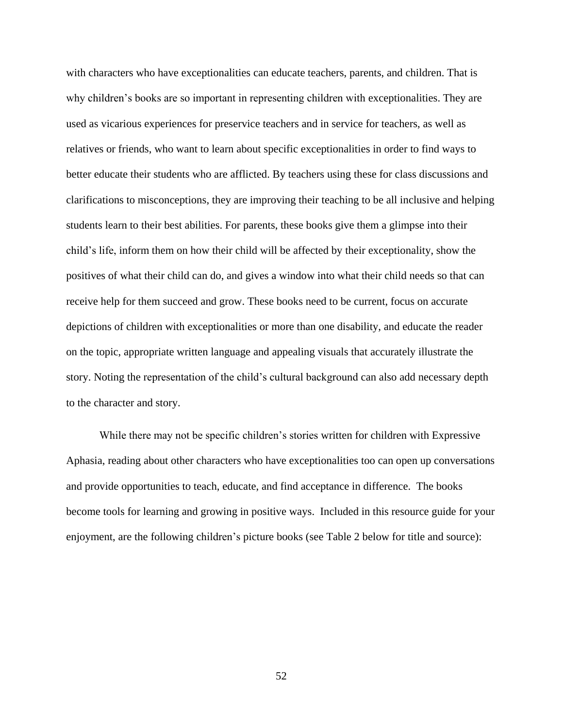with characters who have exceptionalities can educate teachers, parents, and children. That is why children's books are so important in representing children with exceptionalities. They are used as vicarious experiences for preservice teachers and in service for teachers, as well as relatives or friends, who want to learn about specific exceptionalities in order to find ways to better educate their students who are afflicted. By teachers using these for class discussions and clarifications to misconceptions, they are improving their teaching to be all inclusive and helping students learn to their best abilities. For parents, these books give them a glimpse into their child's life, inform them on how their child will be affected by their exceptionality, show the positives of what their child can do, and gives a window into what their child needs so that can receive help for them succeed and grow. These books need to be current, focus on accurate depictions of children with exceptionalities or more than one disability, and educate the reader on the topic, appropriate written language and appealing visuals that accurately illustrate the story. Noting the representation of the child's cultural background can also add necessary depth to the character and story.

While there may not be specific children's stories written for children with Expressive Aphasia, reading about other characters who have exceptionalities too can open up conversations and provide opportunities to teach, educate, and find acceptance in difference. The books become tools for learning and growing in positive ways. Included in this resource guide for your enjoyment, are the following children's picture books (see Table 2 below for title and source):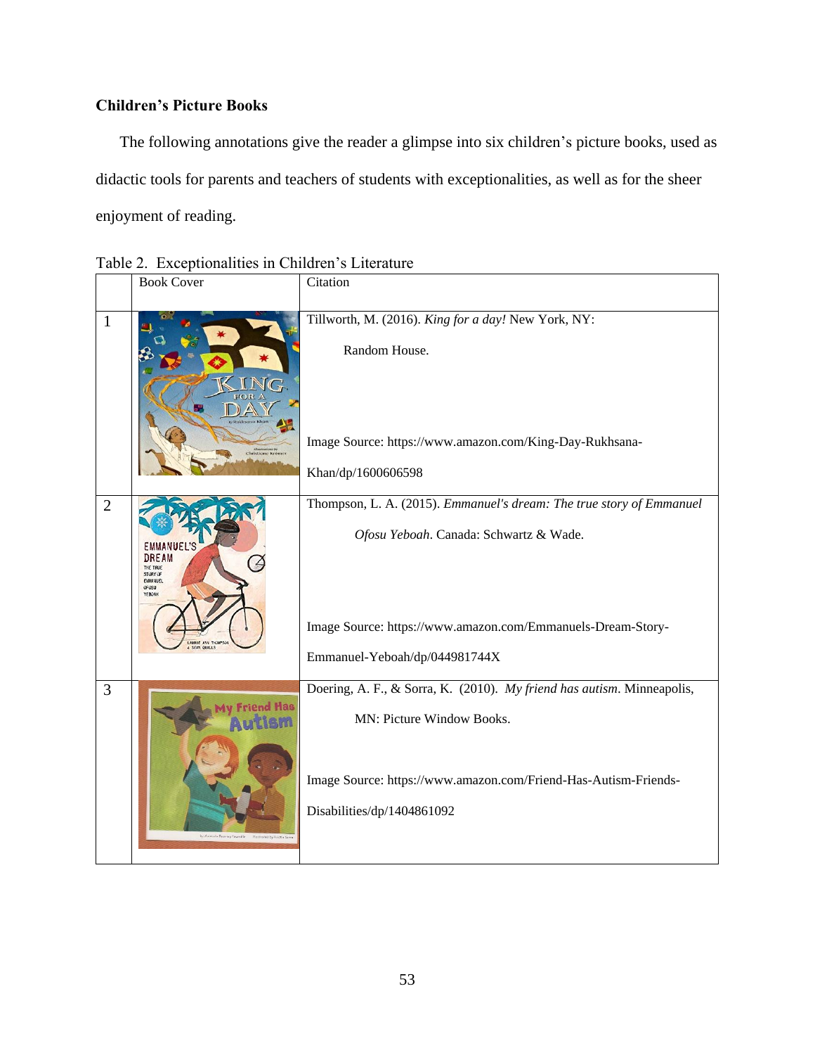**Children's Picture Books**

The following annotations give the reader a glimpse into six children's picture books, used as didactic tools for parents and teachers of students with exceptionalities, as well as for the sheer enjoyment of reading.

Table 2. Exceptionalities in Children's Literature

| | Book Cover | Citation |
|---|---|---|
| 1 | | Tillworth, M. (2016). *King for a day!* New York, NY: Random House. Image Source: https://www.amazon.com/King-Day-Rukhsana-Khan/dp/1600606598 |
| 2 | | Thompson, L. A. (2015). *Emmanuel's dream: The true story of Emmanuel Ofosu Yeboah*. Canada: Schwartz & Wade. Image Source: https://www.amazon.com/Emmanuels-Dream-Story-Emmanuel-Yeboah/dp/044981744X |
| 3 | | Doering, A. F., & Sorra, K. (2010). *My friend has autism*. Minneapolis, MN: Picture Window Books. Image Source: https://www.amazon.com/Friend-Has-Autism-Friends-Disabilities/dp/1404861092 |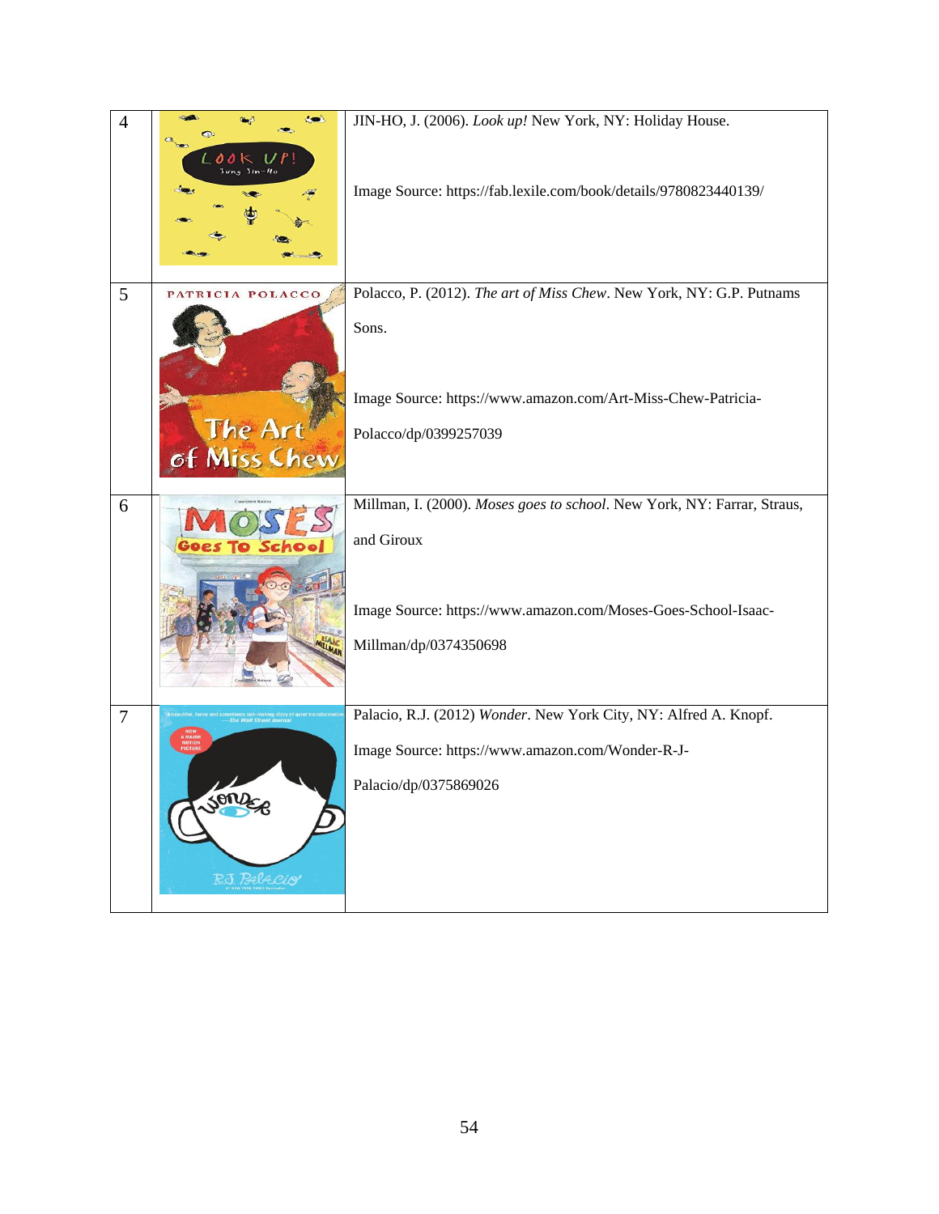| | | |
|---|---|---|
| 4 | | JIN-HO, J. (2006). *Look up!* New York, NY: Holiday House.<br><br>Image Source: https://fab.lexile.com/book/details/9780823440139/ |
| 5 | | Polacco, P. (2012). *The art of Miss Chew*. New York, NY: G.P. Putnams Sons.<br><br>Image Source: https://www.amazon.com/Art-Miss-Chew-Patricia-Polacco/dp/0399257039 |
| 6 | | Millman, I. (2000). *Moses goes to school*. New York, NY: Farrar, Straus, and Giroux<br><br>Image Source: https://www.amazon.com/Moses-Goes-School-Isaac-Millman/dp/0374350698 |
| 7 | | Palacio, R.J. (2012) *Wonder*. New York City, NY: Alfred A. Knopf.<br>Image Source: https://www.amazon.com/Wonder-R-J-Palacio/dp/0375869026 |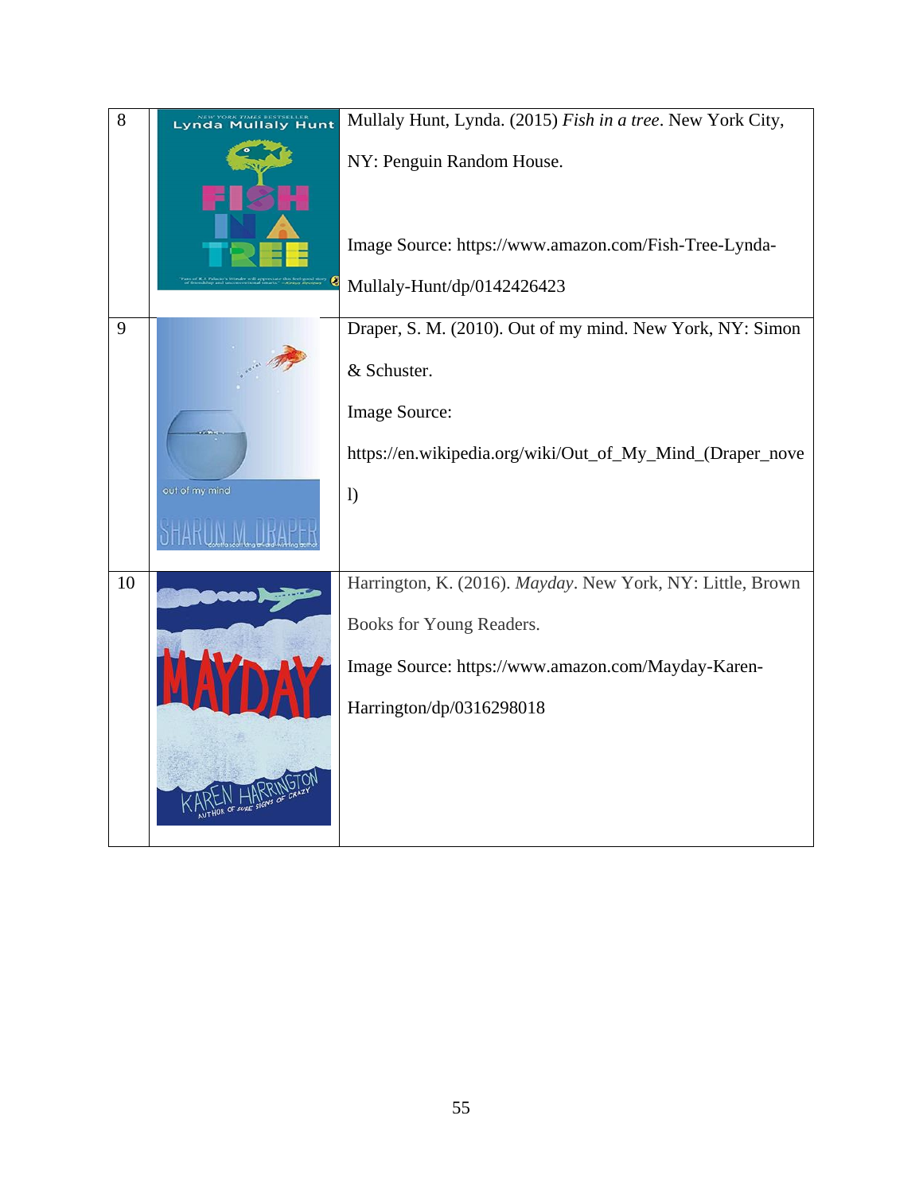| | | |
|---|---|---|
| 8 | | Mullaly Hunt, Lynda. (2015) *Fish in a tree*. New York City, NY: Penguin Random House. <br><br> Image Source: https://www.amazon.com/Fish-Tree-Lynda-Mullaly-Hunt/dp/0142426423 |
| 9 | | Draper, S. M. (2010). Out of my mind. New York, NY: Simon & Schuster. <br> Image Source: <br> https://en.wikipedia.org/wiki/Out_of_My_Mind_(Draper_novel) |
| 10 | | Harrington, K. (2016). *Mayday*. New York, NY: Little, Brown Books for Young Readers. <br> Image Source: https://www.amazon.com/Mayday-Karen-Harrington/dp/0316298018 |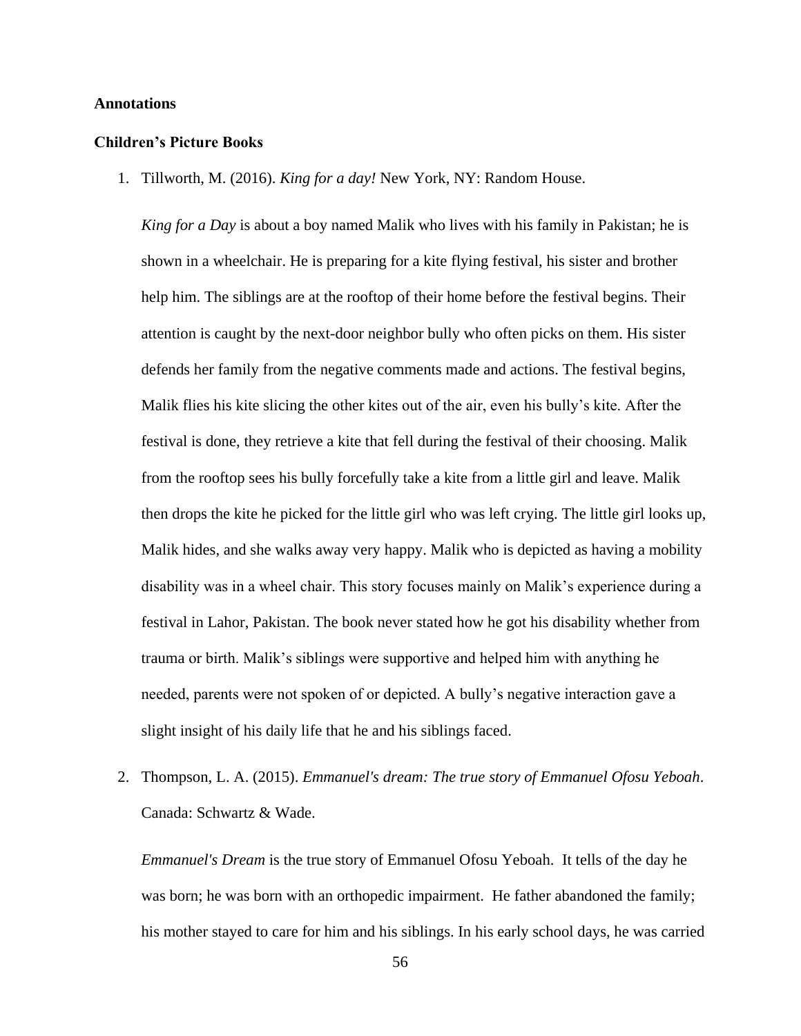**Annotations**

**Children's Picture Books**

1. Tillworth, M. (2016). *King for a day!* New York, NY: Random House.

   *King for a Day* is about a boy named Malik who lives with his family in Pakistan; he is shown in a wheelchair. He is preparing for a kite flying festival, his sister and brother help him. The siblings are at the rooftop of their home before the festival begins. Their attention is caught by the next-door neighbor bully who often picks on them. His sister defends her family from the negative comments made and actions. The festival begins, Malik flies his kite slicing the other kites out of the air, even his bully's kite. After the festival is done, they retrieve a kite that fell during the festival of their choosing. Malik from the rooftop sees his bully forcefully take a kite from a little girl and leave. Malik then drops the kite he picked for the little girl who was left crying. The little girl looks up, Malik hides, and she walks away very happy. Malik who is depicted as having a mobility disability was in a wheel chair. This story focuses mainly on Malik's experience during a festival in Lahor, Pakistan. The book never stated how he got his disability whether from trauma or birth. Malik's siblings were supportive and helped him with anything he needed, parents were not spoken of or depicted. A bully's negative interaction gave a slight insight of his daily life that he and his siblings faced.

2. Thompson, L. A. (2015). *Emmanuel's dream: The true story of Emmanuel Ofosu Yeboah*. Canada: Schwartz & Wade.

   *Emmanuel's Dream* is the true story of Emmanuel Ofosu Yeboah. It tells of the day he was born; he was born with an orthopedic impairment. He father abandoned the family; his mother stayed to care for him and his siblings. In his early school days, he was carried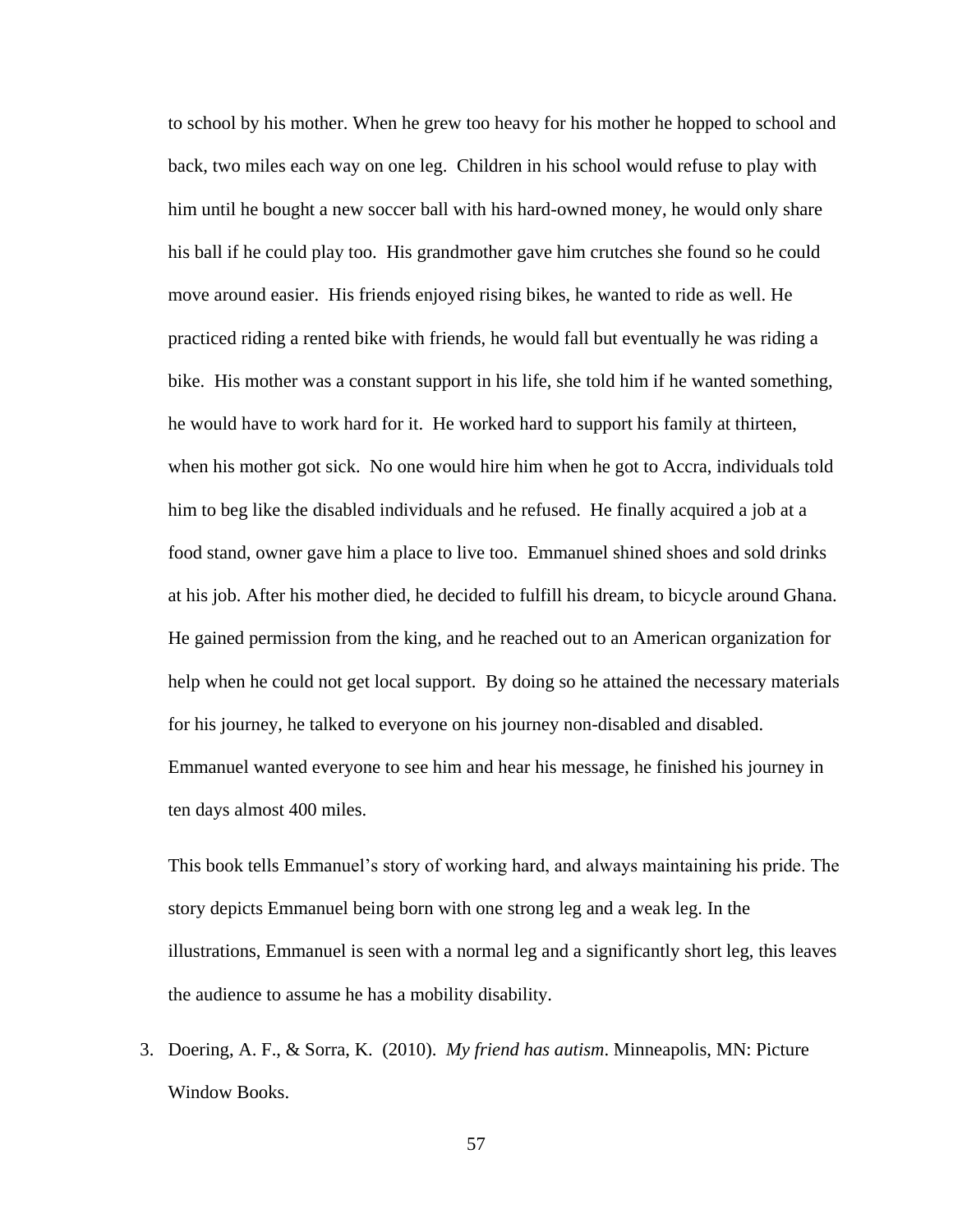to school by his mother. When he grew too heavy for his mother he hopped to school and back, two miles each way on one leg. Children in his school would refuse to play with him until he bought a new soccer ball with his hard-owned money, he would only share his ball if he could play too. His grandmother gave him crutches she found so he could move around easier. His friends enjoyed rising bikes, he wanted to ride as well. He practiced riding a rented bike with friends, he would fall but eventually he was riding a bike. His mother was a constant support in his life, she told him if he wanted something, he would have to work hard for it. He worked hard to support his family at thirteen, when his mother got sick. No one would hire him when he got to Accra, individuals told him to beg like the disabled individuals and he refused. He finally acquired a job at a food stand, owner gave him a place to live too. Emmanuel shined shoes and sold drinks at his job. After his mother died, he decided to fulfill his dream, to bicycle around Ghana. He gained permission from the king, and he reached out to an American organization for help when he could not get local support. By doing so he attained the necessary materials for his journey, he talked to everyone on his journey non-disabled and disabled. Emmanuel wanted everyone to see him and hear his message, he finished his journey in ten days almost 400 miles.

This book tells Emmanuel's story of working hard, and always maintaining his pride. The story depicts Emmanuel being born with one strong leg and a weak leg. In the illustrations, Emmanuel is seen with a normal leg and a significantly short leg, this leaves the audience to assume he has a mobility disability.

3. Doering, A. F., & Sorra, K. (2010). *My friend has autism*. Minneapolis, MN: Picture Window Books.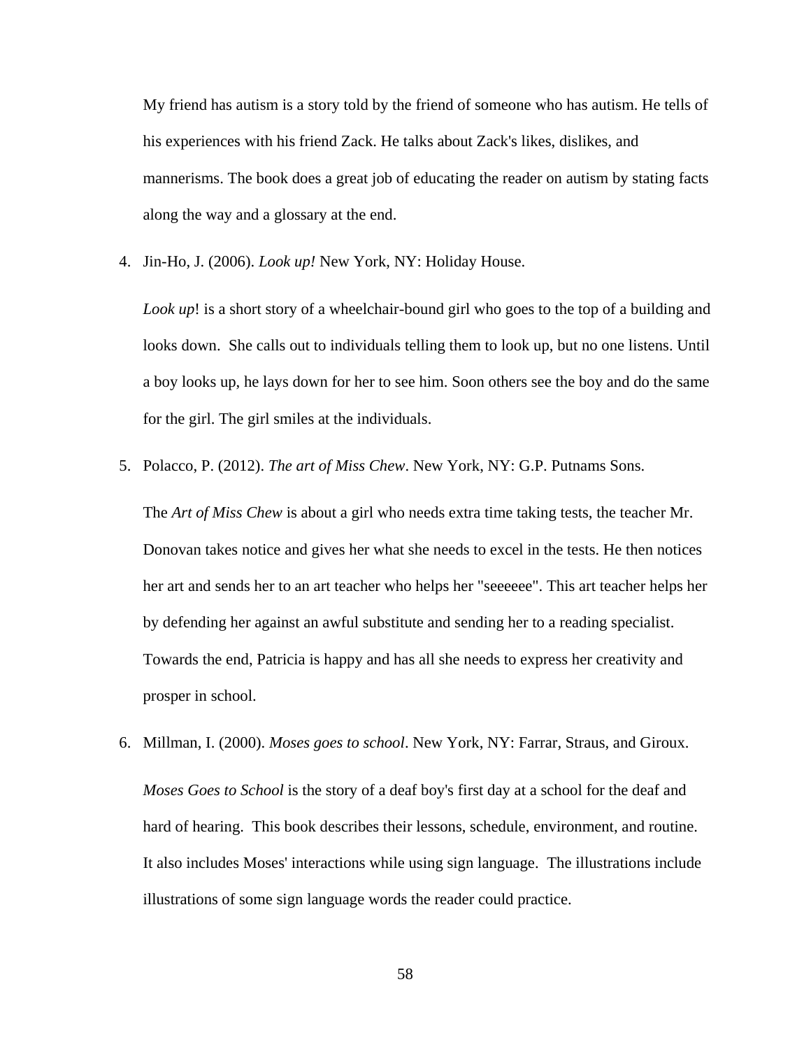My friend has autism is a story told by the friend of someone who has autism. He tells of his experiences with his friend Zack. He talks about Zack's likes, dislikes, and mannerisms. The book does a great job of educating the reader on autism by stating facts along the way and a glossary at the end.

4. Jin-Ho, J. (2006). *Look up!* New York, NY: Holiday House.

   *Look up*! is a short story of a wheelchair-bound girl who goes to the top of a building and looks down. She calls out to individuals telling them to look up, but no one listens. Until a boy looks up, he lays down for her to see him. Soon others see the boy and do the same for the girl. The girl smiles at the individuals.

5. Polacco, P. (2012). *The art of Miss Chew*. New York, NY: G.P. Putnams Sons.

   The *Art of Miss Chew* is about a girl who needs extra time taking tests, the teacher Mr. Donovan takes notice and gives her what she needs to excel in the tests. He then notices her art and sends her to an art teacher who helps her "seeeeee". This art teacher helps her by defending her against an awful substitute and sending her to a reading specialist. Towards the end, Patricia is happy and has all she needs to express her creativity and prosper in school.

6. Millman, I. (2000). *Moses goes to school*. New York, NY: Farrar, Straus, and Giroux.

   *Moses Goes to School* is the story of a deaf boy's first day at a school for the deaf and hard of hearing. This book describes their lessons, schedule, environment, and routine. It also includes Moses' interactions while using sign language. The illustrations include illustrations of some sign language words the reader could practice.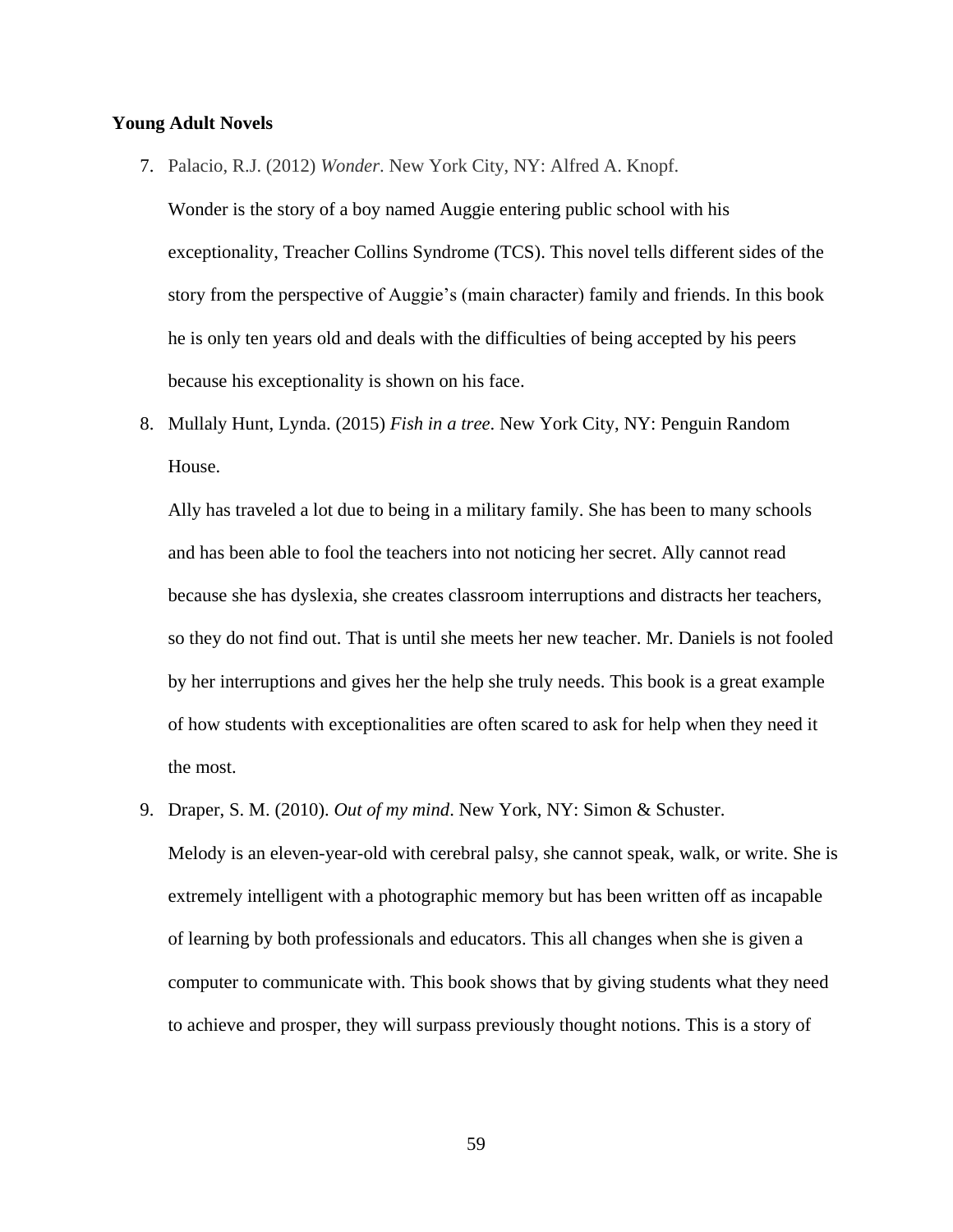**Young Adult Novels**

7. Palacio, R.J. (2012) *Wonder*. New York City, NY: Alfred A. Knopf.

   Wonder is the story of a boy named Auggie entering public school with his exceptionality, Treacher Collins Syndrome (TCS). This novel tells different sides of the story from the perspective of Auggie's (main character) family and friends. In this book he is only ten years old and deals with the difficulties of being accepted by his peers because his exceptionality is shown on his face.

8. Mullaly Hunt, Lynda. (2015) *Fish in a tree*. New York City, NY: Penguin Random House.

   Ally has traveled a lot due to being in a military family. She has been to many schools and has been able to fool the teachers into not noticing her secret. Ally cannot read because she has dyslexia, she creates classroom interruptions and distracts her teachers, so they do not find out. That is until she meets her new teacher. Mr. Daniels is not fooled by her interruptions and gives her the help she truly needs. This book is a great example of how students with exceptionalities are often scared to ask for help when they need it the most.

9. Draper, S. M. (2010). *Out of my mind*. New York, NY: Simon & Schuster.

   Melody is an eleven-year-old with cerebral palsy, she cannot speak, walk, or write. She is extremely intelligent with a photographic memory but has been written off as incapable of learning by both professionals and educators. This all changes when she is given a computer to communicate with. This book shows that by giving students what they need to achieve and prosper, they will surpass previously thought notions. This is a story of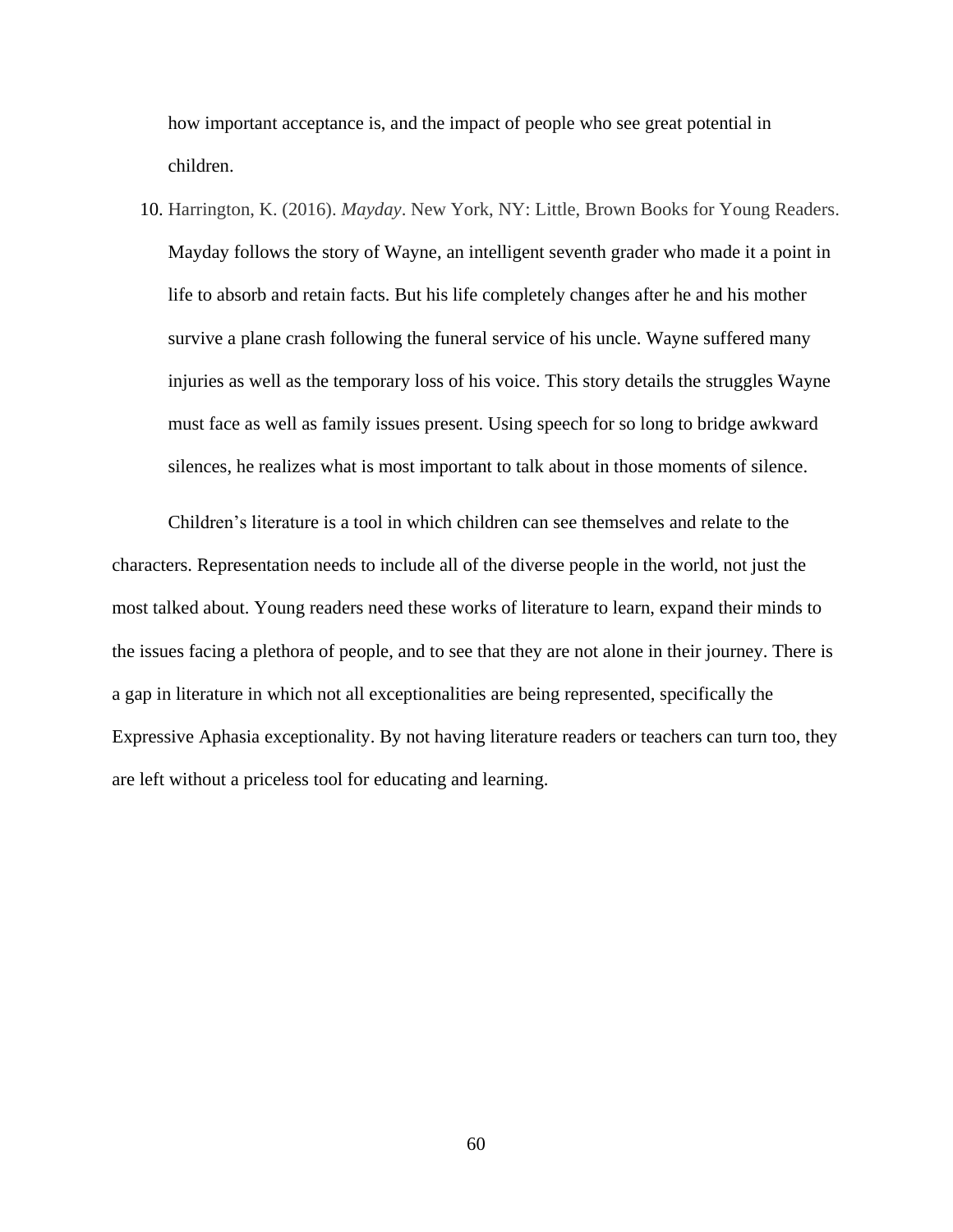how important acceptance is, and the impact of people who see great potential in children.

10. Harrington, K. (2016). *Mayday*. New York, NY: Little, Brown Books for Young Readers. Mayday follows the story of Wayne, an intelligent seventh grader who made it a point in life to absorb and retain facts. But his life completely changes after he and his mother survive a plane crash following the funeral service of his uncle. Wayne suffered many injuries as well as the temporary loss of his voice. This story details the struggles Wayne must face as well as family issues present. Using speech for so long to bridge awkward silences, he realizes what is most important to talk about in those moments of silence.

Children's literature is a tool in which children can see themselves and relate to the characters. Representation needs to include all of the diverse people in the world, not just the most talked about. Young readers need these works of literature to learn, expand their minds to the issues facing a plethora of people, and to see that they are not alone in their journey. There is a gap in literature in which not all exceptionalities are being represented, specifically the Expressive Aphasia exceptionality. By not having literature readers or teachers can turn too, they are left without a priceless tool for educating and learning.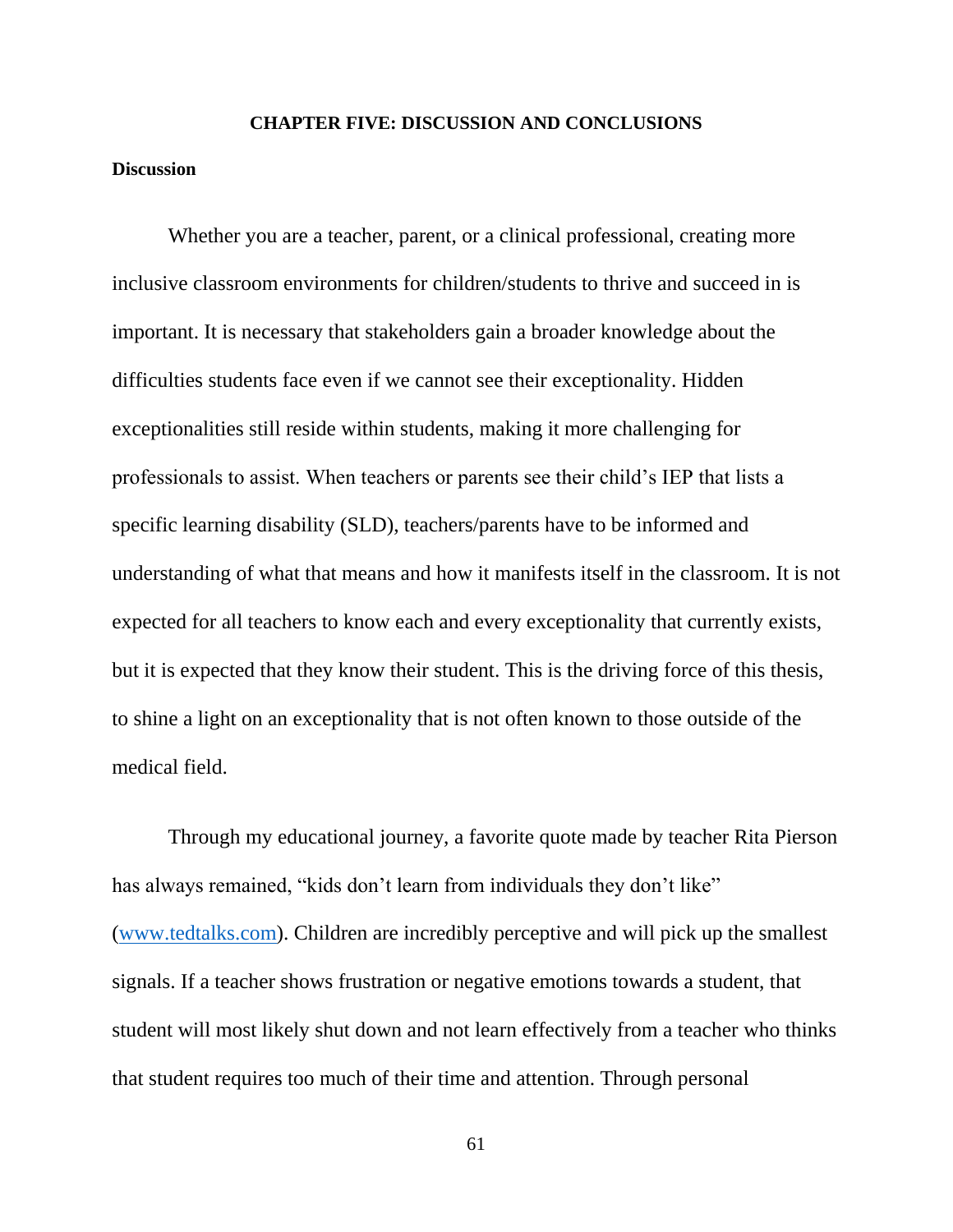# CHAPTER FIVE: DISCUSSION AND CONCLUSIONS

## Discussion

Whether you are a teacher, parent, or a clinical professional, creating more inclusive classroom environments for children/students to thrive and succeed in is important. It is necessary that stakeholders gain a broader knowledge about the difficulties students face even if we cannot see their exceptionality. Hidden exceptionalities still reside within students, making it more challenging for professionals to assist. When teachers or parents see their child's IEP that lists a specific learning disability (SLD), teachers/parents have to be informed and understanding of what that means and how it manifests itself in the classroom. It is not expected for all teachers to know each and every exceptionality that currently exists, but it is expected that they know their student. This is the driving force of this thesis, to shine a light on an exceptionality that is not often known to those outside of the medical field.

Through my educational journey, a favorite quote made by teacher Rita Pierson has always remained, "kids don't learn from individuals they don't like" (www.tedtalks.com). Children are incredibly perceptive and will pick up the smallest signals. If a teacher shows frustration or negative emotions towards a student, that student will most likely shut down and not learn effectively from a teacher who thinks that student requires too much of their time and attention. Through personal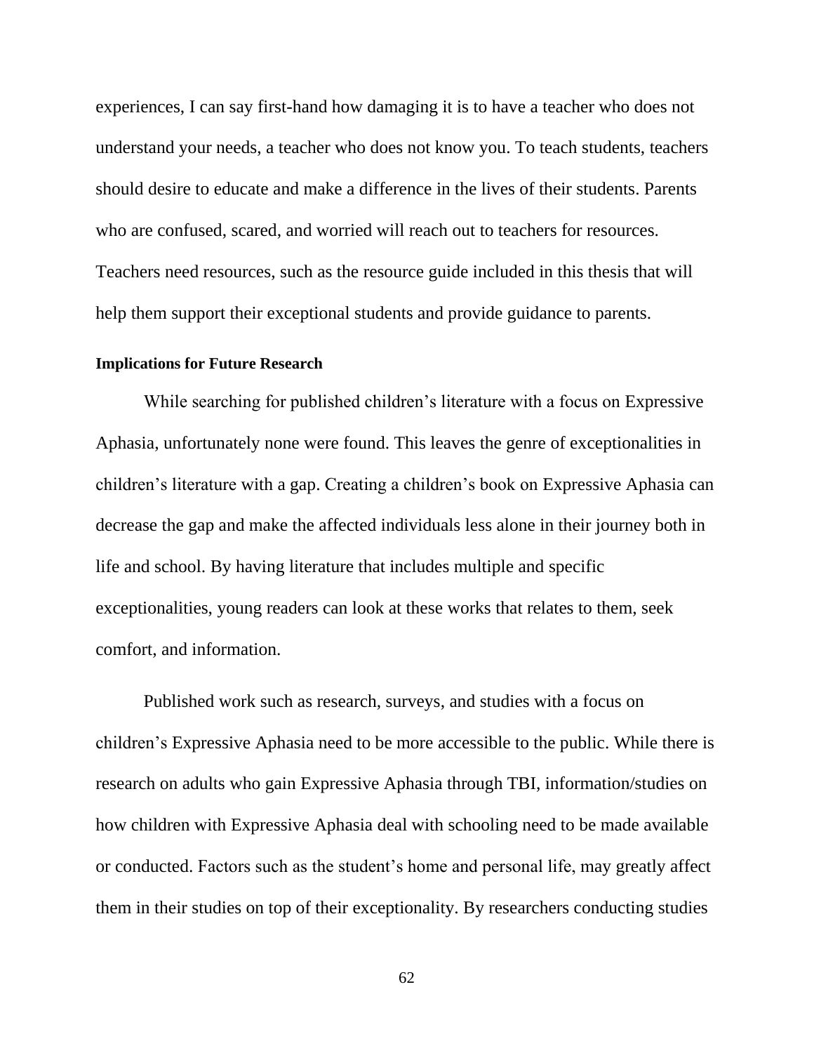experiences, I can say first-hand how damaging it is to have a teacher who does not understand your needs, a teacher who does not know you. To teach students, teachers should desire to educate and make a difference in the lives of their students. Parents who are confused, scared, and worried will reach out to teachers for resources. Teachers need resources, such as the resource guide included in this thesis that will help them support their exceptional students and provide guidance to parents.

### Implications for Future Research

While searching for published children's literature with a focus on Expressive Aphasia, unfortunately none were found. This leaves the genre of exceptionalities in children's literature with a gap. Creating a children's book on Expressive Aphasia can decrease the gap and make the affected individuals less alone in their journey both in life and school. By having literature that includes multiple and specific exceptionalities, young readers can look at these works that relates to them, seek comfort, and information.

Published work such as research, surveys, and studies with a focus on children's Expressive Aphasia need to be more accessible to the public. While there is research on adults who gain Expressive Aphasia through TBI, information/studies on how children with Expressive Aphasia deal with schooling need to be made available or conducted. Factors such as the student's home and personal life, may greatly affect them in their studies on top of their exceptionality. By researchers conducting studies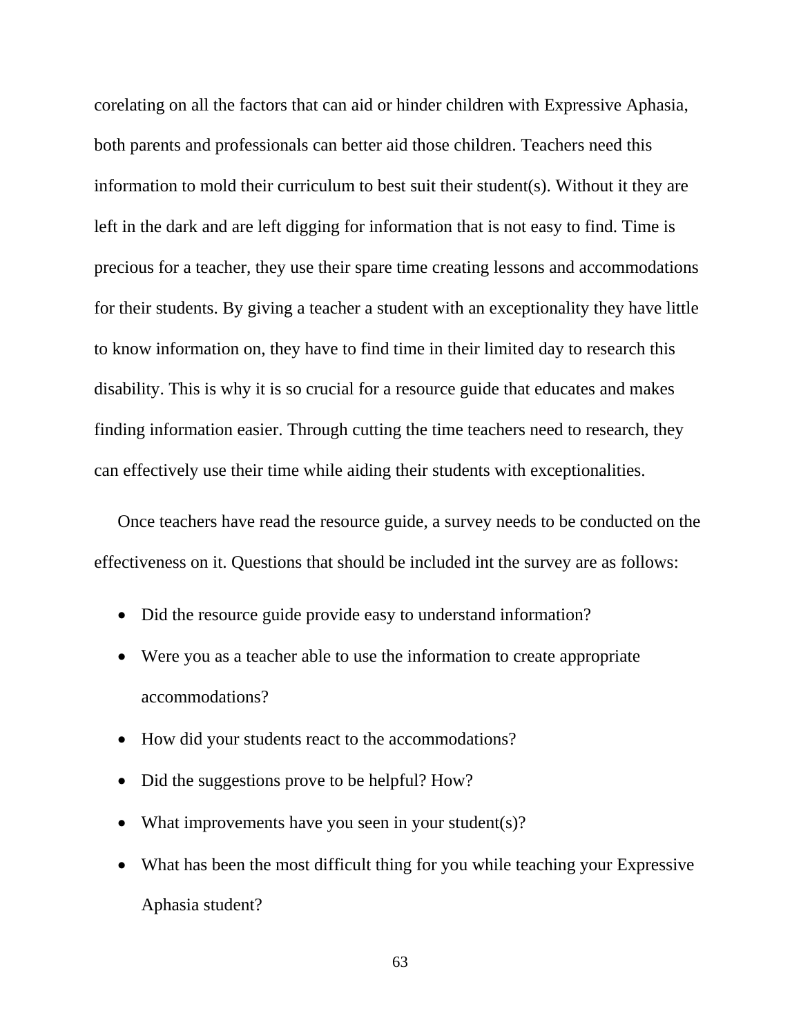corelating on all the factors that can aid or hinder children with Expressive Aphasia, both parents and professionals can better aid those children. Teachers need this information to mold their curriculum to best suit their student(s). Without it they are left in the dark and are left digging for information that is not easy to find. Time is precious for a teacher, they use their spare time creating lessons and accommodations for their students. By giving a teacher a student with an exceptionality they have little to know information on, they have to find time in their limited day to research this disability. This is why it is so crucial for a resource guide that educates and makes finding information easier. Through cutting the time teachers need to research, they can effectively use their time while aiding their students with exceptionalities.

Once teachers have read the resource guide, a survey needs to be conducted on the effectiveness on it. Questions that should be included int the survey are as follows:

- Did the resource guide provide easy to understand information?
- Were you as a teacher able to use the information to create appropriate accommodations?
- How did your students react to the accommodations?
- Did the suggestions prove to be helpful? How?
- What improvements have you seen in your student(s)?
- What has been the most difficult thing for you while teaching your Expressive Aphasia student?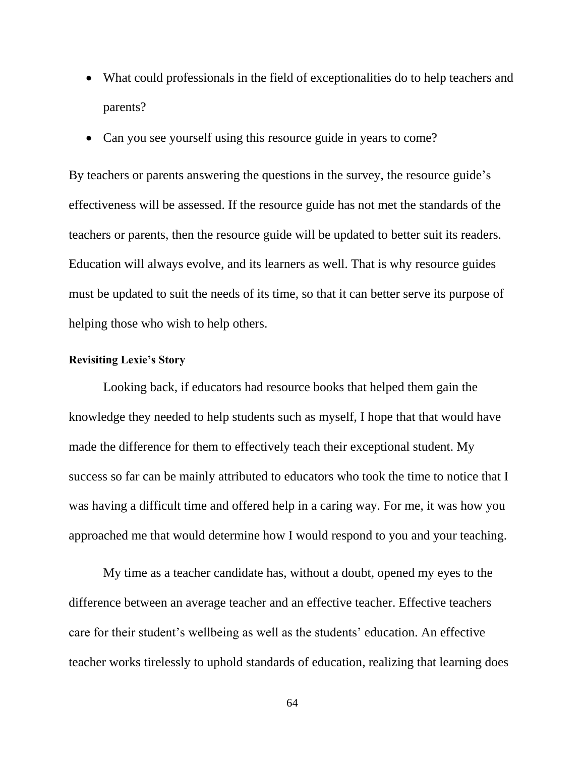- What could professionals in the field of exceptionalities do to help teachers and parents?
- Can you see yourself using this resource guide in years to come?

By teachers or parents answering the questions in the survey, the resource guide's effectiveness will be assessed. If the resource guide has not met the standards of the teachers or parents, then the resource guide will be updated to better suit its readers. Education will always evolve, and its learners as well. That is why resource guides must be updated to suit the needs of its time, so that it can better serve its purpose of helping those who wish to help others.

### Revisiting Lexie's Story

Looking back, if educators had resource books that helped them gain the knowledge they needed to help students such as myself, I hope that that would have made the difference for them to effectively teach their exceptional student. My success so far can be mainly attributed to educators who took the time to notice that I was having a difficult time and offered help in a caring way. For me, it was how you approached me that would determine how I would respond to you and your teaching.

My time as a teacher candidate has, without a doubt, opened my eyes to the difference between an average teacher and an effective teacher. Effective teachers care for their student's wellbeing as well as the students' education. An effective teacher works tirelessly to uphold standards of education, realizing that learning does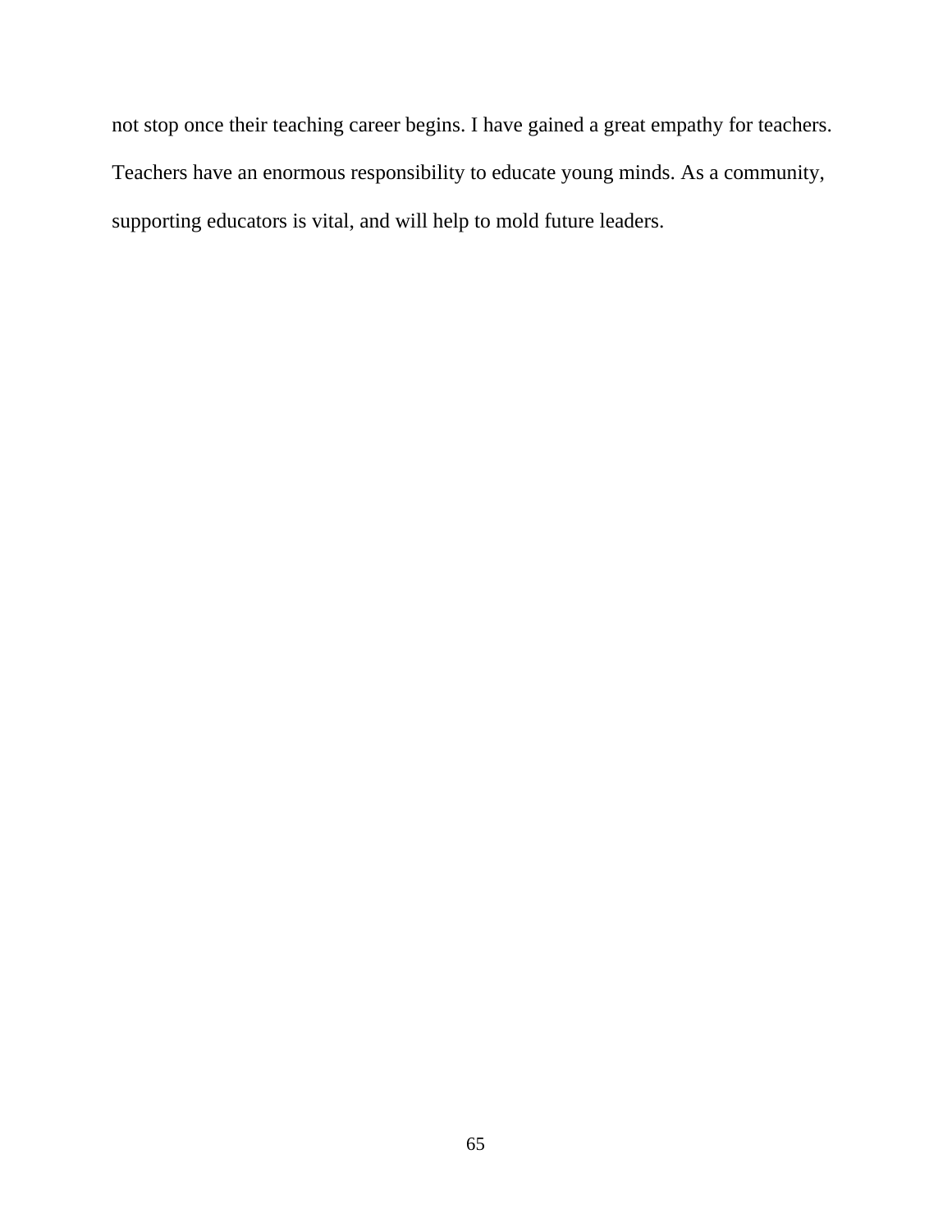not stop once their teaching career begins. I have gained a great empathy for teachers. Teachers have an enormous responsibility to educate young minds. As a community, supporting educators is vital, and will help to mold future leaders.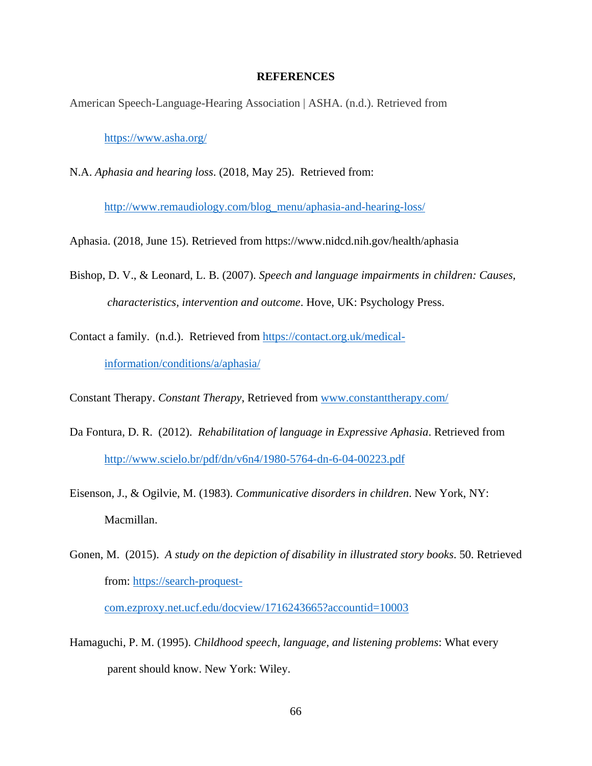# REFERENCES

American Speech-Language-Hearing Association | ASHA. (n.d.). Retrieved from https://www.asha.org/

N.A. *Aphasia and hearing loss*. (2018, May 25). Retrieved from: http://www.remaudiology.com/blog_menu/aphasia-and-hearing-loss/

Aphasia. (2018, June 15). Retrieved from https://www.nidcd.nih.gov/health/aphasia

Bishop, D. V., & Leonard, L. B. (2007). *Speech and language impairments in children: Causes, characteristics, intervention and outcome*. Hove, UK: Psychology Press.

Contact a family. (n.d.). Retrieved from https://contact.org.uk/medical-information/conditions/a/aphasia/

Constant Therapy. *Constant Therapy*, Retrieved from www.constanttherapy.com/

Da Fontura, D. R. (2012). *Rehabilitation of language in Expressive Aphasia*. Retrieved from http://www.scielo.br/pdf/dn/v6n4/1980-5764-dn-6-04-00223.pdf

Eisenson, J., & Ogilvie, M. (1983). *Communicative disorders in children*. New York, NY: Macmillan.

Gonen, M. (2015). *A study on the depiction of disability in illustrated story books*. 50. Retrieved from: https://search-proquest-com.ezproxy.net.ucf.edu/docview/1716243665?accountid=10003

Hamaguchi, P. M. (1995). *Childhood speech, language, and listening problems*: What every parent should know. New York: Wiley.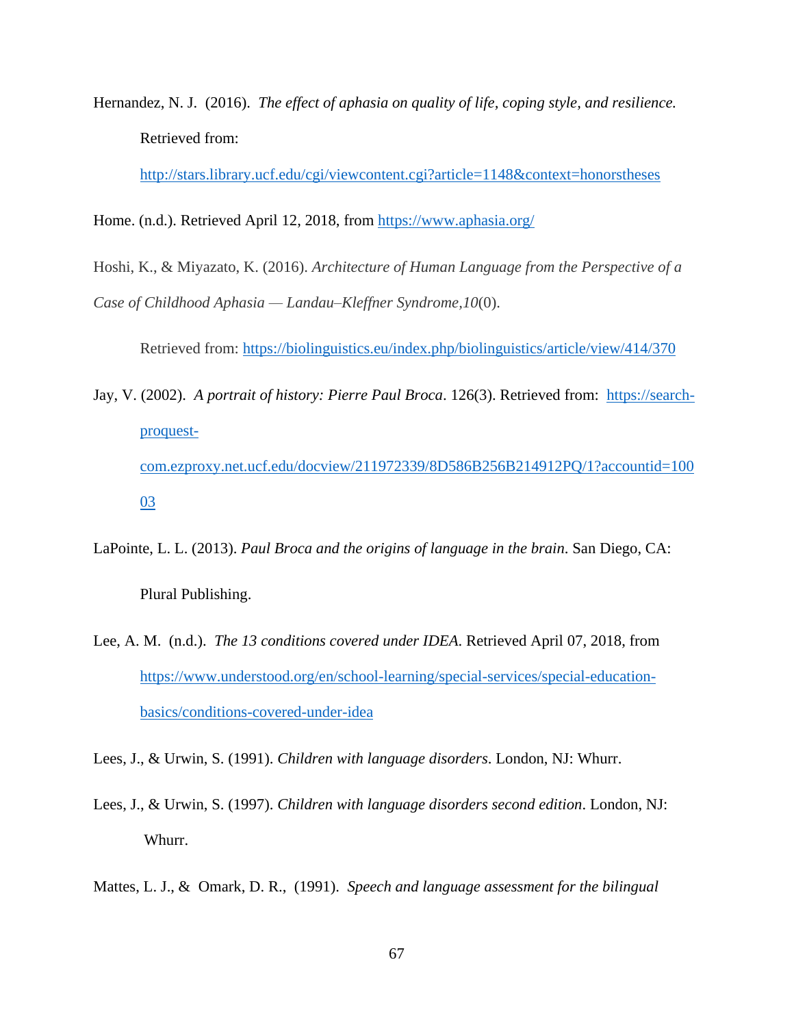Hernandez, N. J. (2016). *The effect of aphasia on quality of life, coping style, and resilience.* Retrieved from: http://stars.library.ucf.edu/cgi/viewcontent.cgi?article=1148&context=honorstheses

Home. (n.d.). Retrieved April 12, 2018, from https://www.aphasia.org/

Hoshi, K., & Miyazato, K. (2016). *Architecture of Human Language from the Perspective of a Case of Childhood Aphasia — Landau–Kleffner Syndrome,10*(0).

Retrieved from: https://biolinguistics.eu/index.php/biolinguistics/article/view/414/370

Jay, V. (2002). *A portrait of history: Pierre Paul Broca*. 126(3). Retrieved from: https://search-proquest-com.ezproxy.net.ucf.edu/docview/211972339/8D586B256B214912PQ/1?accountid=10003

LaPointe, L. L. (2013). *Paul Broca and the origins of language in the brain.* San Diego, CA: Plural Publishing.

Lee, A. M. (n.d.). *The 13 conditions covered under IDEA.* Retrieved April 07, 2018, from https://www.understood.org/en/school-learning/special-services/special-education-basics/conditions-covered-under-idea

Lees, J., & Urwin, S. (1991). *Children with language disorders*. London, NJ: Whurr.

Lees, J., & Urwin, S. (1997). *Children with language disorders second edition*. London, NJ: Whurr.

Mattes, L. J., & Omark, D. R., (1991). *Speech and language assessment for the bilingual*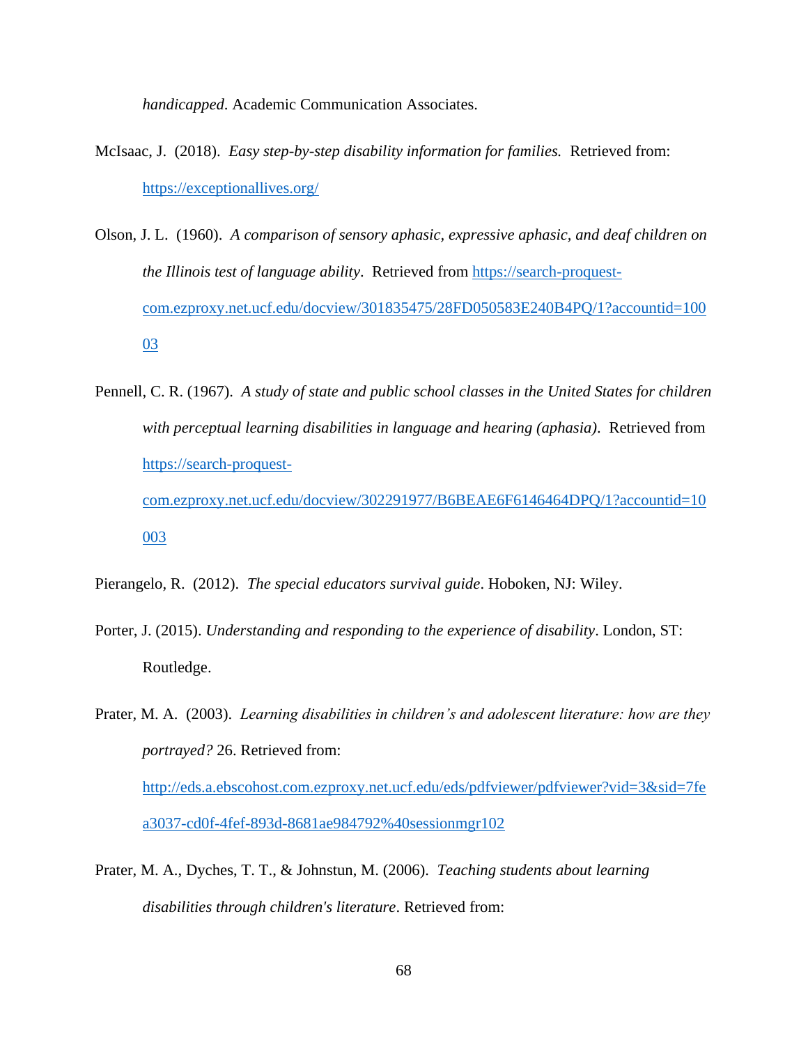*handicapped*. Academic Communication Associates.

McIsaac, J. (2018). *Easy step-by-step disability information for families.* Retrieved from: https://exceptionallives.org/

Olson, J. L. (1960). *A comparison of sensory aphasic, expressive aphasic, and deaf children on the Illinois test of language ability*. Retrieved from https://search-proquest-com.ezproxy.net.ucf.edu/docview/301835475/28FD050583E240B4PQ/1?accountid=10003

Pennell, C. R. (1967). *A study of state and public school classes in the United States for children with perceptual learning disabilities in language and hearing (aphasia)*. Retrieved from https://search-proquest-com.ezproxy.net.ucf.edu/docview/302291977/B6BEAE6F6146464DPQ/1?accountid=10003

Pierangelo, R. (2012). *The special educators survival guide*. Hoboken, NJ: Wiley.

Porter, J. (2015). *Understanding and responding to the experience of disability*. London, ST: Routledge.

Prater, M. A. (2003). *Learning disabilities in children's and adolescent literature: how are they portrayed?* 26. Retrieved from: http://eds.a.ebscohost.com.ezproxy.net.ucf.edu/eds/pdfviewer/pdfviewer?vid=3&sid=7fea3037-cd0f-4fef-893d-8681ae984792%40sessionmgr102

Prater, M. A., Dyches, T. T., & Johnstun, M. (2006). *Teaching students about learning disabilities through children's literature*. Retrieved from: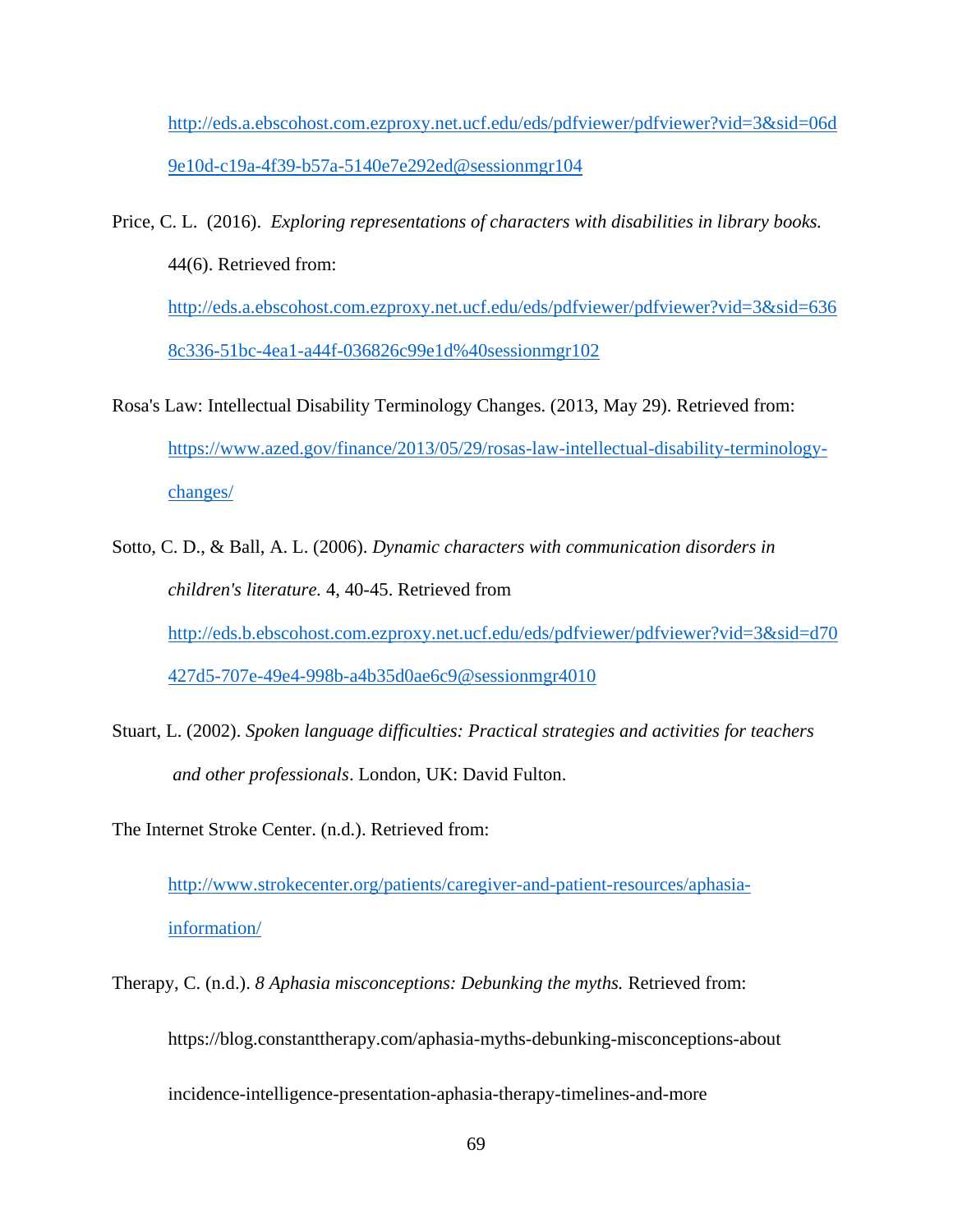http://eds.a.ebscohost.com.ezproxy.net.ucf.edu/eds/pdfviewer/pdfviewer?vid=3&sid=06d9e10d-c19a-4f39-b57a-5140e7e292ed@sessionmgr104

Price, C. L. (2016). *Exploring representations of characters with disabilities in library books.* 44(6). Retrieved from: http://eds.a.ebscohost.com.ezproxy.net.ucf.edu/eds/pdfviewer/pdfviewer?vid=3&sid=6368c336-51bc-4ea1-a44f-036826c99e1d%40sessionmgr102

Rosa's Law: Intellectual Disability Terminology Changes. (2013, May 29). Retrieved from: https://www.azed.gov/finance/2013/05/29/rosas-law-intellectual-disability-terminology-changes/

Sotto, C. D., & Ball, A. L. (2006). *Dynamic characters with communication disorders in children's literature.* 4, 40-45. Retrieved from http://eds.b.ebscohost.com.ezproxy.net.ucf.edu/eds/pdfviewer/pdfviewer?vid=3&sid=d70427d5-707e-49e4-998b-a4b35d0ae6c9@sessionmgr4010

Stuart, L. (2002). *Spoken language difficulties: Practical strategies and activities for teachers and other professionals*. London, UK: David Fulton.

The Internet Stroke Center. (n.d.). Retrieved from: http://www.strokecenter.org/patients/caregiver-and-patient-resources/aphasia-information/

Therapy, C. (n.d.). *8 Aphasia misconceptions: Debunking the myths.* Retrieved from: https://blog.constanttherapy.com/aphasia-myths-debunking-misconceptions-about incidence-intelligence-presentation-aphasia-therapy-timelines-and-more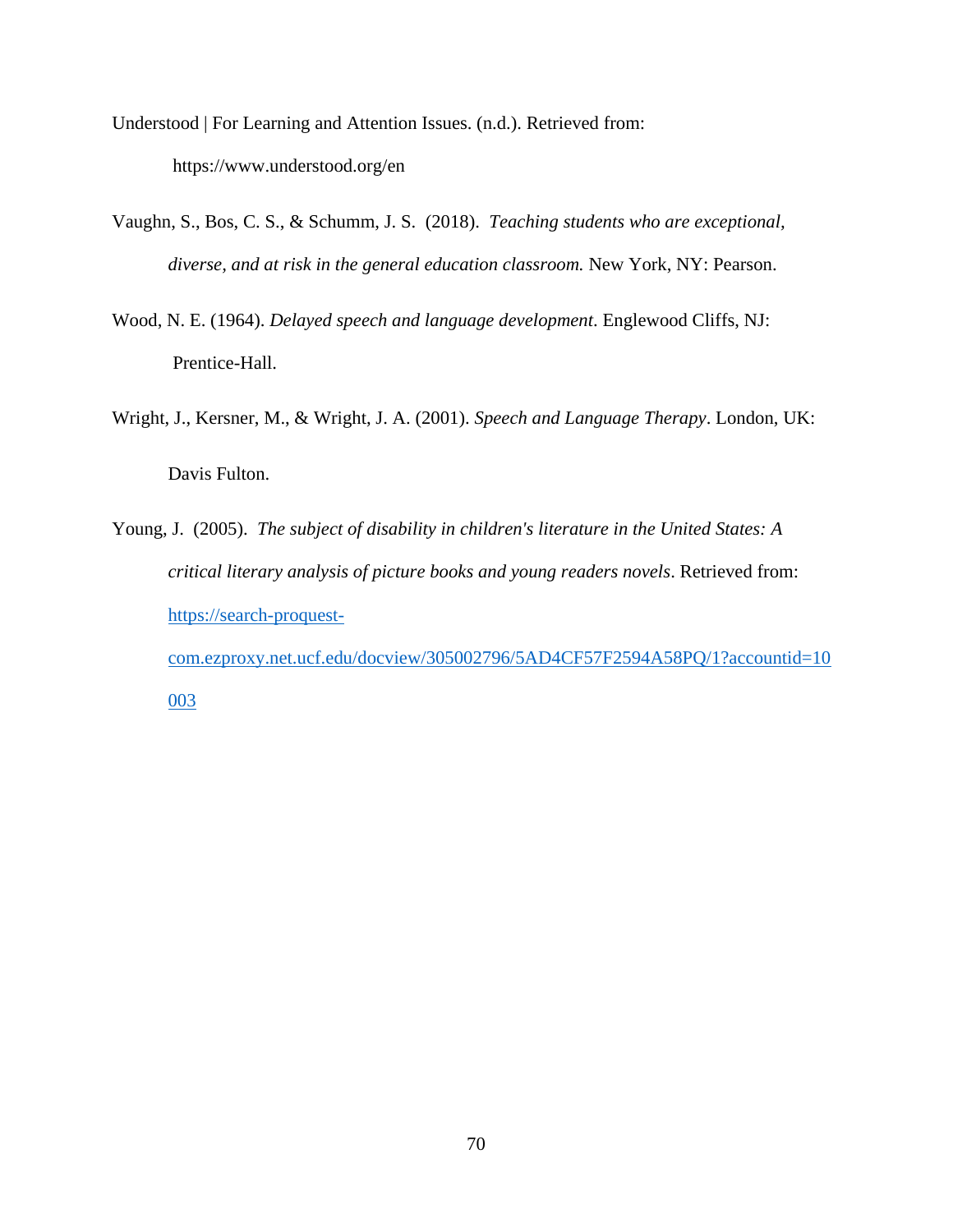Understood | For Learning and Attention Issues. (n.d.). Retrieved from: https://www.understood.org/en

Vaughn, S., Bos, C. S., & Schumm, J. S. (2018). *Teaching students who are exceptional, diverse, and at risk in the general education classroom.* New York, NY: Pearson.

Wood, N. E. (1964). *Delayed speech and language development*. Englewood Cliffs, NJ: Prentice-Hall.

Wright, J., Kersner, M., & Wright, J. A. (2001). *Speech and Language Therapy*. London, UK: Davis Fulton.

Young, J. (2005). *The subject of disability in children's literature in the United States: A critical literary analysis of picture books and young readers novels*. Retrieved from: https://search-proquest-com.ezproxy.net.ucf.edu/docview/305002796/5AD4CF57F2594A58PQ/1?accountid=10003